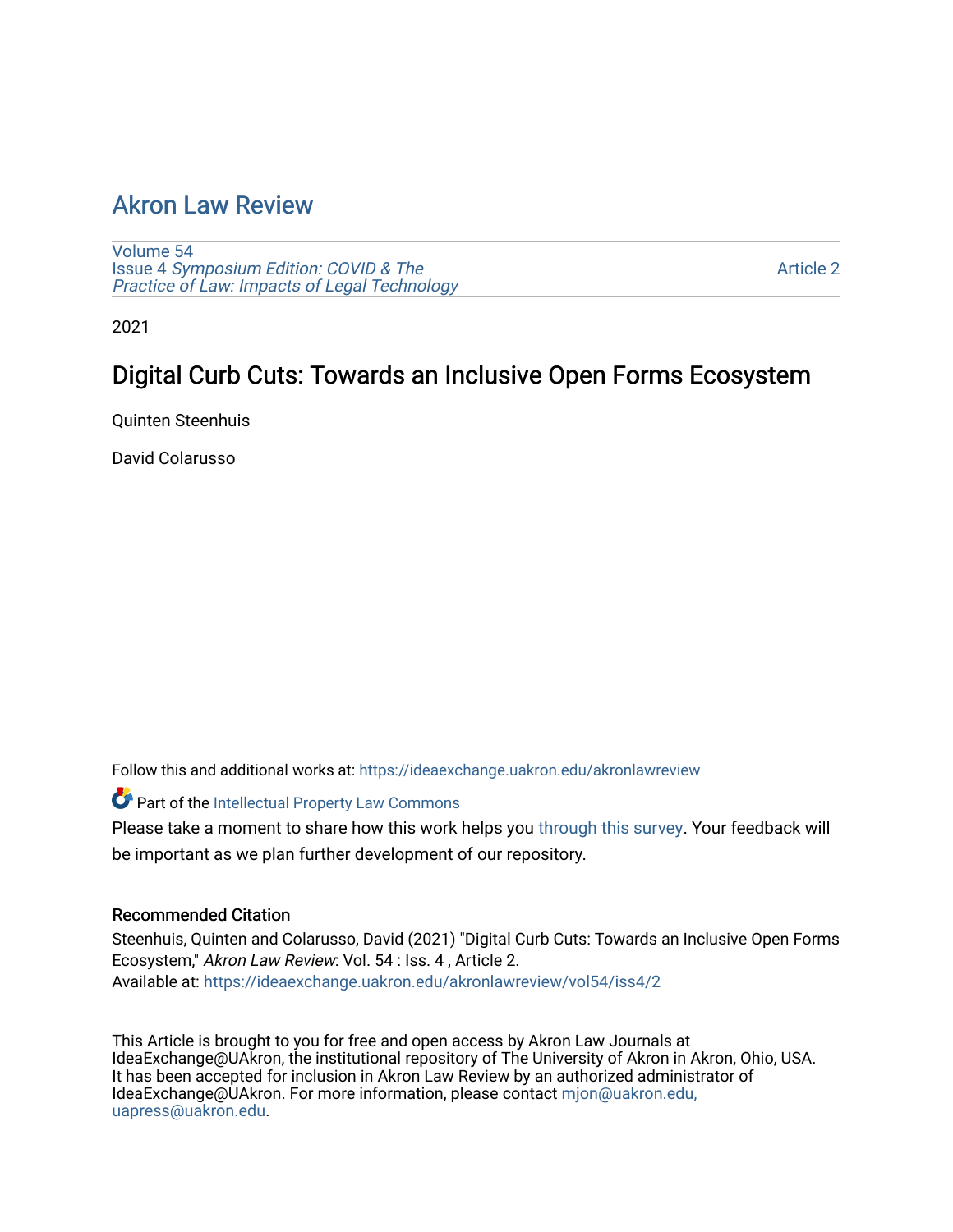# Akron Law Review

Volume 54
Issue 4 *Symposium Edition: COVID & The Practice of Law: Impacts of Legal Technology*

Article 2

2021

## Digital Curb Cuts: Towards an Inclusive Open Forms Ecosystem

Quinten Steenhuis

David Colarusso

Follow this and additional works at: https://ideaexchange.uakron.edu/akronlawreview

Part of the Intellectual Property Law Commons

Please take a moment to share how this work helps you through this survey. Your feedback will be important as we plan further development of our repository.

### Recommended Citation

Steenhuis, Quinten and Colarusso, David (2021) "Digital Curb Cuts: Towards an Inclusive Open Forms Ecosystem," *Akron Law Review*: Vol. 54 : Iss. 4 , Article 2.
Available at: https://ideaexchange.uakron.edu/akronlawreview/vol54/iss4/2

This Article is brought to you for free and open access by Akron Law Journals at IdeaExchange@UAkron, the institutional repository of The University of Akron in Akron, Ohio, USA. It has been accepted for inclusion in Akron Law Review by an authorized administrator of IdeaExchange@UAkron. For more information, please contact mjon@uakron.edu, uapress@uakron.edu.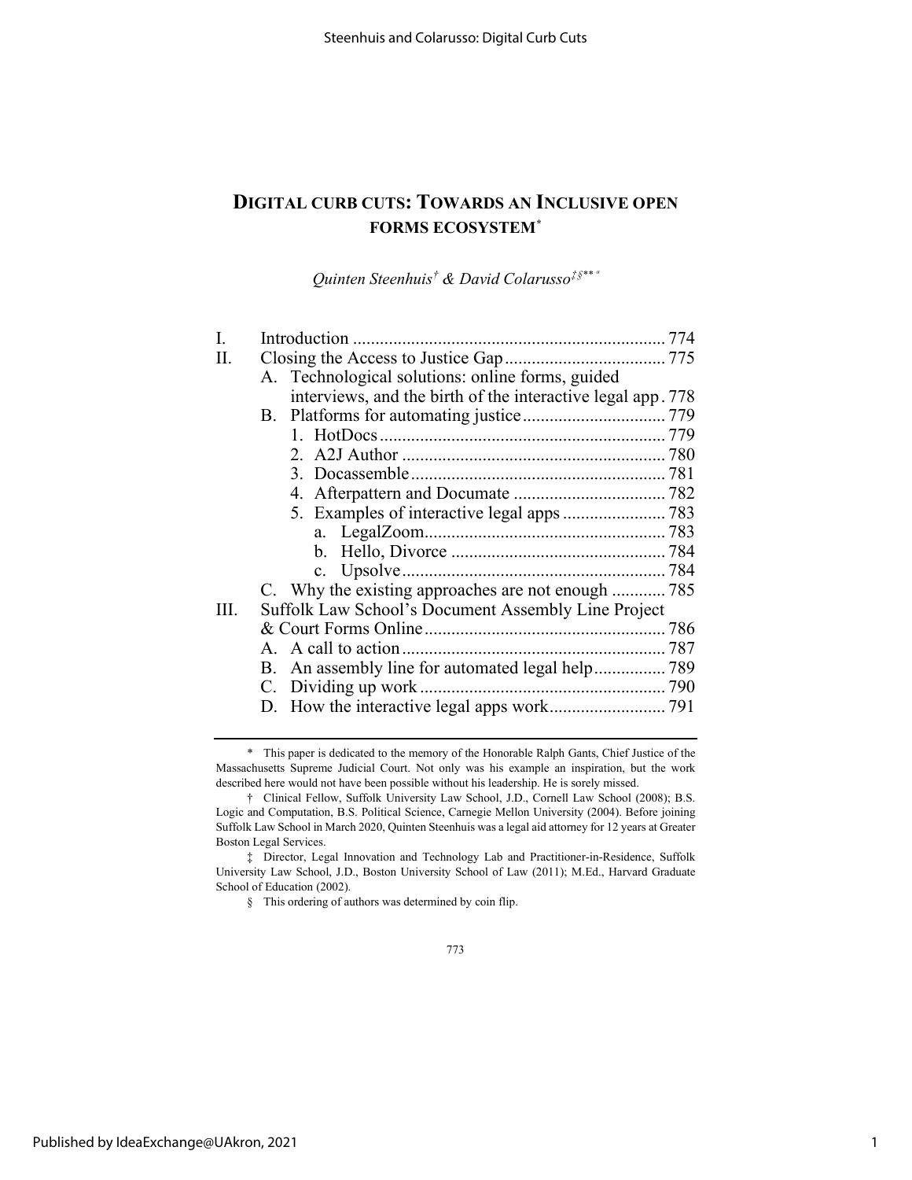# DIGITAL CURB CUTS: TOWARDS AN INCLUSIVE OPEN FORMS ECOSYSTEM[*]

*Quinten Steenhuis[†] & David Colarusso[‡§** a]*

| | | |
|---|---|---|
| I. | Introduction | 774 |
| II. | Closing the Access to Justice Gap | 775 |
| | A. Technological solutions: online forms, guided interviews, and the birth of the interactive legal app | 778 |
| | B. Platforms for automating justice | 779 |
| | 1. HotDocs | 779 |
| | 2. A2J Author | 780 |
| | 3. Docassemble | 781 |
| | 4. Afterpattern and Documate | 782 |
| | 5. Examples of interactive legal apps | 783 |
| | a. LegalZoom | 783 |
| | b. Hello, Divorce | 784 |
| | c. Upsolve | 784 |
| | C. Why the existing approaches are not enough | 785 |
| III. | Suffolk Law School's Document Assembly Line Project & Court Forms Online | 786 |
| | A. A call to action | 787 |
| | B. An assembly line for automated legal help | 789 |
| | C. Dividing up work | 790 |
| | D. How the interactive legal apps work | 791 |

\* This paper is dedicated to the memory of the Honorable Ralph Gants, Chief Justice of the Massachusetts Supreme Judicial Court. Not only was his example an inspiration, but the work described here would not have been possible without his leadership. He is sorely missed.

† Clinical Fellow, Suffolk University Law School, J.D., Cornell Law School (2008); B.S. Logic and Computation, B.S. Political Science, Carnegie Mellon University (2004). Before joining Suffolk Law School in March 2020, Quinten Steenhuis was a legal aid attorney for 12 years at Greater Boston Legal Services.

‡ Director, Legal Innovation and Technology Lab and Practitioner-in-Residence, Suffolk University Law School, J.D., Boston University School of Law (2011); M.Ed., Harvard Graduate School of Education (2002).

§ This ordering of authors was determined by coin flip.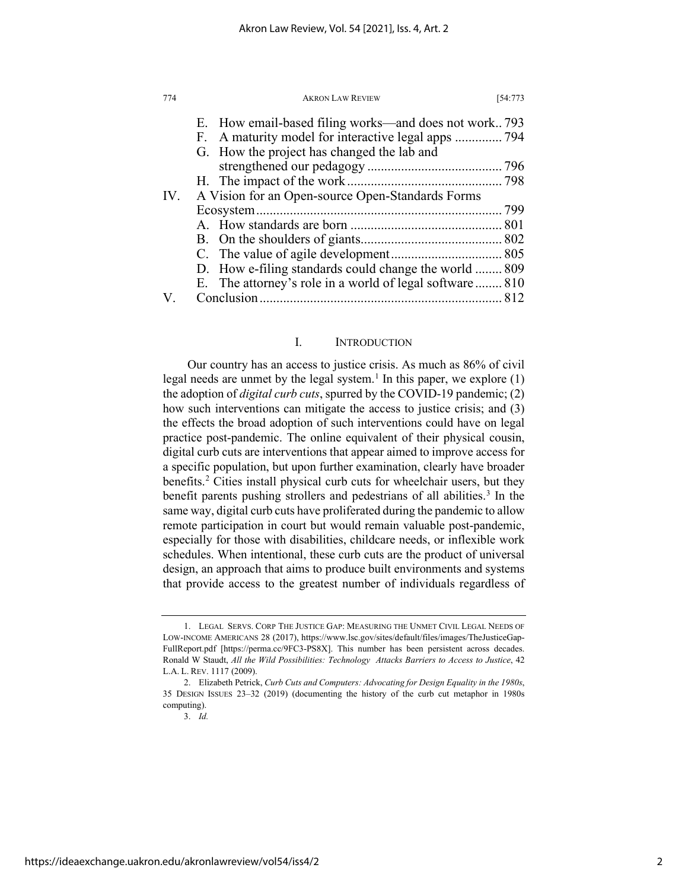E. How email-based filing works—and does not work.. 793
F. A maturity model for interactive legal apps .............. 794
G. How the project has changed the lab and strengthened our pedagogy ........................................ 796
H. The impact of the work ............................................. 798

IV. A Vision for an Open-source Open-Standards Forms Ecosystem ........................................................................ 799
A. How standards are born ............................................ 801
B. On the shoulders of giants......................................... 802
C. The value of agile development................................. 805
D. How e-filing standards could change the world ........ 809
E. The attorney's role in a world of legal software ........ 810

V. Conclusion ....................................................................... 812

## I. INTRODUCTION

Our country has an access to justice crisis. As much as 86% of civil legal needs are unmet by the legal system.[1] In this paper, we explore (1) the adoption of *digital curb cuts*, spurred by the COVID-19 pandemic; (2) how such interventions can mitigate the access to justice crisis; and (3) the effects the broad adoption of such interventions could have on legal practice post-pandemic. The online equivalent of their physical cousin, digital curb cuts are interventions that appear aimed to improve access for a specific population, but upon further examination, clearly have broader benefits.[2] Cities install physical curb cuts for wheelchair users, but they benefit parents pushing strollers and pedestrians of all abilities.[3] In the same way, digital curb cuts have proliferated during the pandemic to allow remote participation in court but would remain valuable post-pandemic, especially for those with disabilities, childcare needs, or inflexible work schedules. When intentional, these curb cuts are the product of universal design, an approach that aims to produce built environments and systems that provide access to the greatest number of individuals regardless of

---

1. LEGAL SERVS. CORP THE JUSTICE GAP: MEASURING THE UNMET CIVIL LEGAL NEEDS OF LOW-INCOME AMERICANS 28 (2017), https://www.lsc.gov/sites/default/files/images/TheJusticeGap-FullReport.pdf [https://perma.cc/9FC3-PS8X]. This number has been persistent across decades. Ronald W Staudt, *All the Wild Possibilities: Technology Attacks Barriers to Access to Justice*, 42 L.A. L. REV. 1117 (2009).

2. Elizabeth Petrick, *Curb Cuts and Computers: Advocating for Design Equality in the 1980s*, 35 DESIGN ISSUES 23–32 (2019) (documenting the history of the curb cut metaphor in 1980s computing).

3. *Id.*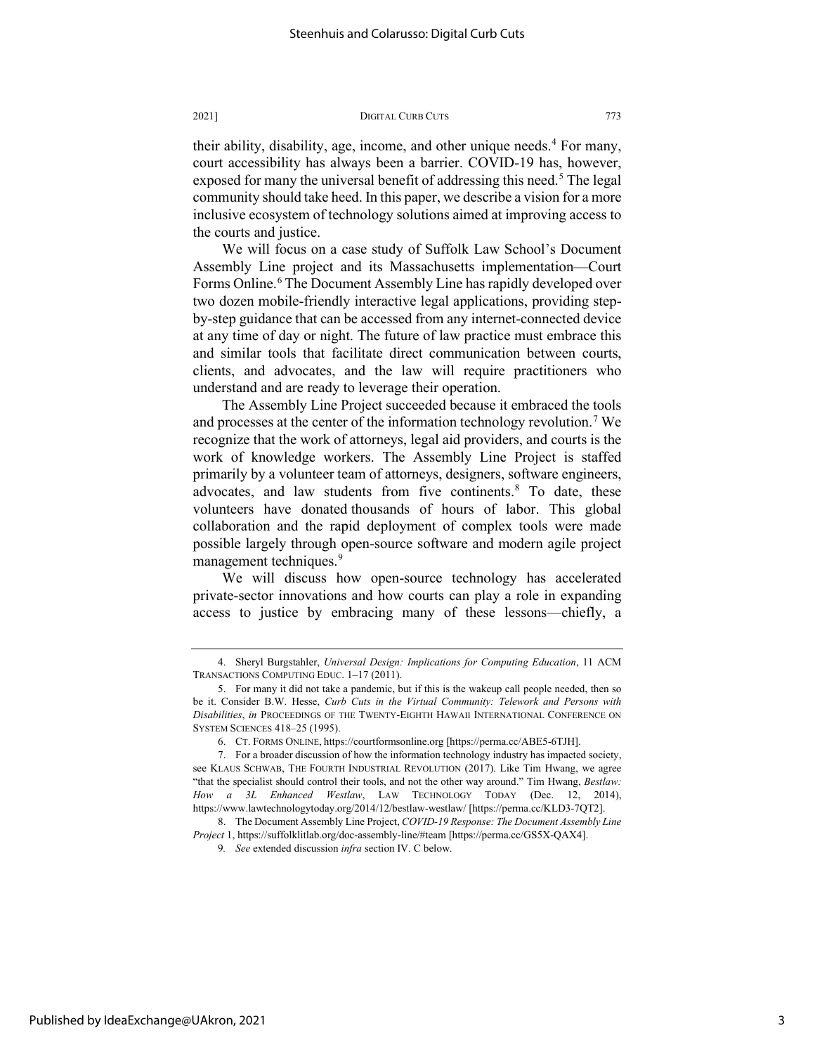their ability, disability, age, income, and other unique needs.[4] For many, court accessibility has always been a barrier. COVID-19 has, however, exposed for many the universal benefit of addressing this need.[5] The legal community should take heed. In this paper, we describe a vision for a more inclusive ecosystem of technology solutions aimed at improving access to the courts and justice.

We will focus on a case study of Suffolk Law School's Document Assembly Line project and its Massachusetts implementation—Court Forms Online.[6] The Document Assembly Line has rapidly developed over two dozen mobile-friendly interactive legal applications, providing step-by-step guidance that can be accessed from any internet-connected device at any time of day or night. The future of law practice must embrace this and similar tools that facilitate direct communication between courts, clients, and advocates, and the law will require practitioners who understand and are ready to leverage their operation.

The Assembly Line Project succeeded because it embraced the tools and processes at the center of the information technology revolution.[7] We recognize that the work of attorneys, legal aid providers, and courts is the work of knowledge workers. The Assembly Line Project is staffed primarily by a volunteer team of attorneys, designers, software engineers, advocates, and law students from five continents.[8] To date, these volunteers have donated thousands of hours of labor. This global collaboration and the rapid deployment of complex tools were made possible largely through open-source software and modern agile project management techniques.[9]

We will discuss how open-source technology has accelerated private-sector innovations and how courts can play a role in expanding access to justice by embracing many of these lessons—chiefly, a

---

4. Sheryl Burgstahler, *Universal Design: Implications for Computing Education*, 11 ACM TRANSACTIONS COMPUTING EDUC. 1–17 (2011).

5. For many it did not take a pandemic, but if this is the wakeup call people needed, then so be it. Consider B.W. Hesse, *Curb Cuts in the Virtual Community: Telework and Persons with Disabilities*, *in* PROCEEDINGS OF THE TWENTY-EIGHTH HAWAII INTERNATIONAL CONFERENCE ON SYSTEM SCIENCES 418–25 (1995).

6. CT. FORMS ONLINE, https://courtformsonline.org [https://perma.cc/ABE5-6TJH].

7. For a broader discussion of how the information technology industry has impacted society, see KLAUS SCHWAB, THE FOURTH INDUSTRIAL REVOLUTION (2017). Like Tim Hwang, we agree "that the specialist should control their tools, and not the other way around." Tim Hwang, *Bestlaw: How a 3L Enhanced Westlaw*, LAW TECHNOLOGY TODAY (Dec. 12, 2014), https://www.lawtechnologytoday.org/2014/12/bestlaw-westlaw/ [https://perma.cc/KLD3-7QT2].

8. The Document Assembly Line Project, *COVID-19 Response: The Document Assembly Line Project* 1, https://suffolklitlab.org/doc-assembly-line/#team [https://perma.cc/GS5X-QAX4].

9. *See* extended discussion *infra* section IV. C below.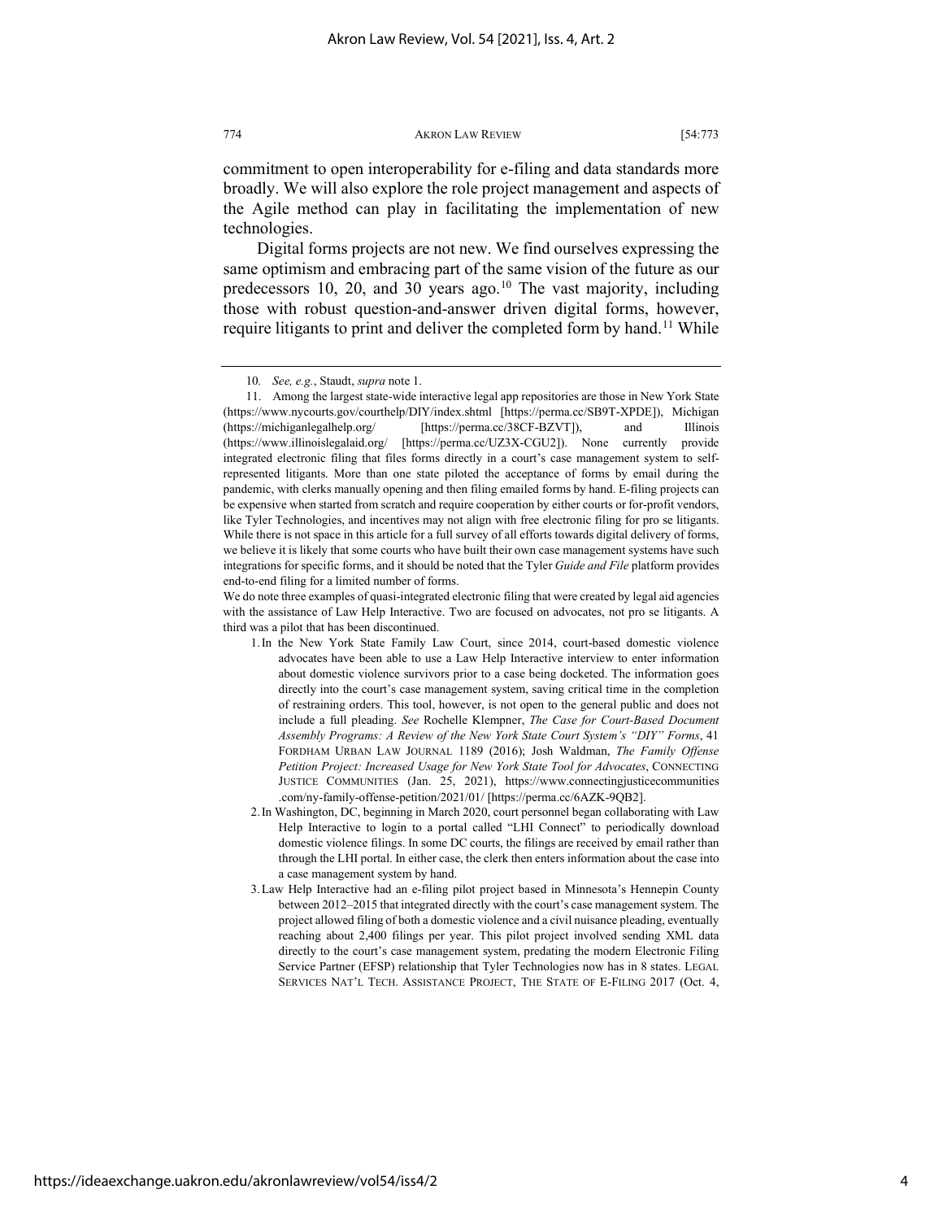commitment to open interoperability for e-filing and data standards more broadly. We will also explore the role project management and aspects of the Agile method can play in facilitating the implementation of new technologies.

Digital forms projects are not new. We find ourselves expressing the same optimism and embracing part of the same vision of the future as our predecessors 10, 20, and 30 years ago.[10] The vast majority, including those with robust question-and-answer driven digital forms, however, require litigants to print and deliver the completed form by hand.[11] While

---

10. *See, e.g.*, Staudt, *supra* note 1.

11. Among the largest state-wide interactive legal app repositories are those in New York State (https://www.nycourts.gov/courthelp/DIY/index.shtml [https://perma.cc/SB9T-XPDE]), Michigan (https://michiganlegalhelp.org/ [https://perma.cc/38CF-BZVT]), and Illinois (https://www.illinoislegalaid.org/ [https://perma.cc/UZ3X-CGU2]). None currently provide integrated electronic filing that files forms directly in a court's case management system to self-represented litigants. More than one state piloted the acceptance of forms by email during the pandemic, with clerks manually opening and then filing emailed forms by hand. E-filing projects can be expensive when started from scratch and require cooperation by either courts or for-profit vendors, like Tyler Technologies, and incentives may not align with free electronic filing for pro se litigants. While there is not space in this article for a full survey of all efforts towards digital delivery of forms, we believe it is likely that some courts who have built their own case management systems have such integrations for specific forms, and it should be noted that the Tyler *Guide and File* platform provides end-to-end filing for a limited number of forms.

We do note three examples of quasi-integrated electronic filing that were created by legal aid agencies with the assistance of Law Help Interactive. Two are focused on advocates, not pro se litigants. A third was a pilot that has been discontinued.

1. In the New York State Family Law Court, since 2014, court-based domestic violence advocates have been able to use a Law Help Interactive interview to enter information about domestic violence survivors prior to a case being docketed. The information goes directly into the court's case management system, saving critical time in the completion of restraining orders. This tool, however, is not open to the general public and does not include a full pleading. *See* Rochelle Klempner, *The Case for Court-Based Document Assembly Programs: A Review of the New York State Court System's "DIY" Forms*, 41 FORDHAM URBAN LAW JOURNAL 1189 (2016); Josh Waldman, *The Family Offense Petition Project: Increased Usage for New York State Tool for Advocates*, CONNECTING JUSTICE COMMUNITIES (Jan. 25, 2021), https://www.connectingjusticecommunities.com/ny-family-offense-petition/2021/01/ [https://perma.cc/6AZK-9QB2].
2. In Washington, DC, beginning in March 2020, court personnel began collaborating with Law Help Interactive to login to a portal called "LHI Connect" to periodically download domestic violence filings. In some DC courts, the filings are received by email rather than through the LHI portal. In either case, the clerk then enters information about the case into a case management system by hand.
3. Law Help Interactive had an e-filing pilot project based in Minnesota's Hennepin County between 2012–2015 that integrated directly with the court's case management system. The project allowed filing of both a domestic violence and a civil nuisance pleading, eventually reaching about 2,400 filings per year. This pilot project involved sending XML data directly to the court's case management system, predating the modern Electronic Filing Service Partner (EFSP) relationship that Tyler Technologies now has in 8 states. LEGAL SERVICES NAT'L TECH. ASSISTANCE PROJECT, THE STATE OF E-FILING 2017 (Oct. 4,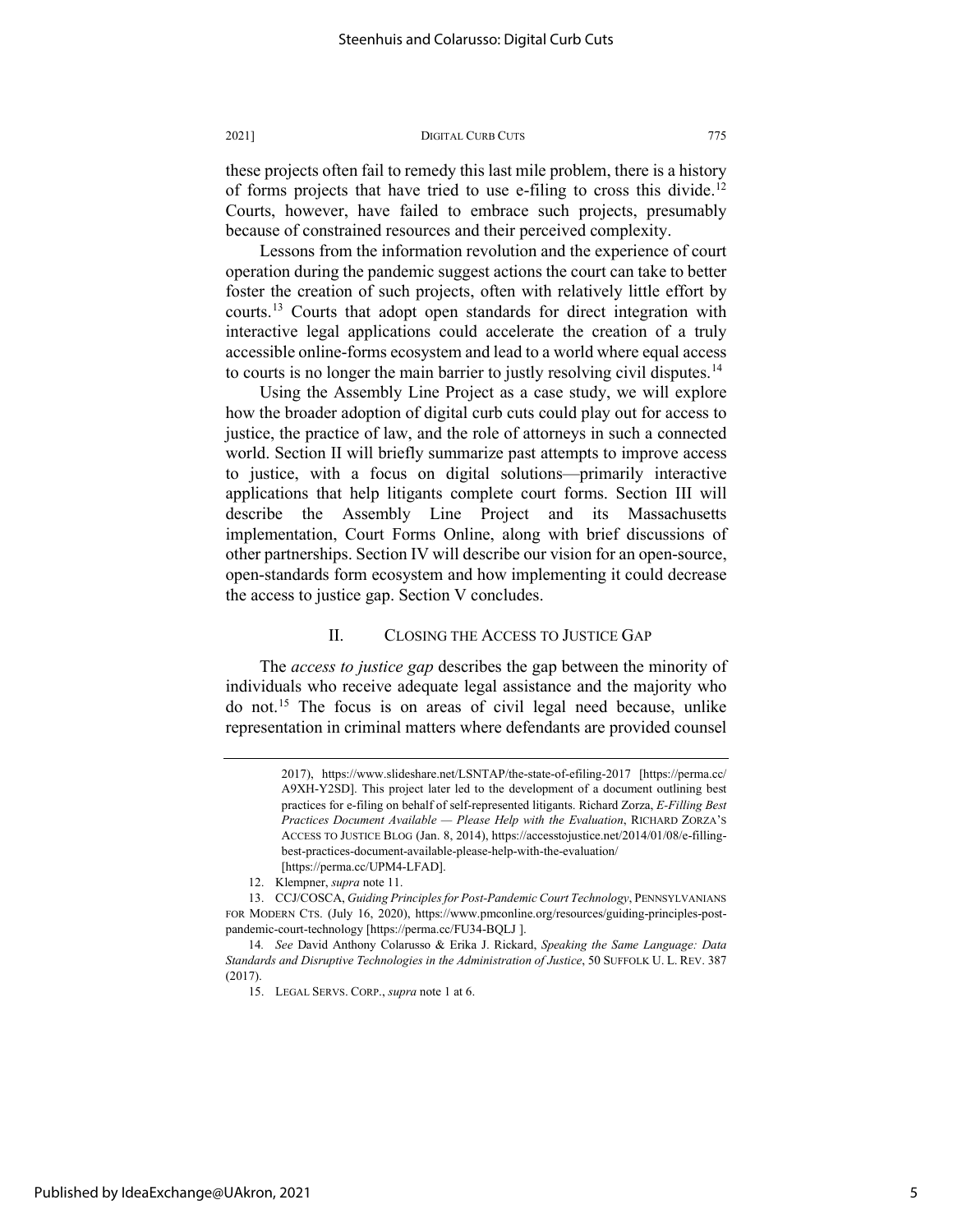these projects often fail to remedy this last mile problem, there is a history of forms projects that have tried to use e-filing to cross this divide.[12] Courts, however, have failed to embrace such projects, presumably because of constrained resources and their perceived complexity.

Lessons from the information revolution and the experience of court operation during the pandemic suggest actions the court can take to better foster the creation of such projects, often with relatively little effort by courts.[13] Courts that adopt open standards for direct integration with interactive legal applications could accelerate the creation of a truly accessible online-forms ecosystem and lead to a world where equal access to courts is no longer the main barrier to justly resolving civil disputes.[14]

Using the Assembly Line Project as a case study, we will explore how the broader adoption of digital curb cuts could play out for access to justice, the practice of law, and the role of attorneys in such a connected world. Section II will briefly summarize past attempts to improve access to justice, with a focus on digital solutions—primarily interactive applications that help litigants complete court forms. Section III will describe the Assembly Line Project and its Massachusetts implementation, Court Forms Online, along with brief discussions of other partnerships. Section IV will describe our vision for an open-source, open-standards form ecosystem and how implementing it could decrease the access to justice gap. Section V concludes.

## II. CLOSING THE ACCESS TO JUSTICE GAP

The *access to justice gap* describes the gap between the minority of individuals who receive adequate legal assistance and the majority who do not.[15] The focus is on areas of civil legal need because, unlike representation in criminal matters where defendants are provided counsel

---

2017), https://www.slideshare.net/LSNTAP/the-state-of-efiling-2017 [https://perma.cc/A9XH-Y2SD]. This project later led to the development of a document outlining best practices for e-filing on behalf of self-represented litigants. Richard Zorza, *E-Filling Best Practices Document Available — Please Help with the Evaluation*, RICHARD ZORZA'S ACCESS TO JUSTICE BLOG (Jan. 8, 2014), https://accesstojustice.net/2014/01/08/e-filling-best-practices-document-available-please-help-with-the-evaluation/ [https://perma.cc/UPM4-LFAD].

12. Klempner, *supra* note 11.

13. CCJ/COSCA, *Guiding Principles for Post-Pandemic Court Technology*, PENNSYLVANIANS FOR MODERN CTS. (July 16, 2020), https://www.pmconline.org/resources/guiding-principles-post-pandemic-court-technology [https://perma.cc/FU34-BQLJ ].

14. *See* David Anthony Colarusso & Erika J. Rickard, *Speaking the Same Language: Data Standards and Disruptive Technologies in the Administration of Justice*, 50 SUFFOLK U. L. REV. 387 (2017).

15. LEGAL SERVS. CORP., *supra* note 1 at 6.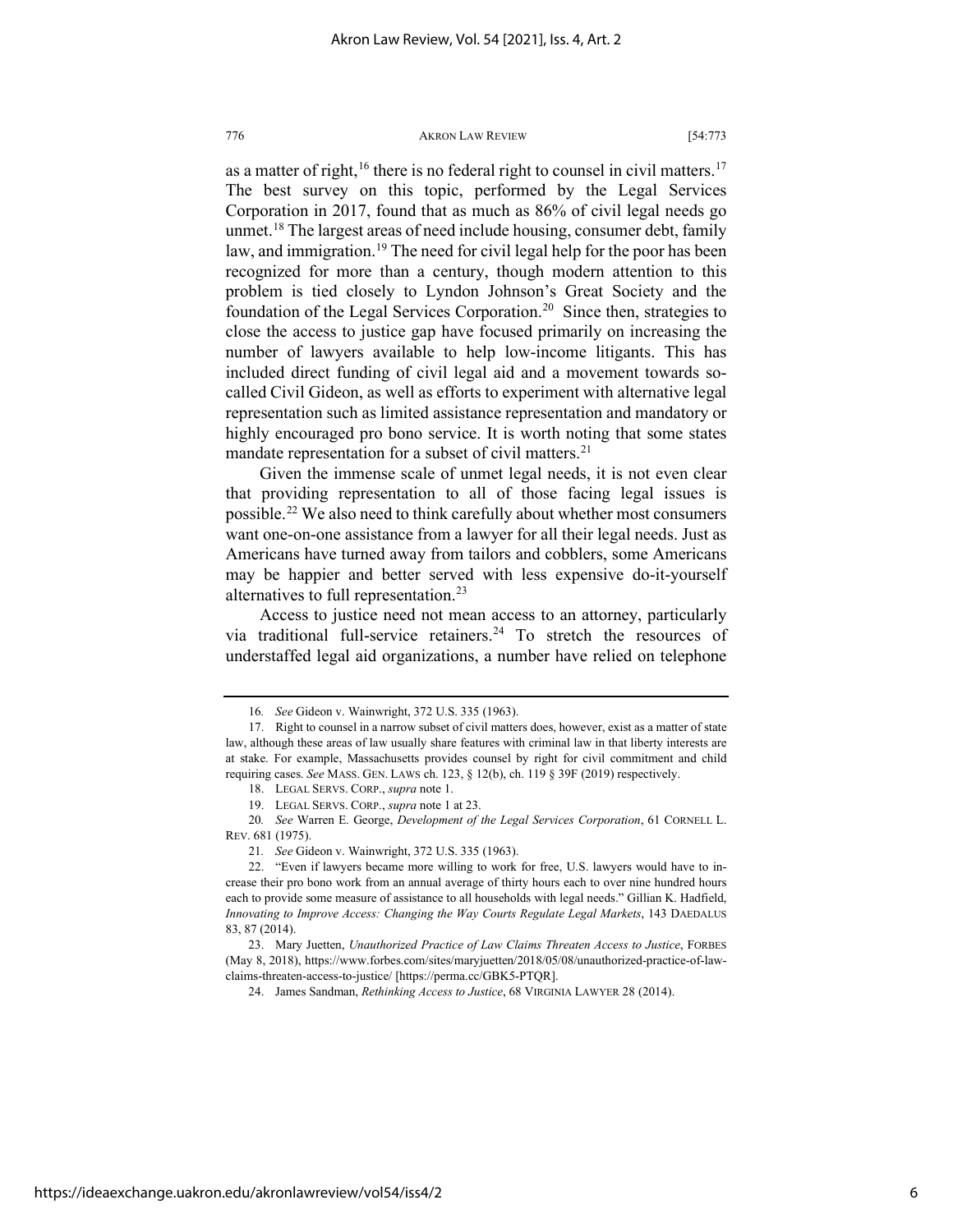as a matter of right,[16] there is no federal right to counsel in civil matters.[17] The best survey on this topic, performed by the Legal Services Corporation in 2017, found that as much as 86% of civil legal needs go unmet.[18] The largest areas of need include housing, consumer debt, family law, and immigration.[19] The need for civil legal help for the poor has been recognized for more than a century, though modern attention to this problem is tied closely to Lyndon Johnson's Great Society and the foundation of the Legal Services Corporation.[20] Since then, strategies to close the access to justice gap have focused primarily on increasing the number of lawyers available to help low-income litigants. This has included direct funding of civil legal aid and a movement towards so-called Civil Gideon, as well as efforts to experiment with alternative legal representation such as limited assistance representation and mandatory or highly encouraged pro bono service. It is worth noting that some states mandate representation for a subset of civil matters.[21]

Given the immense scale of unmet legal needs, it is not even clear that providing representation to all of those facing legal issues is possible.[22] We also need to think carefully about whether most consumers want one-on-one assistance from a lawyer for all their legal needs. Just as Americans have turned away from tailors and cobblers, some Americans may be happier and better served with less expensive do-it-yourself alternatives to full representation.[23]

Access to justice need not mean access to an attorney, particularly via traditional full-service retainers.[24] To stretch the resources of understaffed legal aid organizations, a number have relied on telephone

---

16. *See* Gideon v. Wainwright, 372 U.S. 335 (1963).

17. Right to counsel in a narrow subset of civil matters does, however, exist as a matter of state law, although these areas of law usually share features with criminal law in that liberty interests are at stake. For example, Massachusetts provides counsel by right for civil commitment and child requiring cases. *See* MASS. GEN. LAWS ch. 123, § 12(b), ch. 119 § 39F (2019) respectively.

18. LEGAL SERVS. CORP., *supra* note 1.

19. LEGAL SERVS. CORP., *supra* note 1 at 23.

20. *See* Warren E. George, *Development of the Legal Services Corporation*, 61 CORNELL L. REV. 681 (1975).

21. *See* Gideon v. Wainwright, 372 U.S. 335 (1963).

22. "Even if lawyers became more willing to work for free, U.S. lawyers would have to increase their pro bono work from an annual average of thirty hours each to over nine hundred hours each to provide some measure of assistance to all households with legal needs." Gillian K. Hadfield, *Innovating to Improve Access: Changing the Way Courts Regulate Legal Markets*, 143 DAEDALUS 83, 87 (2014).

23. Mary Juetten, *Unauthorized Practice of Law Claims Threaten Access to Justice*, FORBES (May 8, 2018), https://www.forbes.com/sites/maryjuetten/2018/05/08/unauthorized-practice-of-law-claims-threaten-access-to-justice/ [https://perma.cc/GBK5-PTQR].

24. James Sandman, *Rethinking Access to Justice*, 68 VIRGINIA LAWYER 28 (2014).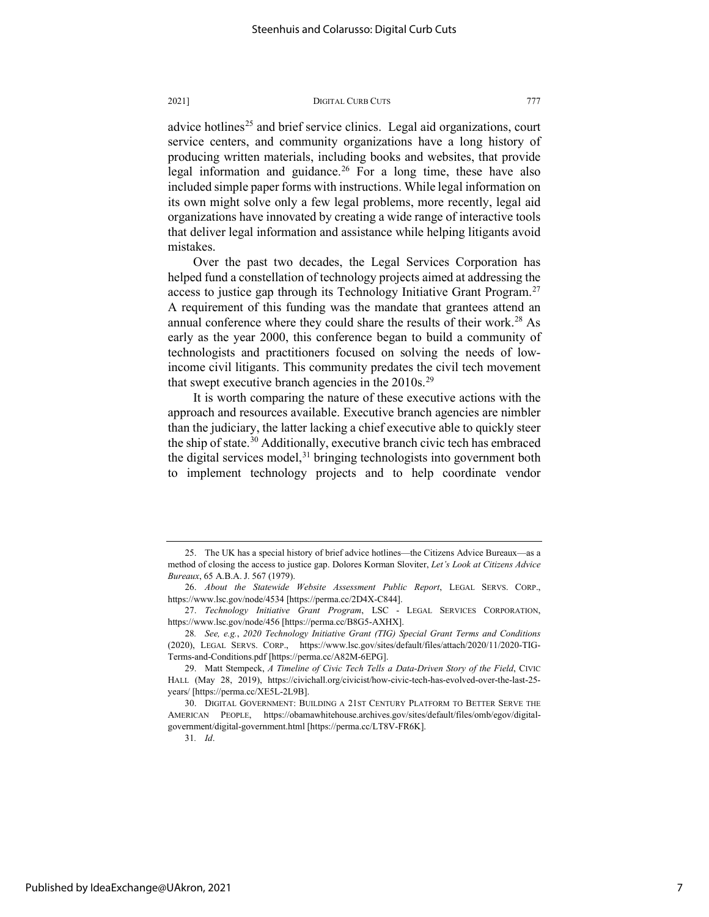advice hotlines[25] and brief service clinics. Legal aid organizations, court service centers, and community organizations have a long history of producing written materials, including books and websites, that provide legal information and guidance.[26] For a long time, these have also included simple paper forms with instructions. While legal information on its own might solve only a few legal problems, more recently, legal aid organizations have innovated by creating a wide range of interactive tools that deliver legal information and assistance while helping litigants avoid mistakes.

Over the past two decades, the Legal Services Corporation has helped fund a constellation of technology projects aimed at addressing the access to justice gap through its Technology Initiative Grant Program.[27] A requirement of this funding was the mandate that grantees attend an annual conference where they could share the results of their work.[28] As early as the year 2000, this conference began to build a community of technologists and practitioners focused on solving the needs of low-income civil litigants. This community predates the civil tech movement that swept executive branch agencies in the 2010s.[29]

It is worth comparing the nature of these executive actions with the approach and resources available. Executive branch agencies are nimbler than the judiciary, the latter lacking a chief executive able to quickly steer the ship of state.[30] Additionally, executive branch civic tech has embraced the digital services model,[31] bringing technologists into government both to implement technology projects and to help coordinate vendor

---

25. The UK has a special history of brief advice hotlines—the Citizens Advice Bureaux—as a method of closing the access to justice gap. Dolores Korman Sloviter, *Let's Look at Citizens Advice Bureaux*, 65 A.B.A. J. 567 (1979).

26. *About the Statewide Website Assessment Public Report*, LEGAL SERVS. CORP., https://www.lsc.gov/node/4534 [https://perma.cc/2D4X-C844].

27. *Technology Initiative Grant Program*, LSC - LEGAL SERVICES CORPORATION, https://www.lsc.gov/node/456 [https://perma.cc/B8G5-AXHX].

28. *See, e.g.*, *2020 Technology Initiative Grant (TIG) Special Grant Terms and Conditions* (2020), LEGAL SERVS. CORP., https://www.lsc.gov/sites/default/files/attach/2020/11/2020-TIG-Terms-and-Conditions.pdf [https://perma.cc/A82M-6EPG].

29. Matt Stempeck, *A Timeline of Civic Tech Tells a Data-Driven Story of the Field*, CIVIC HALL (May 28, 2019), https://civichall.org/civicist/how-civic-tech-has-evolved-over-the-last-25-years/ [https://perma.cc/XE5L-2L9B].

30. DIGITAL GOVERNMENT: BUILDING A 21ST CENTURY PLATFORM TO BETTER SERVE THE AMERICAN PEOPLE, https://obamawhitehouse.archives.gov/sites/default/files/omb/egov/digital-government/digital-government.html [https://perma.cc/LT8V-FR6K].

31. *Id*.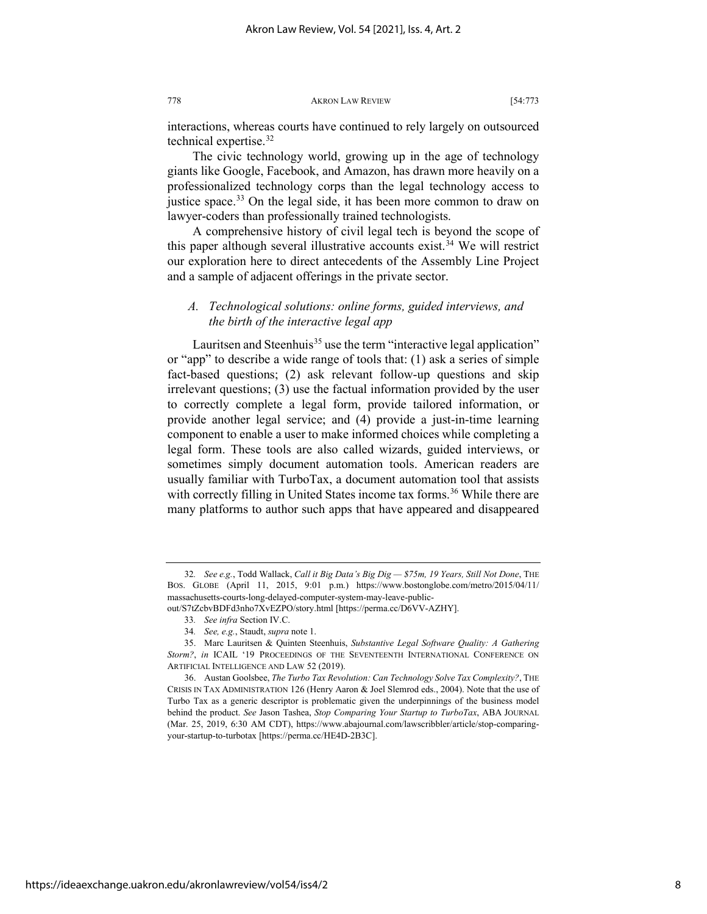interactions, whereas courts have continued to rely largely on outsourced technical expertise.[32]

The civic technology world, growing up in the age of technology giants like Google, Facebook, and Amazon, has drawn more heavily on a professionalized technology corps than the legal technology access to justice space.[33] On the legal side, it has been more common to draw on lawyer-coders than professionally trained technologists.

A comprehensive history of civil legal tech is beyond the scope of this paper although several illustrative accounts exist.[34] We will restrict our exploration here to direct antecedents of the Assembly Line Project and a sample of adjacent offerings in the private sector.

### *A. Technological solutions: online forms, guided interviews, and the birth of the interactive legal app*

Lauritsen and Steenhuis[35] use the term "interactive legal application" or "app" to describe a wide range of tools that: (1) ask a series of simple fact-based questions; (2) ask relevant follow-up questions and skip irrelevant questions; (3) use the factual information provided by the user to correctly complete a legal form, provide tailored information, or provide another legal service; and (4) provide a just-in-time learning component to enable a user to make informed choices while completing a legal form. These tools are also called wizards, guided interviews, or sometimes simply document automation tools. American readers are usually familiar with TurboTax, a document automation tool that assists with correctly filling in United States income tax forms.[36] While there are many platforms to author such apps that have appeared and disappeared

---

32. *See e.g.*, Todd Wallack, *Call it Big Data's Big Dig — $75m, 19 Years, Still Not Done*, THE BOS. GLOBE (April 11, 2015, 9:01 p.m.) https://www.bostonglobe.com/metro/2015/04/11/massachusetts-courts-long-delayed-computer-system-may-leave-public-out/S7tZcbvBDFd3nho7XvEZPO/story.html [https://perma.cc/D6VV-AZHY].

33. *See infra* Section IV.C.

34. *See, e.g.*, Staudt, *supra* note 1.

35. Marc Lauritsen & Quinten Steenhuis, *Substantive Legal Software Quality: A Gathering Storm?*, *in* ICAIL '19 PROCEEDINGS OF THE SEVENTEENTH INTERNATIONAL CONFERENCE ON ARTIFICIAL INTELLIGENCE AND LAW 52 (2019).

36. Austan Goolsbee, *The Turbo Tax Revolution: Can Technology Solve Tax Complexity?*, THE CRISIS IN TAX ADMINISTRATION 126 (Henry Aaron & Joel Slemrod eds., 2004). Note that the use of Turbo Tax as a generic descriptor is problematic given the underpinnings of the business model behind the product. *See* Jason Tashea, *Stop Comparing Your Startup to TurboTax*, ABA JOURNAL (Mar. 25, 2019, 6:30 AM CDT), https://www.abajournal.com/lawscribbler/article/stop-comparing-your-startup-to-turbotax [https://perma.cc/HE4D-2B3C].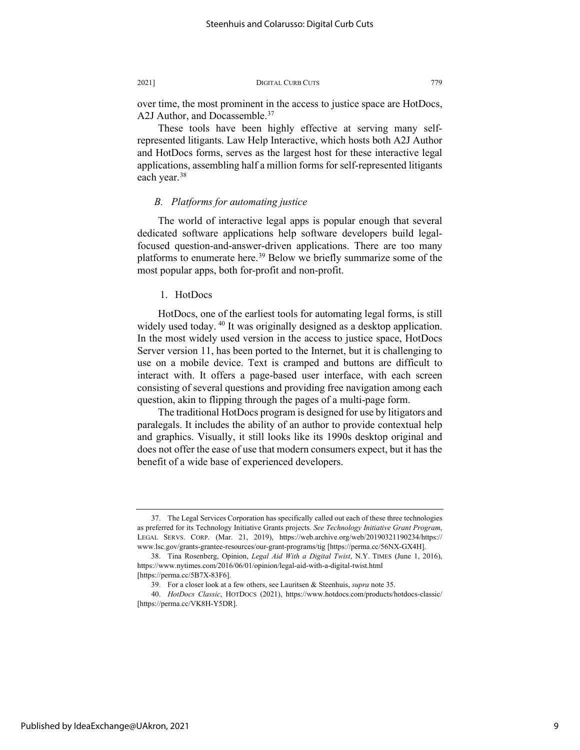over time, the most prominent in the access to justice space are HotDocs, A2J Author, and Docassemble.[37]

These tools have been highly effective at serving many self-represented litigants. Law Help Interactive, which hosts both A2J Author and HotDocs forms, serves as the largest host for these interactive legal applications, assembling half a million forms for self-represented litigants each year.[38]

### *B. Platforms for automating justice*

The world of interactive legal apps is popular enough that several dedicated software applications help software developers build legal-focused question-and-answer-driven applications. There are too many platforms to enumerate here.[39] Below we briefly summarize some of the most popular apps, both for-profit and non-profit.

#### 1. HotDocs

HotDocs, one of the earliest tools for automating legal forms, is still widely used today.[40] It was originally designed as a desktop application. In the most widely used version in the access to justice space, HotDocs Server version 11, has been ported to the Internet, but it is challenging to use on a mobile device. Text is cramped and buttons are difficult to interact with. It offers a page-based user interface, with each screen consisting of several questions and providing free navigation among each question, akin to flipping through the pages of a multi-page form.

The traditional HotDocs program is designed for use by litigators and paralegals. It includes the ability of an author to provide contextual help and graphics. Visually, it still looks like its 1990s desktop original and does not offer the ease of use that modern consumers expect, but it has the benefit of a wide base of experienced developers.

---

37. The Legal Services Corporation has specifically called out each of these three technologies as preferred for its Technology Initiative Grants projects. *See Technology Initiative Grant Program*, LEGAL SERVS. CORP. (Mar. 21, 2019), https://web.archive.org/web/20190321190234/https://www.lsc.gov/grants-grantee-resources/our-grant-programs/tig [https://perma.cc/56NX-GX4H].

38. Tina Rosenberg, Opinion, *Legal Aid With a Digital Twist*, N.Y. TIMES (June 1, 2016), https://www.nytimes.com/2016/06/01/opinion/legal-aid-with-a-digital-twist.html [https://perma.cc/5B7X-83F6].

39. For a closer look at a few others, see Lauritsen & Steenhuis, *supra* note 35.

40. *HotDocs Classic*, HOTDOCS (2021), https://www.hotdocs.com/products/hotdocs-classic/ [https://perma.cc/VK8H-Y5DR].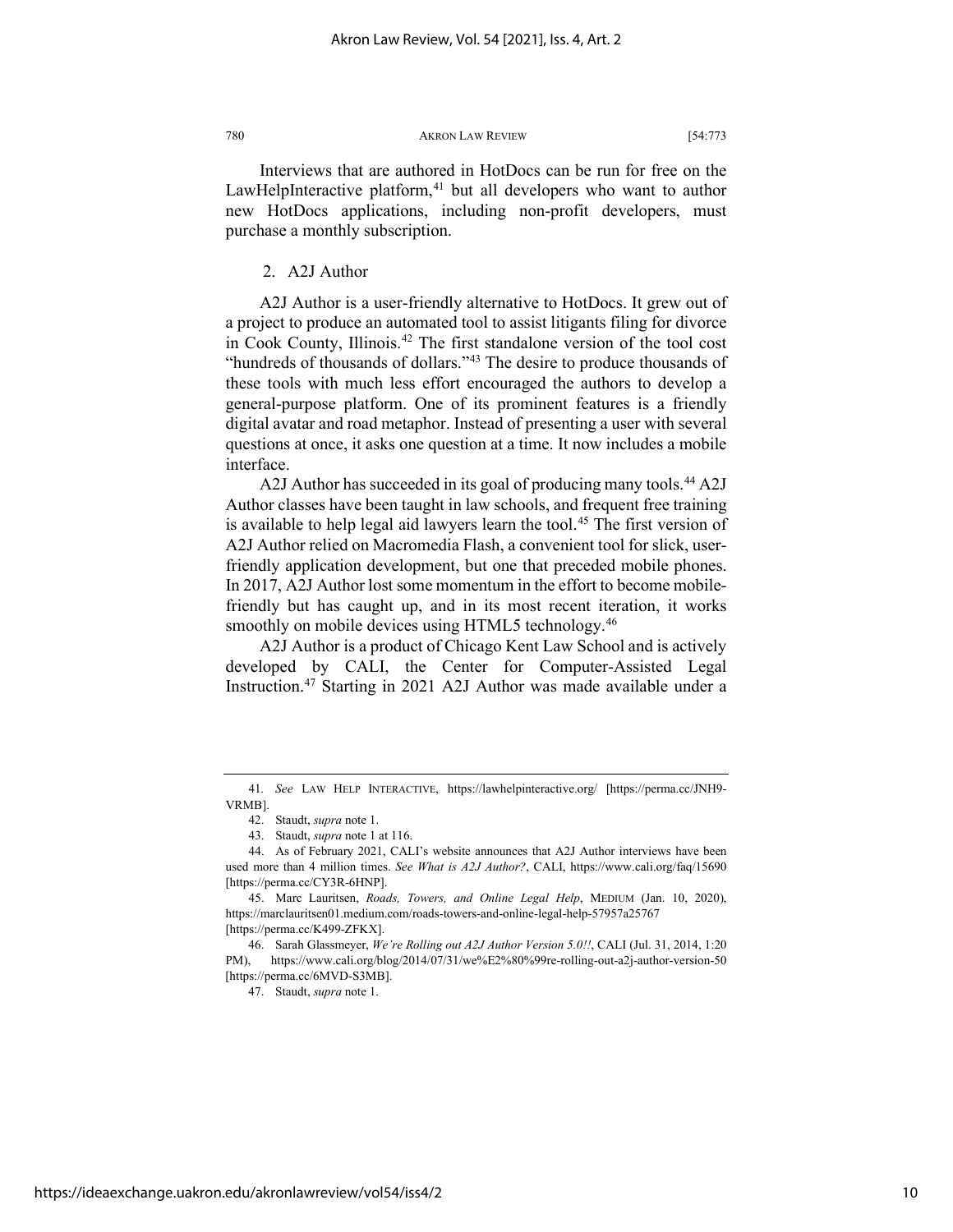Interviews that are authored in HotDocs can be run for free on the LawHelpInteractive platform,[41] but all developers who want to author new HotDocs applications, including non-profit developers, must purchase a monthly subscription.

### 2. A2J Author

A2J Author is a user-friendly alternative to HotDocs. It grew out of a project to produce an automated tool to assist litigants filing for divorce in Cook County, Illinois.[42] The first standalone version of the tool cost "hundreds of thousands of dollars."[43] The desire to produce thousands of these tools with much less effort encouraged the authors to develop a general-purpose platform. One of its prominent features is a friendly digital avatar and road metaphor. Instead of presenting a user with several questions at once, it asks one question at a time. It now includes a mobile interface.

A2J Author has succeeded in its goal of producing many tools.[44] A2J Author classes have been taught in law schools, and frequent free training is available to help legal aid lawyers learn the tool.[45] The first version of A2J Author relied on Macromedia Flash, a convenient tool for slick, user-friendly application development, but one that preceded mobile phones. In 2017, A2J Author lost some momentum in the effort to become mobile-friendly but has caught up, and in its most recent iteration, it works smoothly on mobile devices using HTML5 technology.[46]

A2J Author is a product of Chicago Kent Law School and is actively developed by CALI, the Center for Computer-Assisted Legal Instruction.[47] Starting in 2021 A2J Author was made available under a

---

41. *See* LAW HELP INTERACTIVE, https://lawhelpinteractive.org/ [https://perma.cc/JNH9-VRMB].

42. Staudt, *supra* note 1.

43. Staudt, *supra* note 1 at 116.

44. As of February 2021, CALI's website announces that A2J Author interviews have been used more than 4 million times. *See What is A2J Author?*, CALI, https://www.cali.org/faq/15690 [https://perma.cc/CY3R-6HNP].

45. Marc Lauritsen, *Roads, Towers, and Online Legal Help*, MEDIUM (Jan. 10, 2020), https://marclauritsen01.medium.com/roads-towers-and-online-legal-help-57957a25767 [https://perma.cc/K499-ZFKX].

46. Sarah Glassmeyer, *We're Rolling out A2J Author Version 5.0!!*, CALI (Jul. 31, 2014, 1:20 PM), https://www.cali.org/blog/2014/07/31/we%E2%80%99re-rolling-out-a2j-author-version-50 [https://perma.cc/6MVD-S3MB].

47. Staudt, *supra* note 1.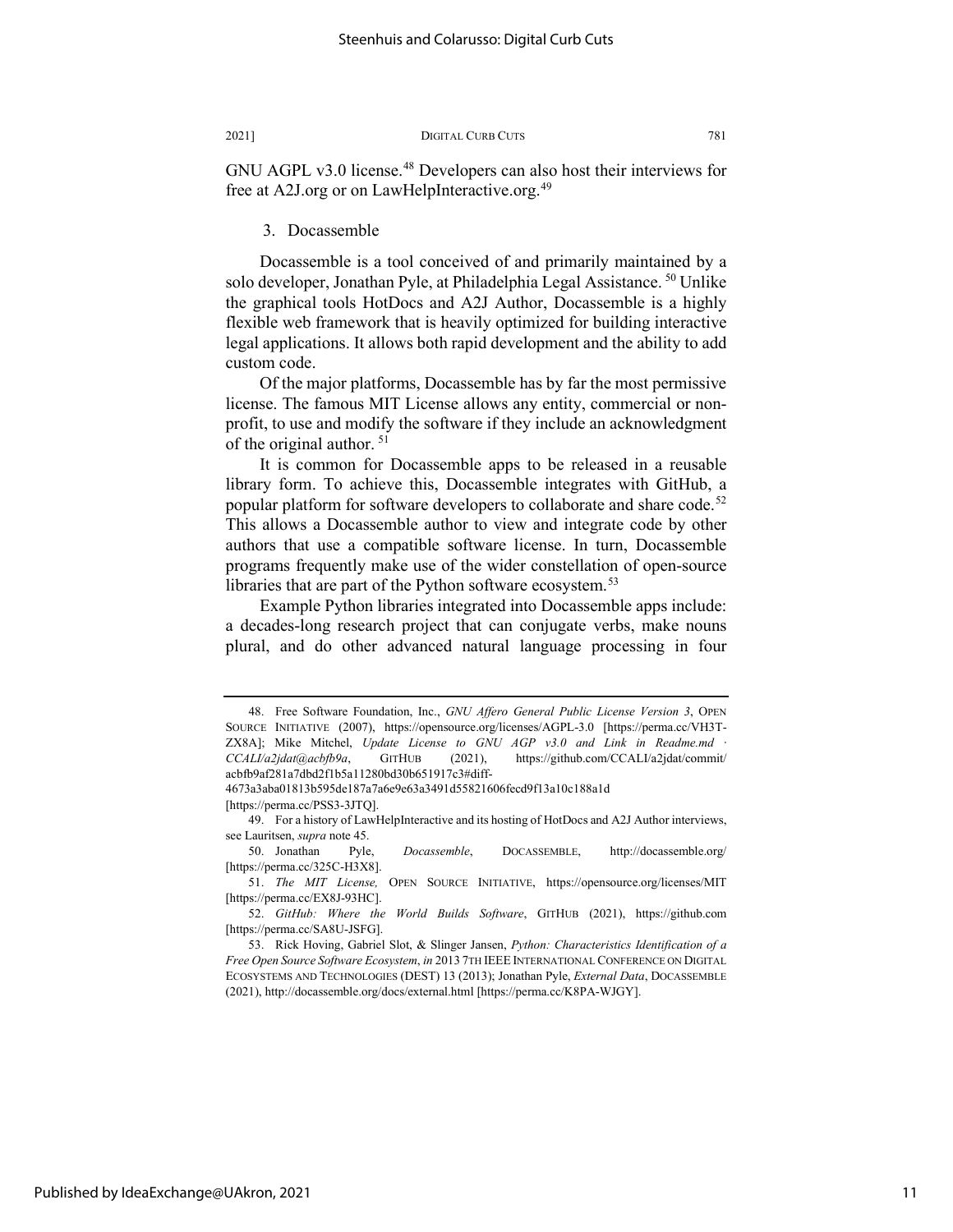GNU AGPL v3.0 license.[48] Developers can also host their interviews for free at A2J.org or on LawHelpInteractive.org.[49]

### 3. Docassemble

Docassemble is a tool conceived of and primarily maintained by a solo developer, Jonathan Pyle, at Philadelphia Legal Assistance.[50] Unlike the graphical tools HotDocs and A2J Author, Docassemble is a highly flexible web framework that is heavily optimized for building interactive legal applications. It allows both rapid development and the ability to add custom code.

Of the major platforms, Docassemble has by far the most permissive license. The famous MIT License allows any entity, commercial or non-profit, to use and modify the software if they include an acknowledgment of the original author.[51]

It is common for Docassemble apps to be released in a reusable library form. To achieve this, Docassemble integrates with GitHub, a popular platform for software developers to collaborate and share code.[52] This allows a Docassemble author to view and integrate code by other authors that use a compatible software license. In turn, Docassemble programs frequently make use of the wider constellation of open-source libraries that are part of the Python software ecosystem.[53]

Example Python libraries integrated into Docassemble apps include: a decades-long research project that can conjugate verbs, make nouns plural, and do other advanced natural language processing in four

---

48. Free Software Foundation, Inc., *GNU Affero General Public License Version 3*, OPEN SOURCE INITIATIVE (2007), https://opensource.org/licenses/AGPL-3.0 [https://perma.cc/VH3T-ZX8A]; Mike Mitchel, *Update License to GNU AGP v3.0 and Link in Readme.md · CCALI/a2jdat@acbfb9a*, GITHUB (2021), https://github.com/CCALI/a2jdat/commit/acbfb9af281a7dbd2f1b5a11280bd30b651917c3#diff-4673a3aba01813b595de187a7a6e9e63a3491d55821606fecd9f13a10c188a1d [https://perma.cc/PSS3-3JTQ].

49. For a history of LawHelpInteractive and its hosting of HotDocs and A2J Author interviews, see Lauritsen, *supra* note 45.

50. Jonathan Pyle, *Docassemble*, DOCASSEMBLE, http://docassemble.org/ [https://perma.cc/325C-H3X8].

51. *The MIT License,* OPEN SOURCE INITIATIVE, https://opensource.org/licenses/MIT [https://perma.cc/EX8J-93HC].

52. *GitHub: Where the World Builds Software*, GITHUB (2021), https://github.com [https://perma.cc/SA8U-JSFG].

53. Rick Hoving, Gabriel Slot, & Slinger Jansen, *Python: Characteristics Identification of a Free Open Source Software Ecosystem*, *in* 2013 7TH IEEE INTERNATIONAL CONFERENCE ON DIGITAL ECOSYSTEMS AND TECHNOLOGIES (DEST) 13 (2013); Jonathan Pyle, *External Data*, DOCASSEMBLE (2021), http://docassemble.org/docs/external.html [https://perma.cc/K8PA-WJGY].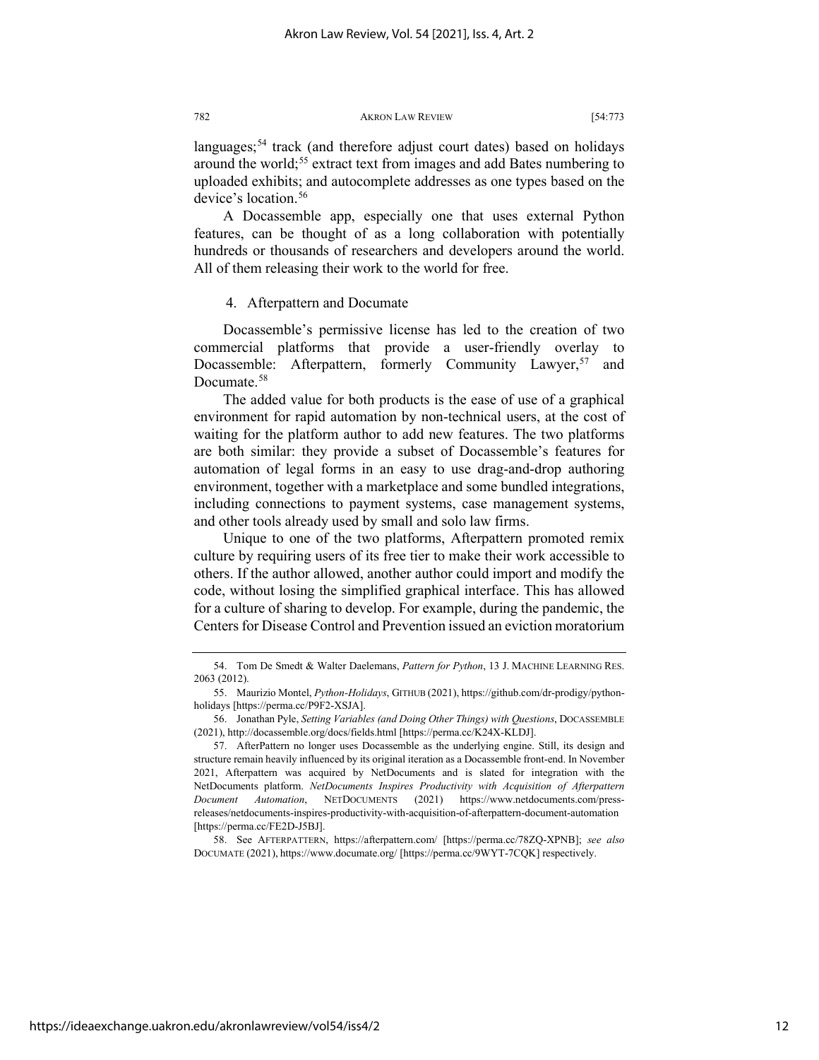languages;[54] track (and therefore adjust court dates) based on holidays around the world;[55] extract text from images and add Bates numbering to uploaded exhibits; and autocomplete addresses as one types based on the device's location.[56]

A Docassemble app, especially one that uses external Python features, can be thought of as a long collaboration with potentially hundreds or thousands of researchers and developers around the world. All of them releasing their work to the world for free.

### 4. Afterpattern and Documate

Docassemble's permissive license has led to the creation of two commercial platforms that provide a user-friendly overlay to Docassemble: Afterpattern, formerly Community Lawyer,[57] and Documate.[58]

The added value for both products is the ease of use of a graphical environment for rapid automation by non-technical users, at the cost of waiting for the platform author to add new features. The two platforms are both similar: they provide a subset of Docassemble's features for automation of legal forms in an easy to use drag-and-drop authoring environment, together with a marketplace and some bundled integrations, including connections to payment systems, case management systems, and other tools already used by small and solo law firms.

Unique to one of the two platforms, Afterpattern promoted remix culture by requiring users of its free tier to make their work accessible to others. If the author allowed, another author could import and modify the code, without losing the simplified graphical interface. This has allowed for a culture of sharing to develop. For example, during the pandemic, the Centers for Disease Control and Prevention issued an eviction moratorium

---

54. Tom De Smedt & Walter Daelemans, *Pattern for Python*, 13 J. MACHINE LEARNING RES. 2063 (2012).

55. Maurizio Montel, *Python-Holidays*, GITHUB (2021), https://github.com/dr-prodigy/python-holidays [https://perma.cc/P9F2-XSJA].

56. Jonathan Pyle, *Setting Variables (and Doing Other Things) with Questions*, DOCASSEMBLE (2021), http://docassemble.org/docs/fields.html [https://perma.cc/K24X-KLDJ].

57. AfterPattern no longer uses Docassemble as the underlying engine. Still, its design and structure remain heavily influenced by its original iteration as a Docassemble front-end. In November 2021, Afterpattern was acquired by NetDocuments and is slated for integration with the NetDocuments platform. *NetDocuments Inspires Productivity with Acquisition of Afterpattern Document Automation*, NETDOCUMENTS (2021) https://www.netdocuments.com/press-releases/netdocuments-inspires-productivity-with-acquisition-of-afterpattern-document-automation [https://perma.cc/FE2D-J5BJ].

58. See AFTERPATTERN, https://afterpattern.com/ [https://perma.cc/78ZQ-XPNB]; *see also* DOCUMATE (2021), https://www.documate.org/ [https://perma.cc/9WYT-7CQK] respectively.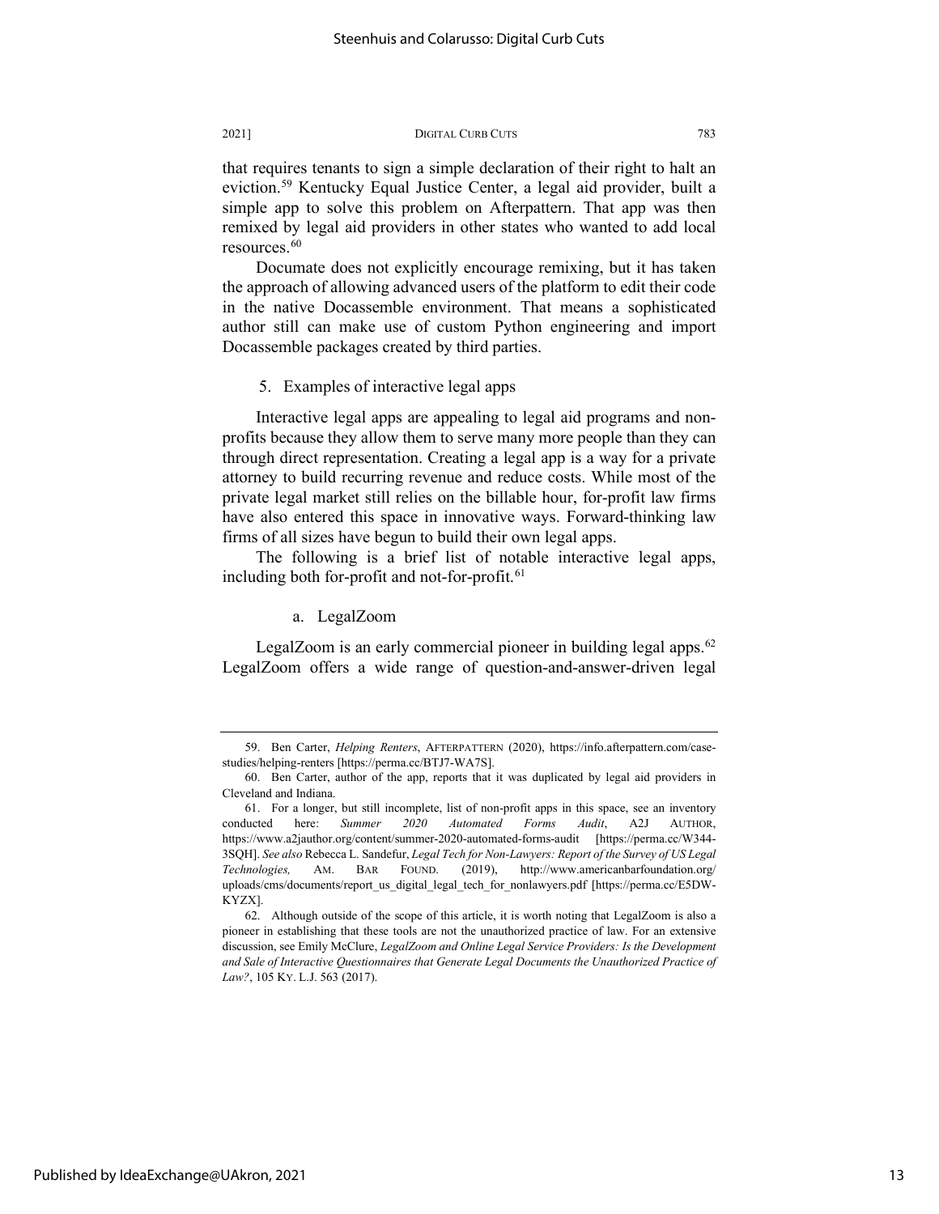that requires tenants to sign a simple declaration of their right to halt an eviction.[59] Kentucky Equal Justice Center, a legal aid provider, built a simple app to solve this problem on Afterpattern. That app was then remixed by legal aid providers in other states who wanted to add local resources.[60]

Documate does not explicitly encourage remixing, but it has taken the approach of allowing advanced users of the platform to edit their code in the native Docassemble environment. That means a sophisticated author still can make use of custom Python engineering and import Docassemble packages created by third parties.

### 5. Examples of interactive legal apps

Interactive legal apps are appealing to legal aid programs and non-profits because they allow them to serve many more people than they can through direct representation. Creating a legal app is a way for a private attorney to build recurring revenue and reduce costs. While most of the private legal market still relies on the billable hour, for-profit law firms have also entered this space in innovative ways. Forward-thinking law firms of all sizes have begun to build their own legal apps.

The following is a brief list of notable interactive legal apps, including both for-profit and not-for-profit.[61]

#### a. LegalZoom

LegalZoom is an early commercial pioneer in building legal apps.[62] LegalZoom offers a wide range of question-and-answer-driven legal

---

59. Ben Carter, *Helping Renters*, AFTERPATTERN (2020), https://info.afterpattern.com/case-studies/helping-renters [https://perma.cc/BTJ7-WA7S].

60. Ben Carter, author of the app, reports that it was duplicated by legal aid providers in Cleveland and Indiana.

61. For a longer, but still incomplete, list of non-profit apps in this space, see an inventory conducted here: *Summer 2020 Automated Forms Audit*, A2J AUTHOR, https://www.a2jauthor.org/content/summer-2020-automated-forms-audit [https://perma.cc/W344-3SQH]. *See also* Rebecca L. Sandefur, *Legal Tech for Non-Lawyers: Report of the Survey of US Legal Technologies,* AM. BAR FOUND. (2019), http://www.americanbarfoundation.org/uploads/cms/documents/report_us_digital_legal_tech_for_nonlawyers.pdf [https://perma.cc/E5DW-KYZX].

62. Although outside of the scope of this article, it is worth noting that LegalZoom is also a pioneer in establishing that these tools are not the unauthorized practice of law. For an extensive discussion, see Emily McClure, *LegalZoom and Online Legal Service Providers: Is the Development and Sale of Interactive Questionnaires that Generate Legal Documents the Unauthorized Practice of Law?*, 105 KY. L.J. 563 (2017).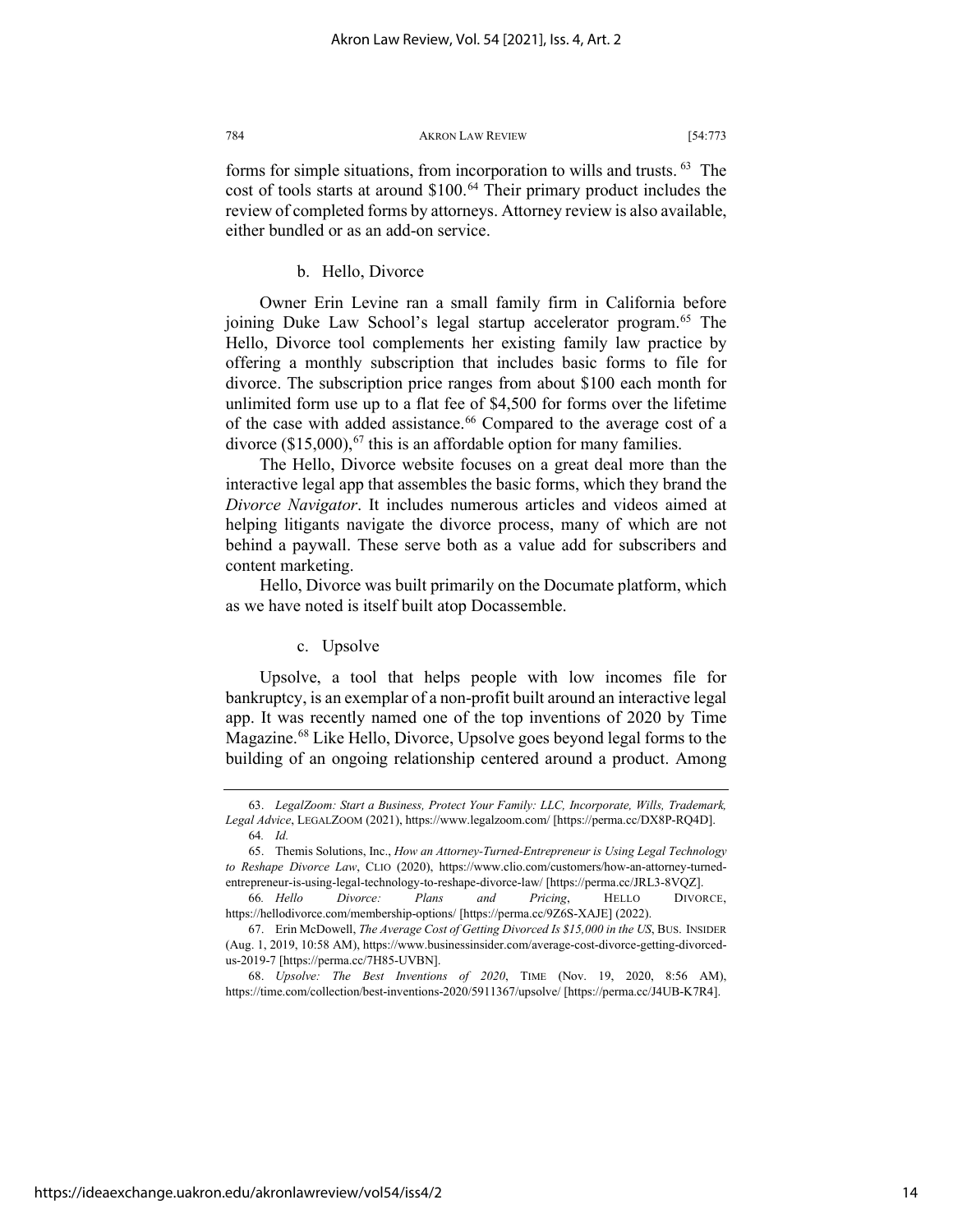forms for simple situations, from incorporation to wills and trusts. [63] The cost of tools starts at around $100.[64] Their primary product includes the review of completed forms by attorneys. Attorney review is also available, either bundled or as an add-on service.

### b. Hello, Divorce

Owner Erin Levine ran a small family firm in California before joining Duke Law School's legal startup accelerator program.[65] The Hello, Divorce tool complements her existing family law practice by offering a monthly subscription that includes basic forms to file for divorce. The subscription price ranges from about $100 each month for unlimited form use up to a flat fee of $4,500 for forms over the lifetime of the case with added assistance.[66] Compared to the average cost of a divorce ($15,000),[67] this is an affordable option for many families.

The Hello, Divorce website focuses on a great deal more than the interactive legal app that assembles the basic forms, which they brand the *Divorce Navigator*. It includes numerous articles and videos aimed at helping litigants navigate the divorce process, many of which are not behind a paywall. These serve both as a value add for subscribers and content marketing.

Hello, Divorce was built primarily on the Documate platform, which as we have noted is itself built atop Docassemble.

### c. Upsolve

Upsolve, a tool that helps people with low incomes file for bankruptcy, is an exemplar of a non-profit built around an interactive legal app. It was recently named one of the top inventions of 2020 by Time Magazine.[68] Like Hello, Divorce, Upsolve goes beyond legal forms to the building of an ongoing relationship centered around a product. Among

---

63. *LegalZoom: Start a Business, Protect Your Family: LLC, Incorporate, Wills, Trademark, Legal Advice*, LEGALZOOM (2021), https://www.legalzoom.com/ [https://perma.cc/DX8P-RQ4D].

64. *Id.*

65. Themis Solutions, Inc., *How an Attorney-Turned-Entrepreneur is Using Legal Technology to Reshape Divorce Law*, CLIO (2020), https://www.clio.com/customers/how-an-attorney-turned-entrepreneur-is-using-legal-technology-to-reshape-divorce-law/ [https://perma.cc/JRL3-8VQZ].

66. *Hello Divorce: Plans and Pricing*, HELLO DIVORCE, https://hellodivorce.com/membership-options/ [https://perma.cc/9Z6S-XAJE] (2022).

67. Erin McDowell, *The Average Cost of Getting Divorced Is $15,000 in the US*, BUS. INSIDER (Aug. 1, 2019, 10:58 AM), https://www.businessinsider.com/average-cost-divorce-getting-divorced-us-2019-7 [https://perma.cc/7H85-UVBN].

68. *Upsolve: The Best Inventions of 2020*, TIME (Nov. 19, 2020, 8:56 AM), https://time.com/collection/best-inventions-2020/5911367/upsolve/ [https://perma.cc/J4UB-K7R4].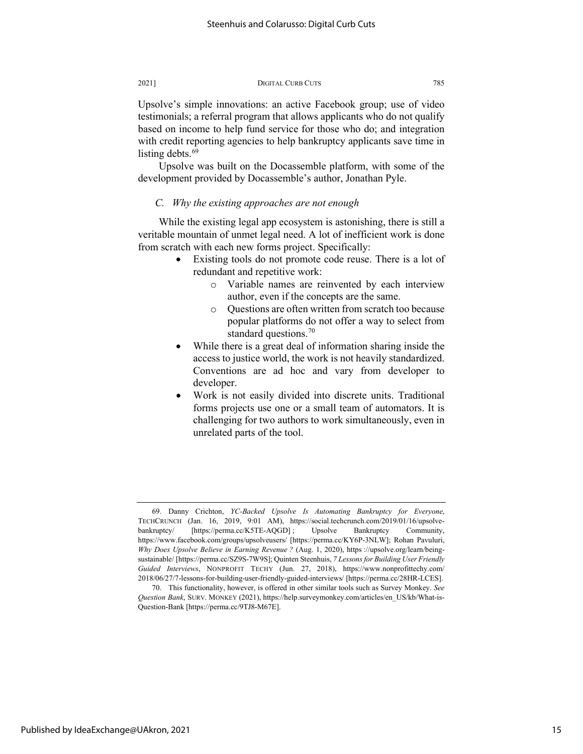Upsolve's simple innovations: an active Facebook group; use of video testimonials; a referral program that allows applicants who do not qualify based on income to help fund service for those who do; and integration with credit reporting agencies to help bankruptcy applicants save time in listing debts.[69]

Upsolve was built on the Docassemble platform, with some of the development provided by Docassemble's author, Jonathan Pyle.

### *C. Why the existing approaches are not enough*

While the existing legal app ecosystem is astonishing, there is still a veritable mountain of unmet legal need. A lot of inefficient work is done from scratch with each new forms project. Specifically:

- Existing tools do not promote code reuse. There is a lot of redundant and repetitive work:
  - Variable names are reinvented by each interview author, even if the concepts are the same.
  - Questions are often written from scratch too because popular platforms do not offer a way to select from standard questions.[70]
- While there is a great deal of information sharing inside the access to justice world, the work is not heavily standardized. Conventions are ad hoc and vary from developer to developer.
- Work is not easily divided into discrete units. Traditional forms projects use one or a small team of automators. It is challenging for two authors to work simultaneously, even in unrelated parts of the tool.

---

69. Danny Crichton, *YC-Backed Upsolve Is Automating Bankruptcy for Everyone*, TECHCRUNCH (Jan. 16, 2019, 9:01 AM), https://social.techcrunch.com/2019/01/16/upsolve-bankruptcy/ [https://perma.cc/K5TE-AQGD] ; Upsolve Bankruptcy Community, https://www.facebook.com/groups/upsolveusers/ [https://perma.cc/KY6P-3NLW]; Rohan Pavuluri, *Why Does Upsolve Believe in Earning Revenue ?* (Aug. 1, 2020), https ://upsolve.org/learn/being-sustainable/ [https://perma.cc/SZ9S-7W9S]; Quinten Steenhuis, *7 Lessons for Building User Friendly Guided Interviews*, NONPROFIT TECHY (Jun. 27, 2018), https://www.nonprofittechy.com/2018/06/27/7-lessons-for-building-user-friendly-guided-interviews/ [https://perma.cc/28HR-LCES].

70. This functionality, however, is offered in other similar tools such as Survey Monkey. *See Question Bank*, SURV. MONKEY (2021), https://help.surveymonkey.com/articles/en_US/kb/What-is-Question-Bank [https://perma.cc/9TJ8-M67E].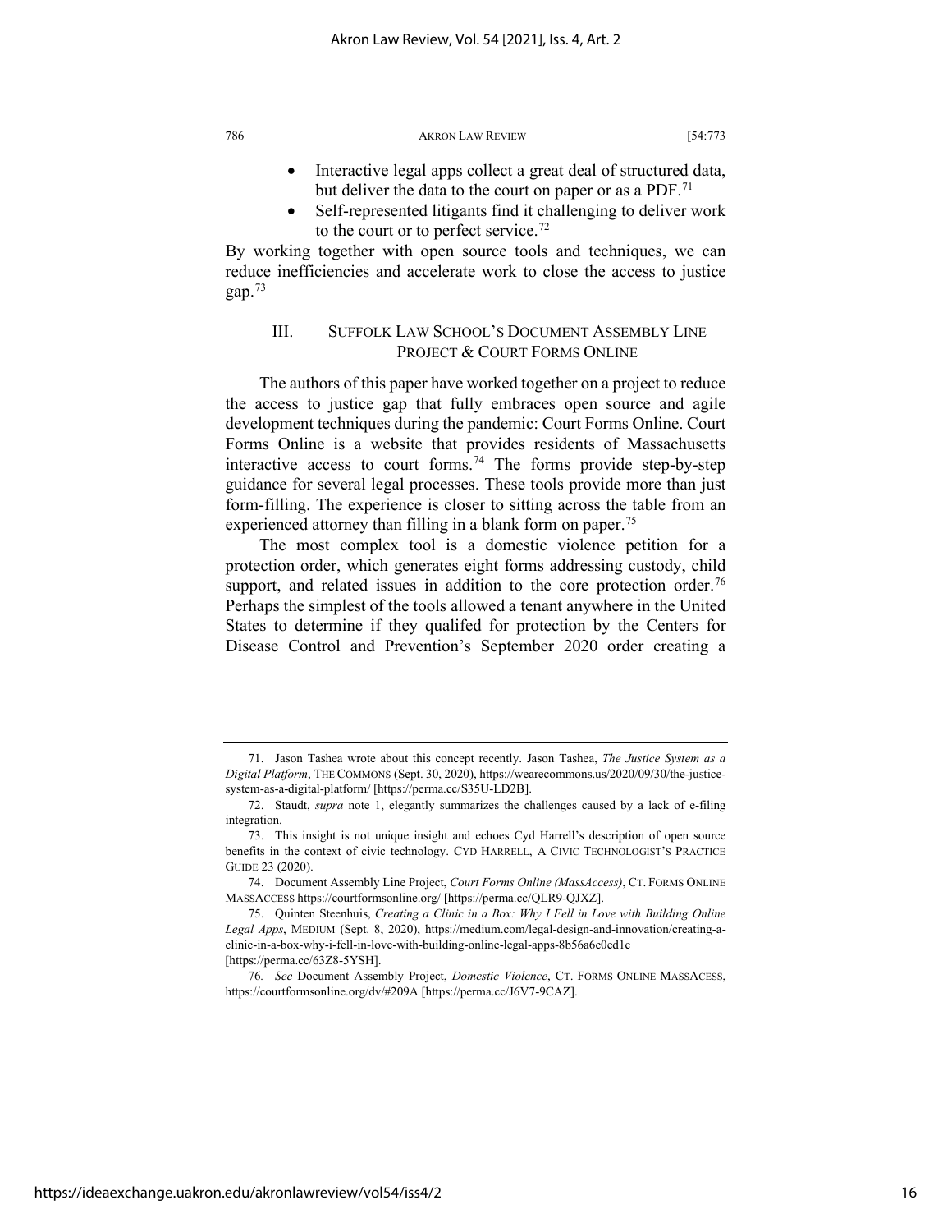- Interactive legal apps collect a great deal of structured data, but deliver the data to the court on paper or as a PDF.[71]
- Self-represented litigants find it challenging to deliver work to the court or to perfect service.[72]

By working together with open source tools and techniques, we can reduce inefficiencies and accelerate work to close the access to justice gap.[73]

## III. SUFFOLK LAW SCHOOL'S DOCUMENT ASSEMBLY LINE PROJECT & COURT FORMS ONLINE

The authors of this paper have worked together on a project to reduce the access to justice gap that fully embraces open source and agile development techniques during the pandemic: Court Forms Online. Court Forms Online is a website that provides residents of Massachusetts interactive access to court forms.[74] The forms provide step-by-step guidance for several legal processes. These tools provide more than just form-filling. The experience is closer to sitting across the table from an experienced attorney than filling in a blank form on paper.[75]

The most complex tool is a domestic violence petition for a protection order, which generates eight forms addressing custody, child support, and related issues in addition to the core protection order.[76] Perhaps the simplest of the tools allowed a tenant anywhere in the United States to determine if they qualifed for protection by the Centers for Disease Control and Prevention's September 2020 order creating a

---

71. Jason Tashea wrote about this concept recently. Jason Tashea, *The Justice System as a Digital Platform*, THE COMMONS (Sept. 30, 2020), https://wearecommons.us/2020/09/30/the-justice-system-as-a-digital-platform/ [https://perma.cc/S35U-LD2B].

72. Staudt, *supra* note 1, elegantly summarizes the challenges caused by a lack of e-filing integration.

73. This insight is not unique insight and echoes Cyd Harrell's description of open source benefits in the context of civic technology. CYD HARRELL, A CIVIC TECHNOLOGIST'S PRACTICE GUIDE 23 (2020).

74. Document Assembly Line Project, *Court Forms Online (MassAccess)*, CT. FORMS ONLINE MASSACCESS https://courtformsonline.org/ [https://perma.cc/QLR9-QJXZ].

75. Quinten Steenhuis, *Creating a Clinic in a Box: Why I Fell in Love with Building Online Legal Apps*, MEDIUM (Sept. 8, 2020), https://medium.com/legal-design-and-innovation/creating-a-clinic-in-a-box-why-i-fell-in-love-with-building-online-legal-apps-8b56a6e0ed1c [https://perma.cc/63Z8-5YSH].

76. *See* Document Assembly Project, *Domestic Violence*, CT. FORMS ONLINE MASSACESS, https://courtformsonline.org/dv/#209A [https://perma.cc/J6V7-9CAZ].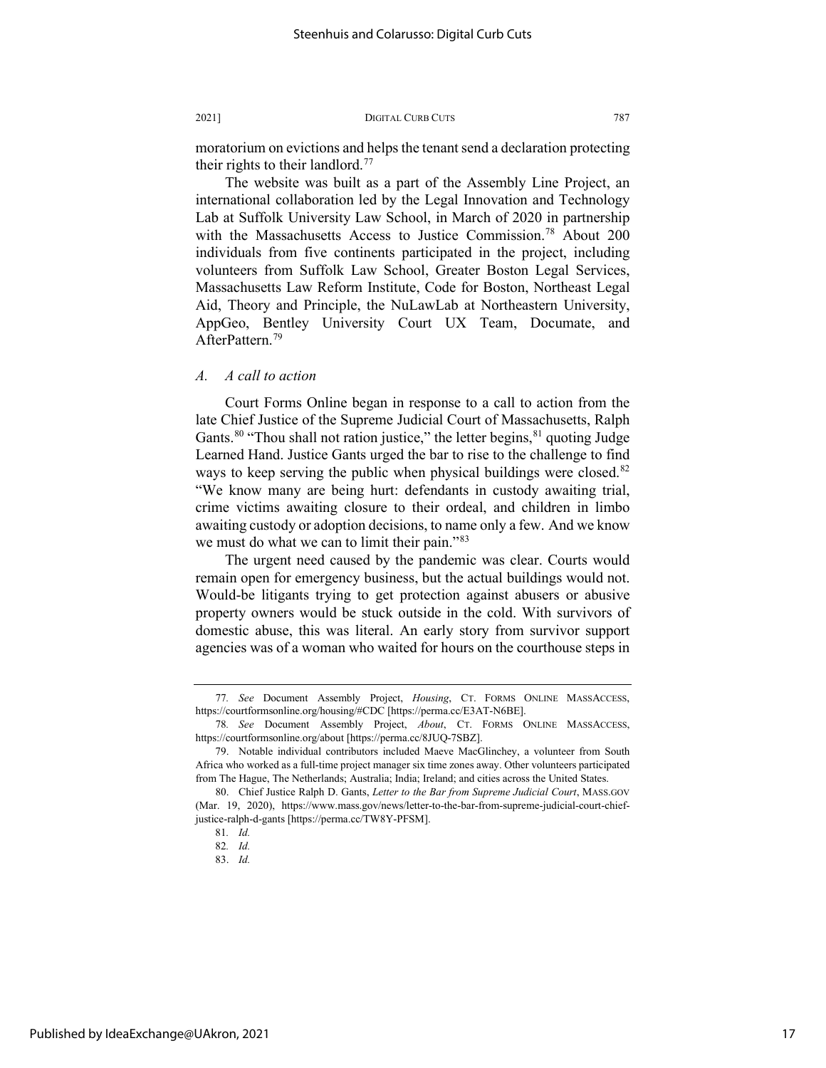moratorium on evictions and helps the tenant send a declaration protecting their rights to their landlord.[77]

The website was built as a part of the Assembly Line Project, an international collaboration led by the Legal Innovation and Technology Lab at Suffolk University Law School, in March of 2020 in partnership with the Massachusetts Access to Justice Commission.[78] About 200 individuals from five continents participated in the project, including volunteers from Suffolk Law School, Greater Boston Legal Services, Massachusetts Law Reform Institute, Code for Boston, Northeast Legal Aid, Theory and Principle, the NuLawLab at Northeastern University, AppGeo, Bentley University Court UX Team, Documate, and AfterPattern.[79]

### *A. A call to action*

Court Forms Online began in response to a call to action from the late Chief Justice of the Supreme Judicial Court of Massachusetts, Ralph Gants.[80] "Thou shall not ration justice," the letter begins,[81] quoting Judge Learned Hand. Justice Gants urged the bar to rise to the challenge to find ways to keep serving the public when physical buildings were closed.[82] "We know many are being hurt: defendants in custody awaiting trial, crime victims awaiting closure to their ordeal, and children in limbo awaiting custody or adoption decisions, to name only a few. And we know we must do what we can to limit their pain."[83]

The urgent need caused by the pandemic was clear. Courts would remain open for emergency business, but the actual buildings would not. Would-be litigants trying to get protection against abusers or abusive property owners would be stuck outside in the cold. With survivors of domestic abuse, this was literal. An early story from survivor support agencies was of a woman who waited for hours on the courthouse steps in

---

77. *See* Document Assembly Project, *Housing*, CT. FORMS ONLINE MASSACCESS, https://courtformsonline.org/housing/#CDC [https://perma.cc/E3AT-N6BE].

78. *See* Document Assembly Project, *About*, CT. FORMS ONLINE MASSACCESS, https://courtformsonline.org/about [https://perma.cc/8JUQ-7SBZ].

79. Notable individual contributors included Maeve MacGlinchey, a volunteer from South Africa who worked as a full-time project manager six time zones away. Other volunteers participated from The Hague, The Netherlands; Australia; India; Ireland; and cities across the United States.

80. Chief Justice Ralph D. Gants, *Letter to the Bar from Supreme Judicial Court*, MASS.GOV (Mar. 19, 2020), https://www.mass.gov/news/letter-to-the-bar-from-supreme-judicial-court-chief-justice-ralph-d-gants [https://perma.cc/TW8Y-PFSM].

81. *Id.*

82. *Id.*

83. *Id.*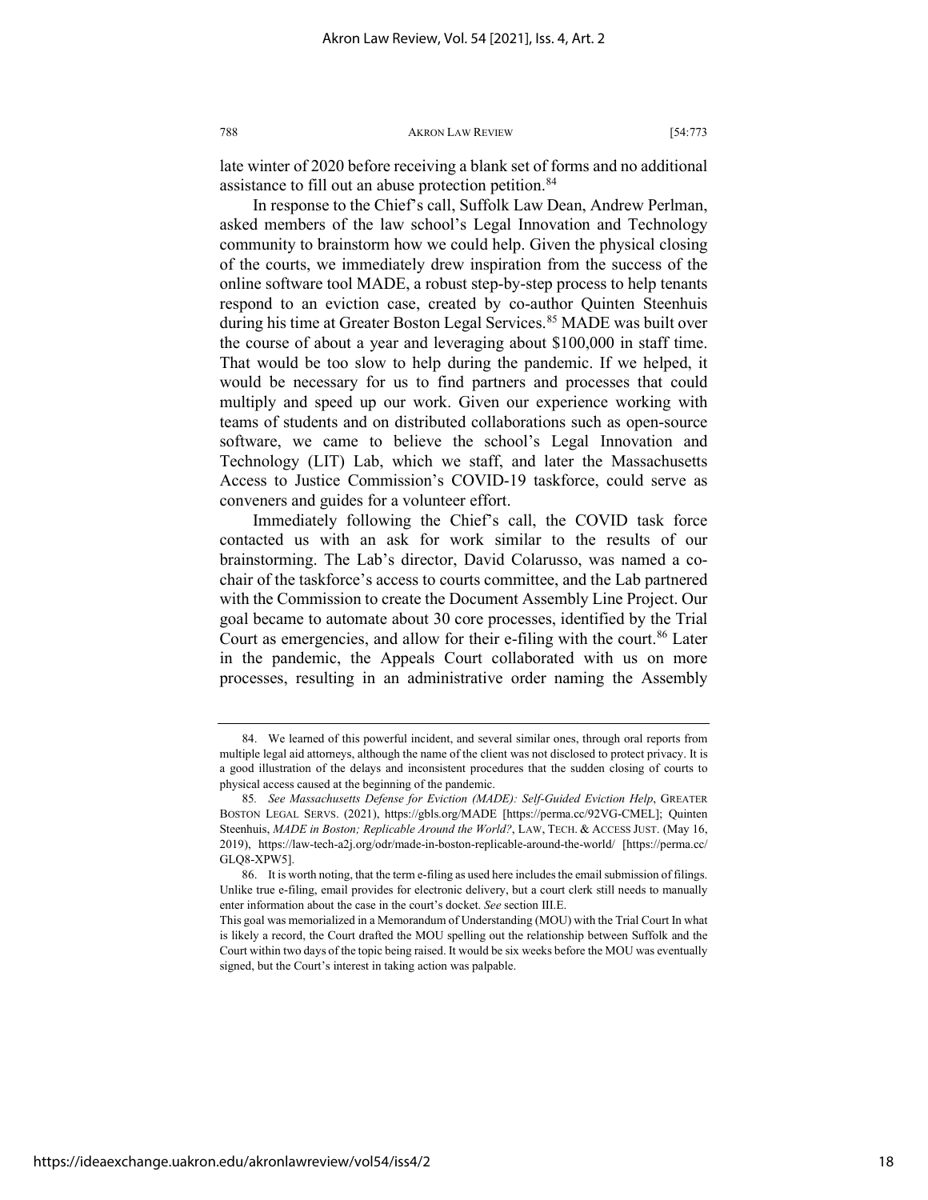late winter of 2020 before receiving a blank set of forms and no additional assistance to fill out an abuse protection petition.[84]

In response to the Chief's call, Suffolk Law Dean, Andrew Perlman, asked members of the law school's Legal Innovation and Technology community to brainstorm how we could help. Given the physical closing of the courts, we immediately drew inspiration from the success of the online software tool MADE, a robust step-by-step process to help tenants respond to an eviction case, created by co-author Quinten Steenhuis during his time at Greater Boston Legal Services.[85] MADE was built over the course of about a year and leveraging about $100,000 in staff time. That would be too slow to help during the pandemic. If we helped, it would be necessary for us to find partners and processes that could multiply and speed up our work. Given our experience working with teams of students and on distributed collaborations such as open-source software, we came to believe the school's Legal Innovation and Technology (LIT) Lab, which we staff, and later the Massachusetts Access to Justice Commission's COVID-19 taskforce, could serve as conveners and guides for a volunteer effort.

Immediately following the Chief's call, the COVID task force contacted us with an ask for work similar to the results of our brainstorming. The Lab's director, David Colarusso, was named a co-chair of the taskforce's access to courts committee, and the Lab partnered with the Commission to create the Document Assembly Line Project. Our goal became to automate about 30 core processes, identified by the Trial Court as emergencies, and allow for their e-filing with the court.[86] Later in the pandemic, the Appeals Court collaborated with us on more processes, resulting in an administrative order naming the Assembly

---

84. We learned of this powerful incident, and several similar ones, through oral reports from multiple legal aid attorneys, although the name of the client was not disclosed to protect privacy. It is a good illustration of the delays and inconsistent procedures that the sudden closing of courts to physical access caused at the beginning of the pandemic.

85. *See Massachusetts Defense for Eviction (MADE): Self-Guided Eviction Help*, GREATER BOSTON LEGAL SERVS. (2021), https://gbls.org/MADE [https://perma.cc/92VG-CMEL]; Quinten Steenhuis, *MADE in Boston; Replicable Around the World?*, LAW, TECH. & ACCESS JUST. (May 16, 2019), https://law-tech-a2j.org/odr/made-in-boston-replicable-around-the-world/ [https://perma.cc/GLQ8-XPW5].

86. It is worth noting, that the term e-filing as used here includes the email submission of filings. Unlike true e-filing, email provides for electronic delivery, but a court clerk still needs to manually enter information about the case in the court's docket. *See* section III.E.

This goal was memorialized in a Memorandum of Understanding (MOU) with the Trial Court In what is likely a record, the Court drafted the MOU spelling out the relationship between Suffolk and the Court within two days of the topic being raised. It would be six weeks before the MOU was eventually signed, but the Court's interest in taking action was palpable.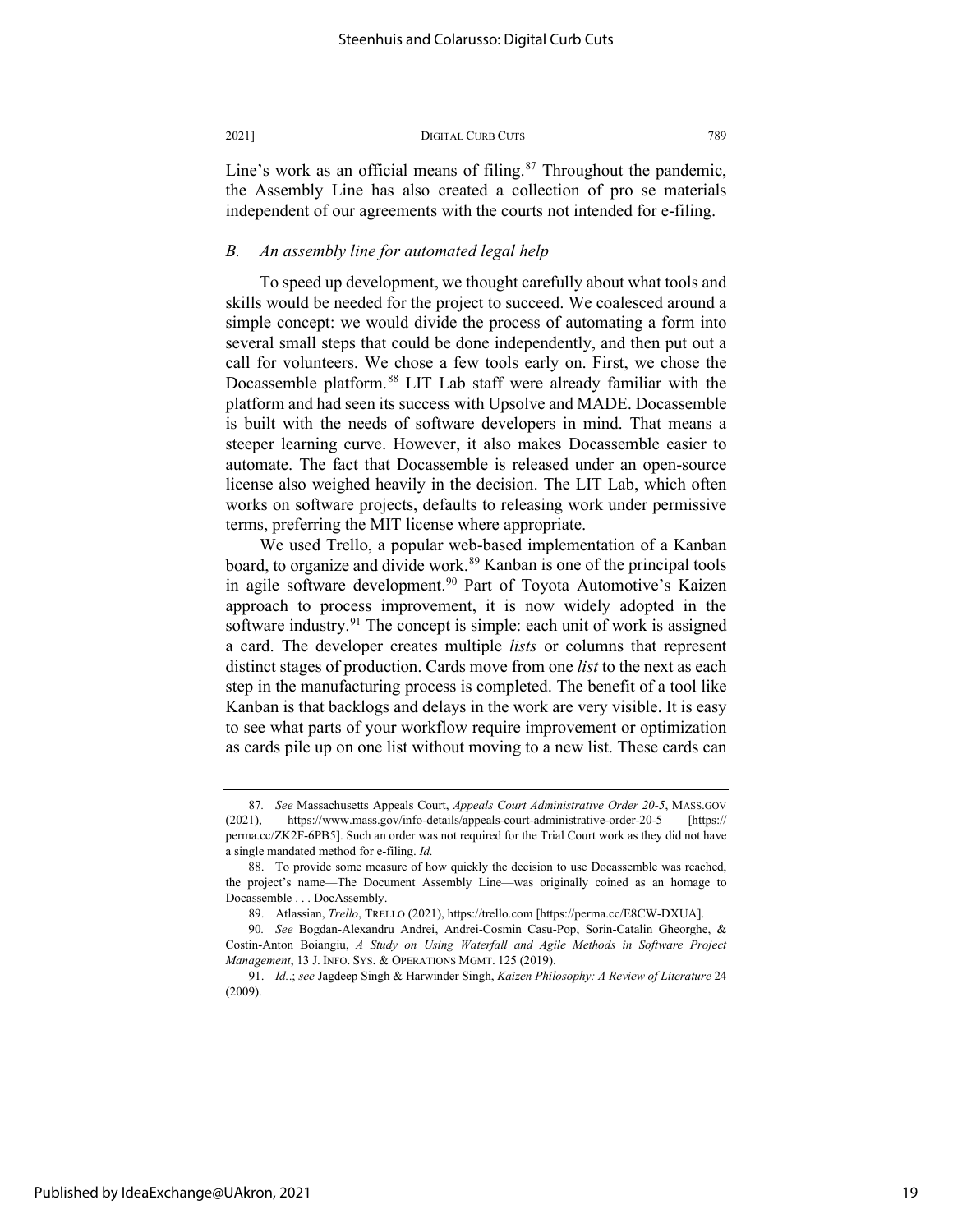Line's work as an official means of filing.[87] Throughout the pandemic, the Assembly Line has also created a collection of pro se materials independent of our agreements with the courts not intended for e-filing.

### *B. An assembly line for automated legal help*

To speed up development, we thought carefully about what tools and skills would be needed for the project to succeed. We coalesced around a simple concept: we would divide the process of automating a form into several small steps that could be done independently, and then put out a call for volunteers. We chose a few tools early on. First, we chose the Docassemble platform.[88] LIT Lab staff were already familiar with the platform and had seen its success with Upsolve and MADE. Docassemble is built with the needs of software developers in mind. That means a steeper learning curve. However, it also makes Docassemble easier to automate. The fact that Docassemble is released under an open-source license also weighed heavily in the decision. The LIT Lab, which often works on software projects, defaults to releasing work under permissive terms, preferring the MIT license where appropriate.

We used Trello, a popular web-based implementation of a Kanban board, to organize and divide work.[89] Kanban is one of the principal tools in agile software development.[90] Part of Toyota Automotive's Kaizen approach to process improvement, it is now widely adopted in the software industry.[91] The concept is simple: each unit of work is assigned a card. The developer creates multiple *lists* or columns that represent distinct stages of production. Cards move from one *list* to the next as each step in the manufacturing process is completed. The benefit of a tool like Kanban is that backlogs and delays in the work are very visible. It is easy to see what parts of your workflow require improvement or optimization as cards pile up on one list without moving to a new list. These cards can

---

87. *See* Massachusetts Appeals Court, *Appeals Court Administrative Order 20-5*, MASS.GOV (2021), https://www.mass.gov/info-details/appeals-court-administrative-order-20-5 [https://perma.cc/ZK2F-6PB5]. Such an order was not required for the Trial Court work as they did not have a single mandated method for e-filing. *Id.*

88. To provide some measure of how quickly the decision to use Docassemble was reached, the project's name—The Document Assembly Line—was originally coined as an homage to Docassemble . . . DocAssembly.

89. Atlassian, *Trello*, TRELLO (2021), https://trello.com [https://perma.cc/E8CW-DXUA].

90. *See* Bogdan-Alexandru Andrei, Andrei-Cosmin Casu-Pop, Sorin-Catalin Gheorghe, & Costin-Anton Boiangiu, *A Study on Using Waterfall and Agile Methods in Software Project Management*, 13 J. INFO. SYS. & OPERATIONS MGMT. 125 (2019).

91. *Id.*; *see* Jagdeep Singh & Harwinder Singh, *Kaizen Philosophy: A Review of Literature* 24 (2009).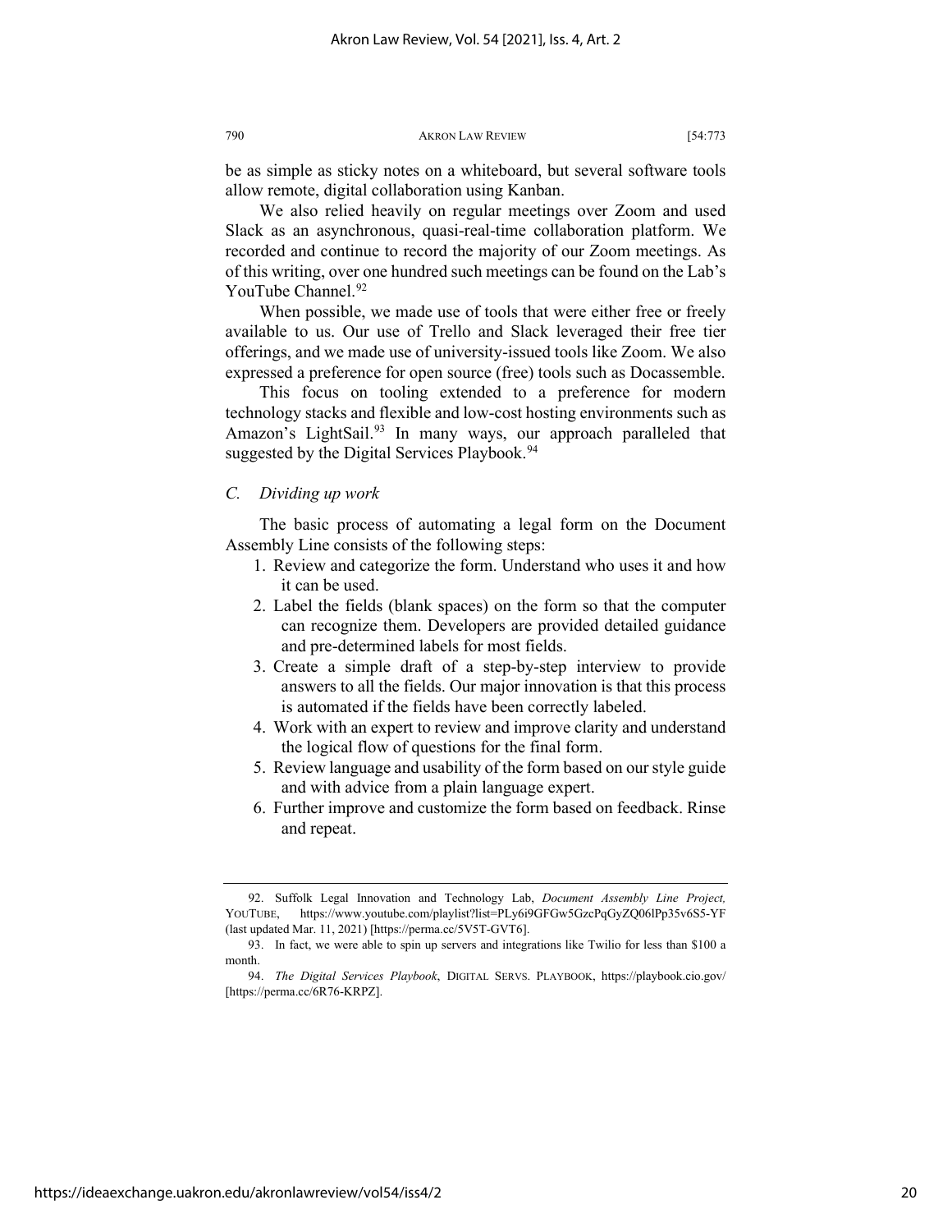be as simple as sticky notes on a whiteboard, but several software tools allow remote, digital collaboration using Kanban.

We also relied heavily on regular meetings over Zoom and used Slack as an asynchronous, quasi-real-time collaboration platform. We recorded and continue to record the majority of our Zoom meetings. As of this writing, over one hundred such meetings can be found on the Lab's YouTube Channel.[92]

When possible, we made use of tools that were either free or freely available to us. Our use of Trello and Slack leveraged their free tier offerings, and we made use of university-issued tools like Zoom. We also expressed a preference for open source (free) tools such as Docassemble.

This focus on tooling extended to a preference for modern technology stacks and flexible and low-cost hosting environments such as Amazon's LightSail.[93] In many ways, our approach paralleled that suggested by the Digital Services Playbook.[94]

### *C. Dividing up work*

The basic process of automating a legal form on the Document Assembly Line consists of the following steps:

1. Review and categorize the form. Understand who uses it and how it can be used.
2. Label the fields (blank spaces) on the form so that the computer can recognize them. Developers are provided detailed guidance and pre-determined labels for most fields.
3. Create a simple draft of a step-by-step interview to provide answers to all the fields. Our major innovation is that this process is automated if the fields have been correctly labeled.
4. Work with an expert to review and improve clarity and understand the logical flow of questions for the final form.
5. Review language and usability of the form based on our style guide and with advice from a plain language expert.
6. Further improve and customize the form based on feedback. Rinse and repeat.

---

92. Suffolk Legal Innovation and Technology Lab, *Document Assembly Line Project,* YOUTUBE, https://www.youtube.com/playlist?list=PLy6i9GFGw5GzcPqGyZQ06lPp35v6S5-YF (last updated Mar. 11, 2021) [https://perma.cc/5V5T-GVT6].

93. In fact, we were able to spin up servers and integrations like Twilio for less than $100 a month.

94. *The Digital Services Playbook*, DIGITAL SERVS. PLAYBOOK, https://playbook.cio.gov/ [https://perma.cc/6R76-KRPZ].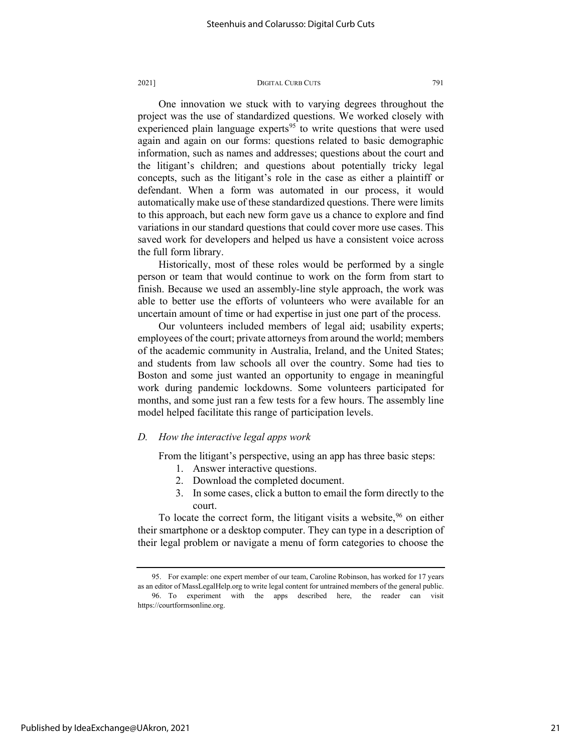One innovation we stuck with to varying degrees throughout the project was the use of standardized questions. We worked closely with experienced plain language experts[95] to write questions that were used again and again on our forms: questions related to basic demographic information, such as names and addresses; questions about the court and the litigant's children; and questions about potentially tricky legal concepts, such as the litigant's role in the case as either a plaintiff or defendant. When a form was automated in our process, it would automatically make use of these standardized questions. There were limits to this approach, but each new form gave us a chance to explore and find variations in our standard questions that could cover more use cases. This saved work for developers and helped us have a consistent voice across the full form library.

Historically, most of these roles would be performed by a single person or team that would continue to work on the form from start to finish. Because we used an assembly-line style approach, the work was able to better use the efforts of volunteers who were available for an uncertain amount of time or had expertise in just one part of the process.

Our volunteers included members of legal aid; usability experts; employees of the court; private attorneys from around the world; members of the academic community in Australia, Ireland, and the United States; and students from law schools all over the country. Some had ties to Boston and some just wanted an opportunity to engage in meaningful work during pandemic lockdowns. Some volunteers participated for months, and some just ran a few tests for a few hours. The assembly line model helped facilitate this range of participation levels.

### *D. How the interactive legal apps work*

From the litigant's perspective, using an app has three basic steps:

1. Answer interactive questions.
2. Download the completed document.
3. In some cases, click a button to email the form directly to the court.

To locate the correct form, the litigant visits a website,[96] on either their smartphone or a desktop computer. They can type in a description of their legal problem or navigate a menu of form categories to choose the

---

95. For example: one expert member of our team, Caroline Robinson, has worked for 17 years as an editor of MassLegalHelp.org to write legal content for untrained members of the general public.

96. To experiment with the apps described here, the reader can visit https://courtformsonline.org.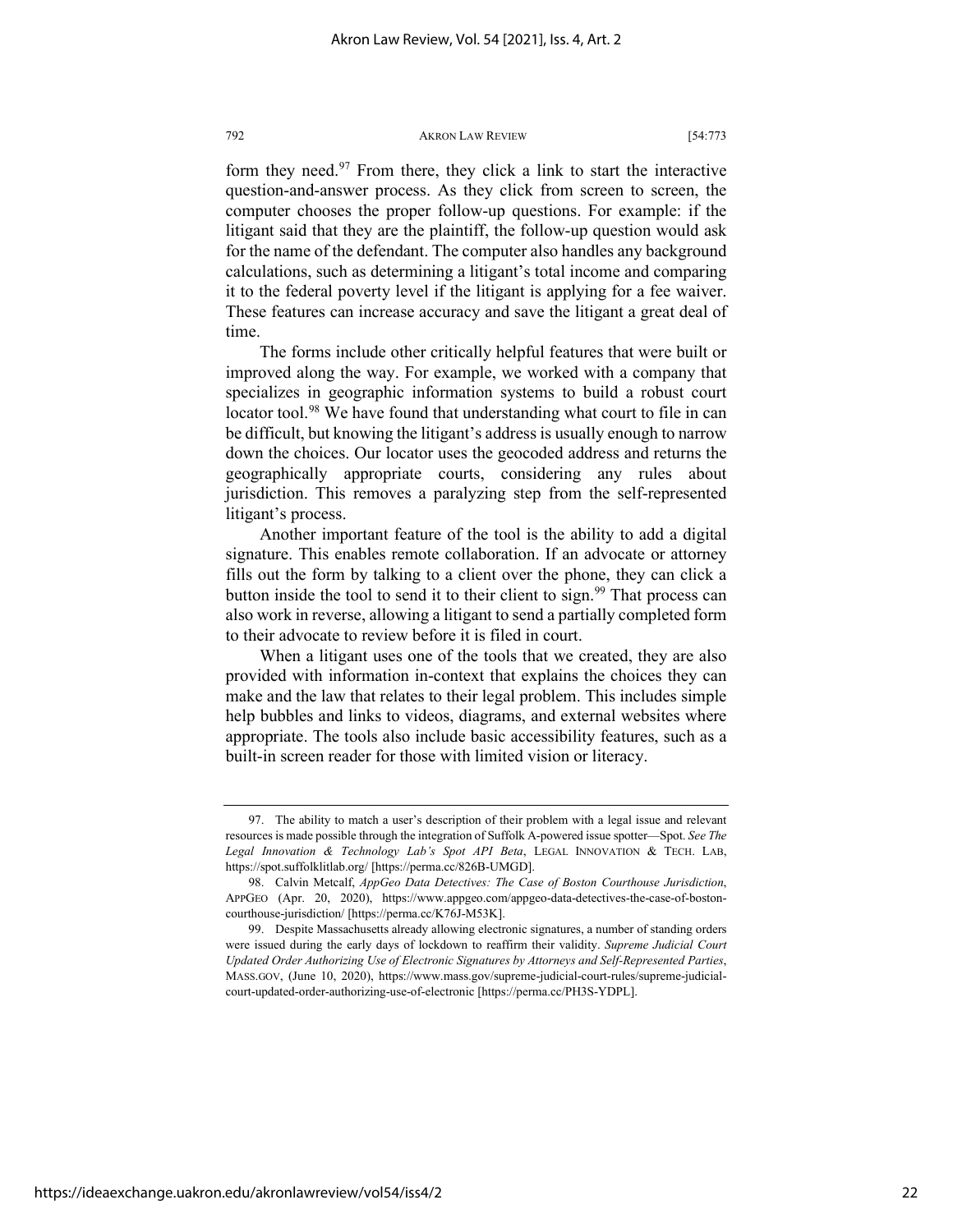form they need.[97] From there, they click a link to start the interactive question-and-answer process. As they click from screen to screen, the computer chooses the proper follow-up questions. For example: if the litigant said that they are the plaintiff, the follow-up question would ask for the name of the defendant. The computer also handles any background calculations, such as determining a litigant's total income and comparing it to the federal poverty level if the litigant is applying for a fee waiver. These features can increase accuracy and save the litigant a great deal of time.

The forms include other critically helpful features that were built or improved along the way. For example, we worked with a company that specializes in geographic information systems to build a robust court locator tool.[98] We have found that understanding what court to file in can be difficult, but knowing the litigant's address is usually enough to narrow down the choices. Our locator uses the geocoded address and returns the geographically appropriate courts, considering any rules about jurisdiction. This removes a paralyzing step from the self-represented litigant's process.

Another important feature of the tool is the ability to add a digital signature. This enables remote collaboration. If an advocate or attorney fills out the form by talking to a client over the phone, they can click a button inside the tool to send it to their client to sign.[99] That process can also work in reverse, allowing a litigant to send a partially completed form to their advocate to review before it is filed in court.

When a litigant uses one of the tools that we created, they are also provided with information in-context that explains the choices they can make and the law that relates to their legal problem. This includes simple help bubbles and links to videos, diagrams, and external websites where appropriate. The tools also include basic accessibility features, such as a built-in screen reader for those with limited vision or literacy.

---

97. The ability to match a user's description of their problem with a legal issue and relevant resources is made possible through the integration of Suffolk A-powered issue spotter—Spot. *See The Legal Innovation & Technology Lab's Spot API Beta*, LEGAL INNOVATION & TECH. LAB, https://spot.suffolklitlab.org/ [https://perma.cc/826B-UMGD].

98. Calvin Metcalf, *AppGeo Data Detectives: The Case of Boston Courthouse Jurisdiction*, APPGEO (Apr. 20, 2020), https://www.appgeo.com/appgeo-data-detectives-the-case-of-boston-courthouse-jurisdiction/ [https://perma.cc/K76J-M53K].

99. Despite Massachusetts already allowing electronic signatures, a number of standing orders were issued during the early days of lockdown to reaffirm their validity. *Supreme Judicial Court Updated Order Authorizing Use of Electronic Signatures by Attorneys and Self-Represented Parties*, MASS.GOV, (June 10, 2020), https://www.mass.gov/supreme-judicial-court-rules/supreme-judicial-court-updated-order-authorizing-use-of-electronic [https://perma.cc/PH3S-YDPL].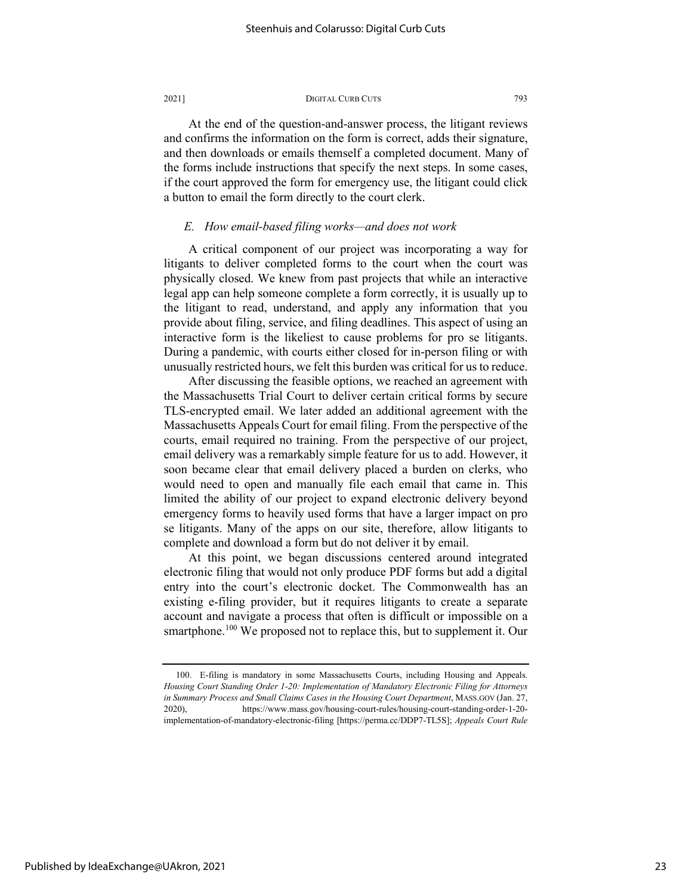At the end of the question-and-answer process, the litigant reviews and confirms the information on the form is correct, adds their signature, and then downloads or emails themself a completed document. Many of the forms include instructions that specify the next steps. In some cases, if the court approved the form for emergency use, the litigant could click a button to email the form directly to the court clerk.

### *E. How email-based filing works—and does not work*

A critical component of our project was incorporating a way for litigants to deliver completed forms to the court when the court was physically closed. We knew from past projects that while an interactive legal app can help someone complete a form correctly, it is usually up to the litigant to read, understand, and apply any information that you provide about filing, service, and filing deadlines. This aspect of using an interactive form is the likeliest to cause problems for pro se litigants. During a pandemic, with courts either closed for in-person filing or with unusually restricted hours, we felt this burden was critical for us to reduce.

After discussing the feasible options, we reached an agreement with the Massachusetts Trial Court to deliver certain critical forms by secure TLS-encrypted email. We later added an additional agreement with the Massachusetts Appeals Court for email filing. From the perspective of the courts, email required no training. From the perspective of our project, email delivery was a remarkably simple feature for us to add. However, it soon became clear that email delivery placed a burden on clerks, who would need to open and manually file each email that came in. This limited the ability of our project to expand electronic delivery beyond emergency forms to heavily used forms that have a larger impact on pro se litigants. Many of the apps on our site, therefore, allow litigants to complete and download a form but do not deliver it by email.

At this point, we began discussions centered around integrated electronic filing that would not only produce PDF forms but add a digital entry into the court's electronic docket. The Commonwealth has an existing e-filing provider, but it requires litigants to create a separate account and navigate a process that often is difficult or impossible on a smartphone.[100] We proposed not to replace this, but to supplement it. Our

---

100. E-filing is mandatory in some Massachusetts Courts, including Housing and Appeals. *Housing Court Standing Order 1-20: Implementation of Mandatory Electronic Filing for Attorneys in Summary Process and Small Claims Cases in the Housing Court Department*, MASS.GOV (Jan. 27, 2020), https://www.mass.gov/housing-court-rules/housing-court-standing-order-1-20-implementation-of-mandatory-electronic-filing [https://perma.cc/DDP7-TL5S]; *Appeals Court Rule*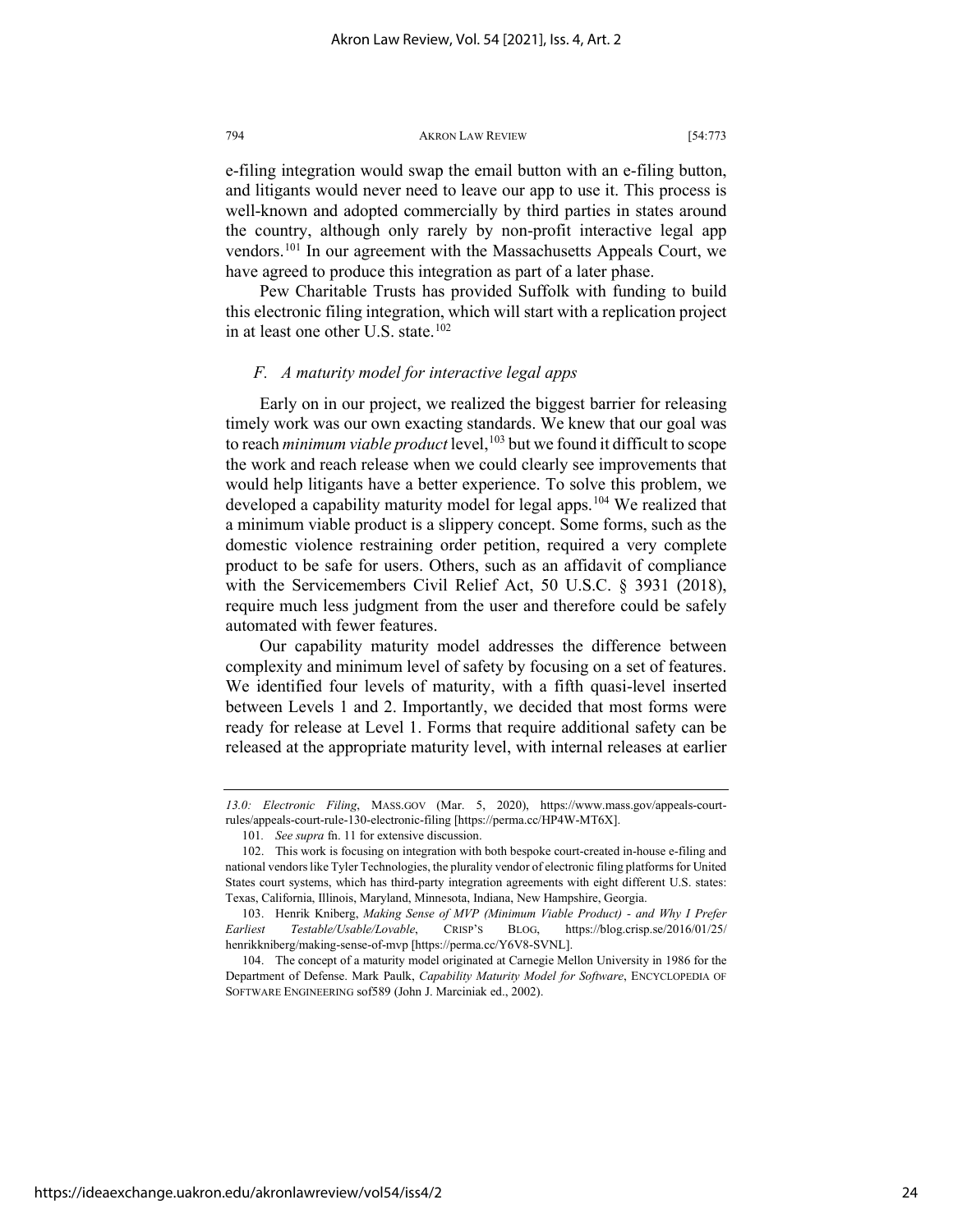e-filing integration would swap the email button with an e-filing button, and litigants would never need to leave our app to use it. This process is well-known and adopted commercially by third parties in states around the country, although only rarely by non-profit interactive legal app vendors.[101] In our agreement with the Massachusetts Appeals Court, we have agreed to produce this integration as part of a later phase.

Pew Charitable Trusts has provided Suffolk with funding to build this electronic filing integration, which will start with a replication project in at least one other U.S. state.[102]

### *F. A maturity model for interactive legal apps*

Early on in our project, we realized the biggest barrier for releasing timely work was our own exacting standards. We knew that our goal was to reach *minimum viable product* level,[103] but we found it difficult to scope the work and reach release when we could clearly see improvements that would help litigants have a better experience. To solve this problem, we developed a capability maturity model for legal apps.[104] We realized that a minimum viable product is a slippery concept. Some forms, such as the domestic violence restraining order petition, required a very complete product to be safe for users. Others, such as an affidavit of compliance with the Servicemembers Civil Relief Act, 50 U.S.C. § 3931 (2018), require much less judgment from the user and therefore could be safely automated with fewer features.

Our capability maturity model addresses the difference between complexity and minimum level of safety by focusing on a set of features. We identified four levels of maturity, with a fifth quasi-level inserted between Levels 1 and 2. Importantly, we decided that most forms were ready for release at Level 1. Forms that require additional safety can be released at the appropriate maturity level, with internal releases at earlier

---

*13.0: Electronic Filing*, MASS.GOV (Mar. 5, 2020), https://www.mass.gov/appeals-court-rules/appeals-court-rule-130-electronic-filing [https://perma.cc/HP4W-MT6X].

101. *See supra* fn. 11 for extensive discussion.

102. This work is focusing on integration with both bespoke court-created in-house e-filing and national vendors like Tyler Technologies, the plurality vendor of electronic filing platforms for United States court systems, which has third-party integration agreements with eight different U.S. states: Texas, California, Illinois, Maryland, Minnesota, Indiana, New Hampshire, Georgia.

103. Henrik Kniberg, *Making Sense of MVP (Minimum Viable Product) - and Why I Prefer Earliest Testable/Usable/Lovable*, CRISP'S BLOG, https://blog.crisp.se/2016/01/25/henrikkniberg/making-sense-of-mvp [https://perma.cc/Y6V8-SVNL].

104. The concept of a maturity model originated at Carnegie Mellon University in 1986 for the Department of Defense. Mark Paulk, *Capability Maturity Model for Software*, ENCYCLOPEDIA OF SOFTWARE ENGINEERING sof589 (John J. Marciniak ed., 2002).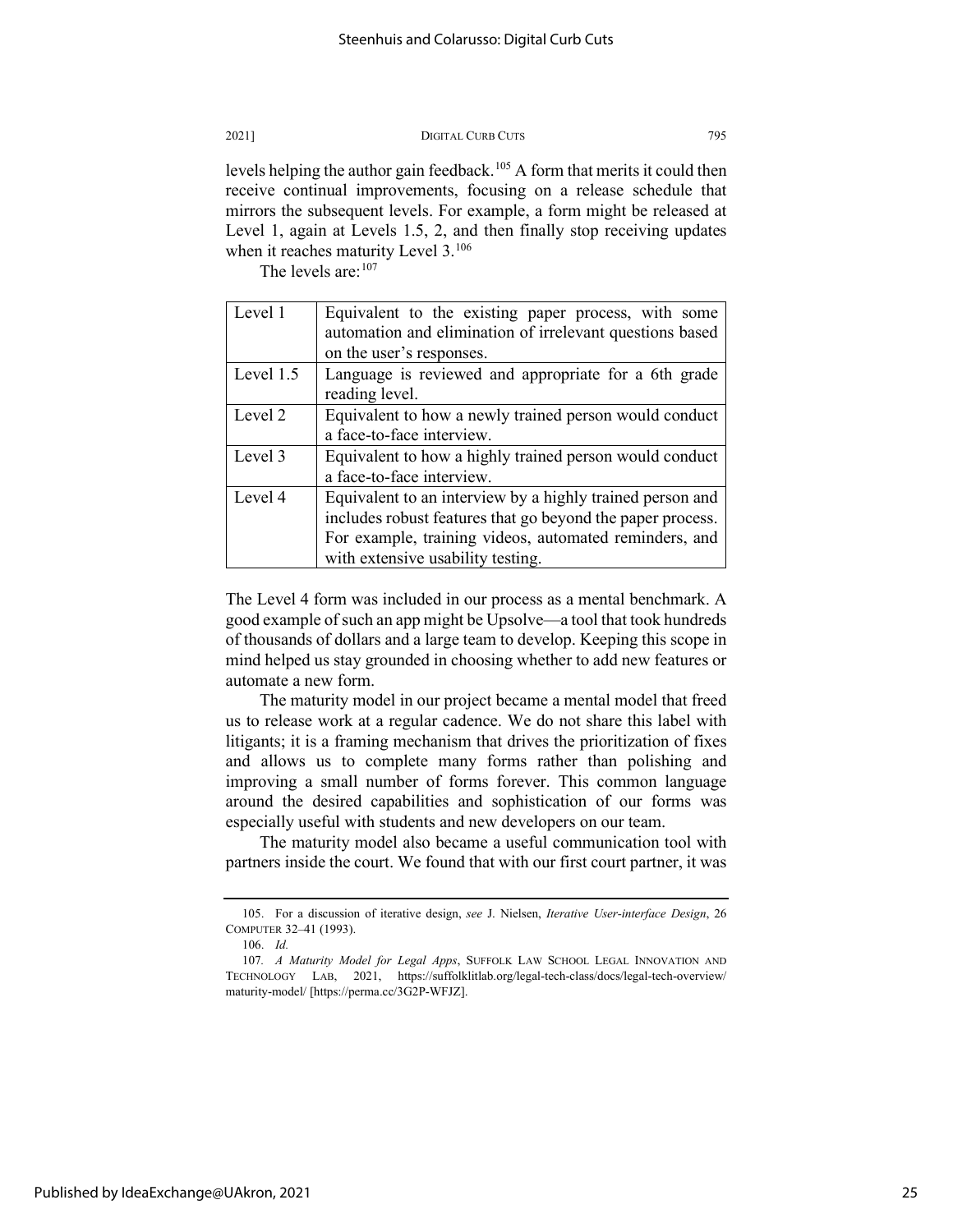levels helping the author gain feedback.[105] A form that merits it could then receive continual improvements, focusing on a release schedule that mirrors the subsequent levels. For example, a form might be released at Level 1, again at Levels 1.5, 2, and then finally stop receiving updates when it reaches maturity Level 3.[106]

The levels are:[107]

| Level | Description |
|---|---|
| Level 1 | Equivalent to the existing paper process, with some automation and elimination of irrelevant questions based on the user's responses. |
| Level 1.5 | Language is reviewed and appropriate for a 6th grade reading level. |
| Level 2 | Equivalent to how a newly trained person would conduct a face-to-face interview. |
| Level 3 | Equivalent to how a highly trained person would conduct a face-to-face interview. |
| Level 4 | Equivalent to an interview by a highly trained person and includes robust features that go beyond the paper process. For example, training videos, automated reminders, and with extensive usability testing. |

The Level 4 form was included in our process as a mental benchmark. A good example of such an app might be Upsolve—a tool that took hundreds of thousands of dollars and a large team to develop. Keeping this scope in mind helped us stay grounded in choosing whether to add new features or automate a new form.

The maturity model in our project became a mental model that freed us to release work at a regular cadence. We do not share this label with litigants; it is a framing mechanism that drives the prioritization of fixes and allows us to complete many forms rather than polishing and improving a small number of forms forever. This common language around the desired capabilities and sophistication of our forms was especially useful with students and new developers on our team.

The maturity model also became a useful communication tool with partners inside the court. We found that with our first court partner, it was

---

105. For a discussion of iterative design, *see* J. Nielsen, *Iterative User-interface Design*, 26 COMPUTER 32–41 (1993).

106. *Id.*

107. *A Maturity Model for Legal Apps*, SUFFOLK LAW SCHOOL LEGAL INNOVATION AND TECHNOLOGY LAB, 2021, https://suffolklitlab.org/legal-tech-class/docs/legal-tech-overview/maturity-model/ [https://perma.cc/3G2P-WFJZ].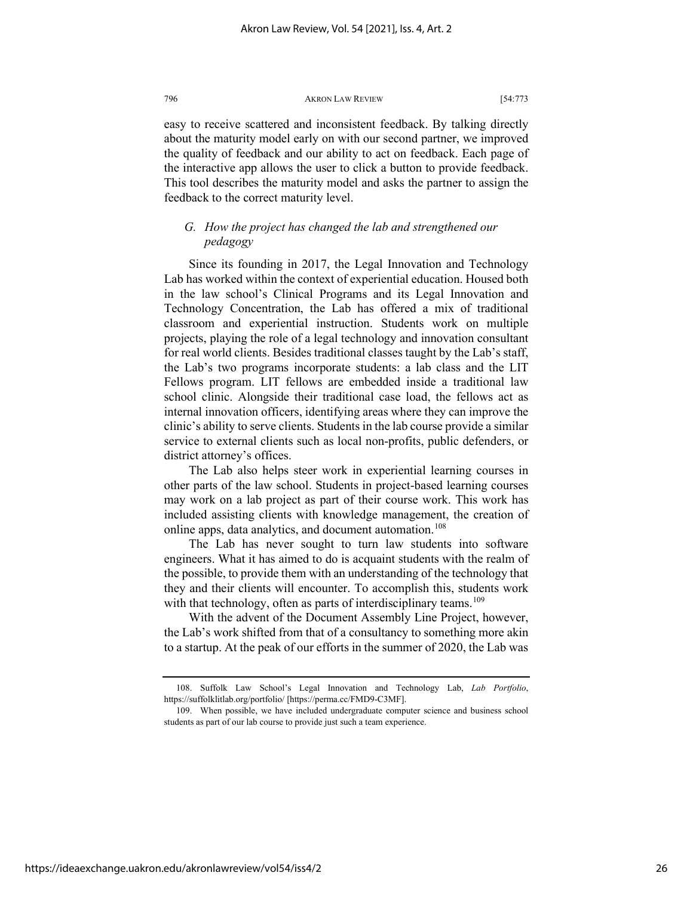easy to receive scattered and inconsistent feedback. By talking directly about the maturity model early on with our second partner, we improved the quality of feedback and our ability to act on feedback. Each page of the interactive app allows the user to click a button to provide feedback. This tool describes the maturity model and asks the partner to assign the feedback to the correct maturity level.

### *G. How the project has changed the lab and strengthened our pedagogy*

Since its founding in 2017, the Legal Innovation and Technology Lab has worked within the context of experiential education. Housed both in the law school's Clinical Programs and its Legal Innovation and Technology Concentration, the Lab has offered a mix of traditional classroom and experiential instruction. Students work on multiple projects, playing the role of a legal technology and innovation consultant for real world clients. Besides traditional classes taught by the Lab's staff, the Lab's two programs incorporate students: a lab class and the LIT Fellows program. LIT fellows are embedded inside a traditional law school clinic. Alongside their traditional case load, the fellows act as internal innovation officers, identifying areas where they can improve the clinic's ability to serve clients. Students in the lab course provide a similar service to external clients such as local non-profits, public defenders, or district attorney's offices.

The Lab also helps steer work in experiential learning courses in other parts of the law school. Students in project-based learning courses may work on a lab project as part of their course work. This work has included assisting clients with knowledge management, the creation of online apps, data analytics, and document automation.[108]

The Lab has never sought to turn law students into software engineers. What it has aimed to do is acquaint students with the realm of the possible, to provide them with an understanding of the technology that they and their clients will encounter. To accomplish this, students work with that technology, often as parts of interdisciplinary teams.[109]

With the advent of the Document Assembly Line Project, however, the Lab's work shifted from that of a consultancy to something more akin to a startup. At the peak of our efforts in the summer of 2020, the Lab was

---

108. Suffolk Law School's Legal Innovation and Technology Lab, *Lab Portfolio*, https://suffolklitlab.org/portfolio/ [https://perma.cc/FMD9-C3MF].

109. When possible, we have included undergraduate computer science and business school students as part of our lab course to provide just such a team experience.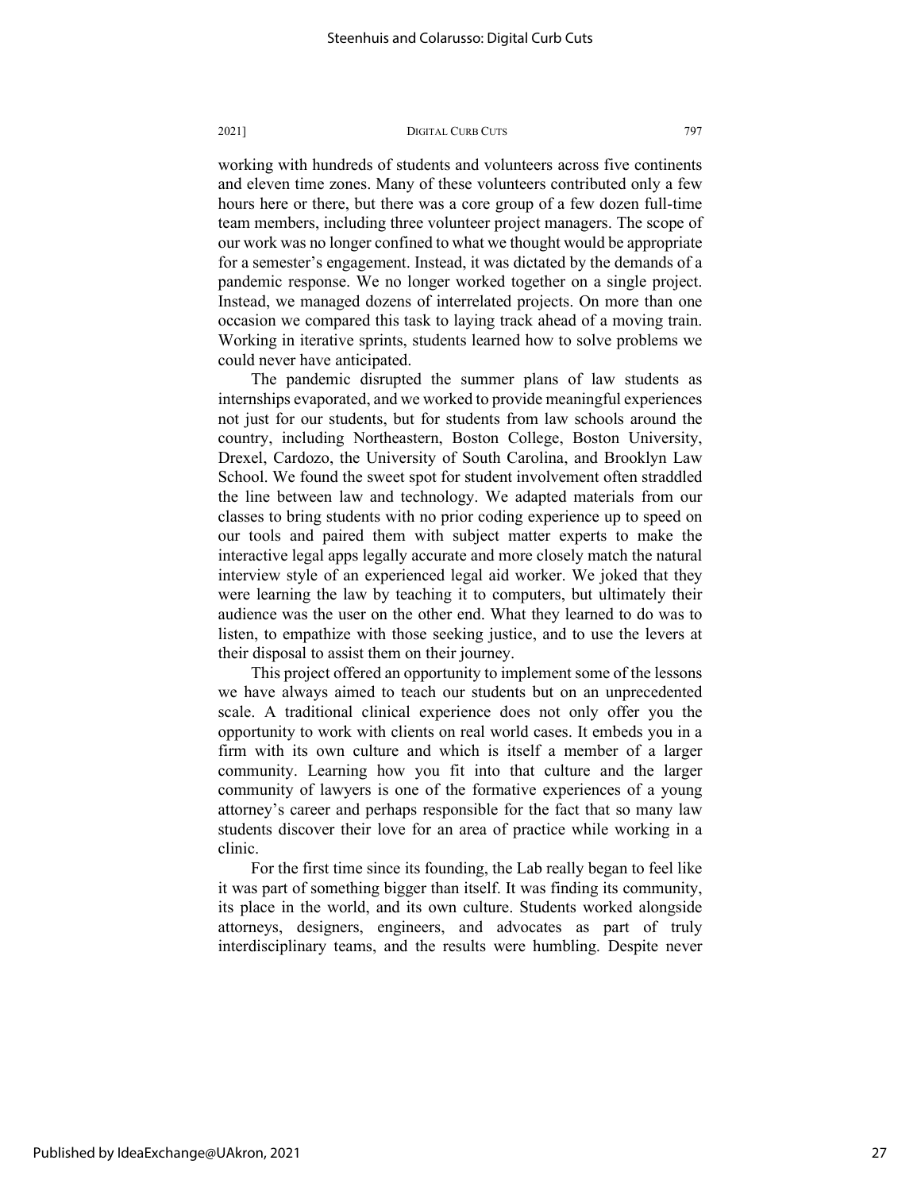working with hundreds of students and volunteers across five continents and eleven time zones. Many of these volunteers contributed only a few hours here or there, but there was a core group of a few dozen full-time team members, including three volunteer project managers. The scope of our work was no longer confined to what we thought would be appropriate for a semester's engagement. Instead, it was dictated by the demands of a pandemic response. We no longer worked together on a single project. Instead, we managed dozens of interrelated projects. On more than one occasion we compared this task to laying track ahead of a moving train. Working in iterative sprints, students learned how to solve problems we could never have anticipated.

The pandemic disrupted the summer plans of law students as internships evaporated, and we worked to provide meaningful experiences not just for our students, but for students from law schools around the country, including Northeastern, Boston College, Boston University, Drexel, Cardozo, the University of South Carolina, and Brooklyn Law School. We found the sweet spot for student involvement often straddled the line between law and technology. We adapted materials from our classes to bring students with no prior coding experience up to speed on our tools and paired them with subject matter experts to make the interactive legal apps legally accurate and more closely match the natural interview style of an experienced legal aid worker. We joked that they were learning the law by teaching it to computers, but ultimately their audience was the user on the other end. What they learned to do was to listen, to empathize with those seeking justice, and to use the levers at their disposal to assist them on their journey.

This project offered an opportunity to implement some of the lessons we have always aimed to teach our students but on an unprecedented scale. A traditional clinical experience does not only offer you the opportunity to work with clients on real world cases. It embeds you in a firm with its own culture and which is itself a member of a larger community. Learning how you fit into that culture and the larger community of lawyers is one of the formative experiences of a young attorney's career and perhaps responsible for the fact that so many law students discover their love for an area of practice while working in a clinic.

For the first time since its founding, the Lab really began to feel like it was part of something bigger than itself. It was finding its community, its place in the world, and its own culture. Students worked alongside attorneys, designers, engineers, and advocates as part of truly interdisciplinary teams, and the results were humbling. Despite never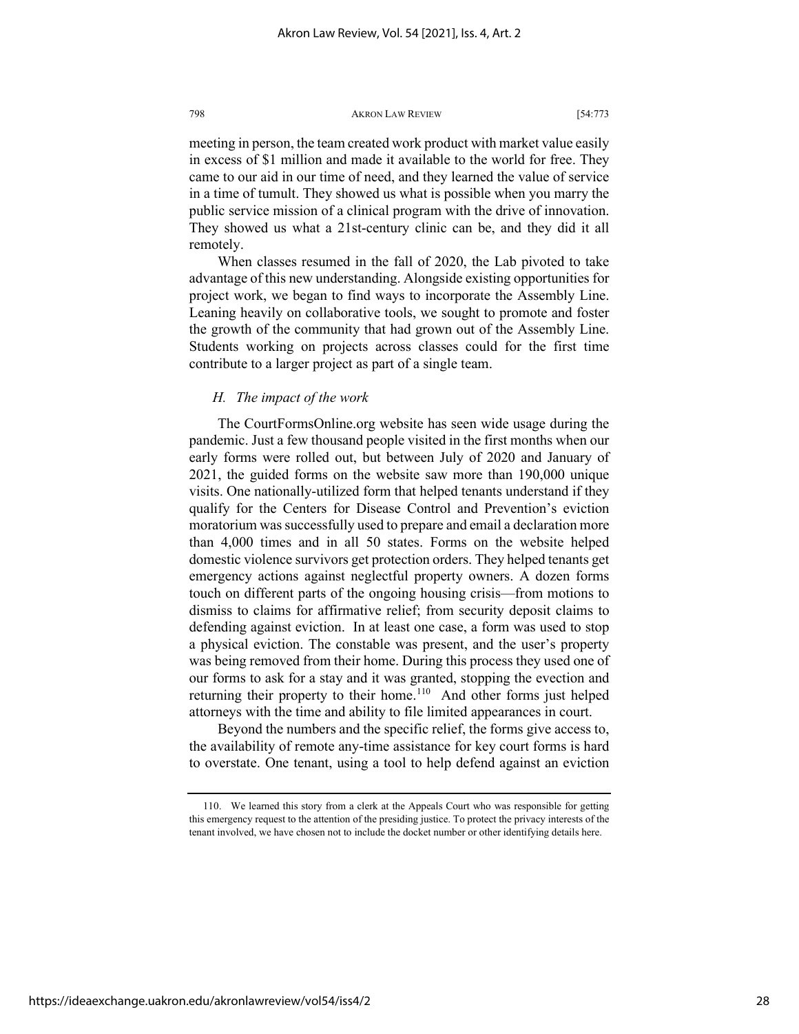meeting in person, the team created work product with market value easily in excess of $1 million and made it available to the world for free. They came to our aid in our time of need, and they learned the value of service in a time of tumult. They showed us what is possible when you marry the public service mission of a clinical program with the drive of innovation. They showed us what a 21st-century clinic can be, and they did it all remotely.

When classes resumed in the fall of 2020, the Lab pivoted to take advantage of this new understanding. Alongside existing opportunities for project work, we began to find ways to incorporate the Assembly Line. Leaning heavily on collaborative tools, we sought to promote and foster the growth of the community that had grown out of the Assembly Line. Students working on projects across classes could for the first time contribute to a larger project as part of a single team.

### *H. The impact of the work*

The CourtFormsOnline.org website has seen wide usage during the pandemic. Just a few thousand people visited in the first months when our early forms were rolled out, but between July of 2020 and January of 2021, the guided forms on the website saw more than 190,000 unique visits. One nationally-utilized form that helped tenants understand if they qualify for the Centers for Disease Control and Prevention's eviction moratorium was successfully used to prepare and email a declaration more than 4,000 times and in all 50 states. Forms on the website helped domestic violence survivors get protection orders. They helped tenants get emergency actions against neglectful property owners. A dozen forms touch on different parts of the ongoing housing crisis—from motions to dismiss to claims for affirmative relief; from security deposit claims to defending against eviction. In at least one case, a form was used to stop a physical eviction. The constable was present, and the user's property was being removed from their home. During this process they used one of our forms to ask for a stay and it was granted, stopping the evection and returning their property to their home.[110] And other forms just helped attorneys with the time and ability to file limited appearances in court.

Beyond the numbers and the specific relief, the forms give access to, the availability of remote any-time assistance for key court forms is hard to overstate. One tenant, using a tool to help defend against an eviction

---

110. We learned this story from a clerk at the Appeals Court who was responsible for getting this emergency request to the attention of the presiding justice. To protect the privacy interests of the tenant involved, we have chosen not to include the docket number or other identifying details here.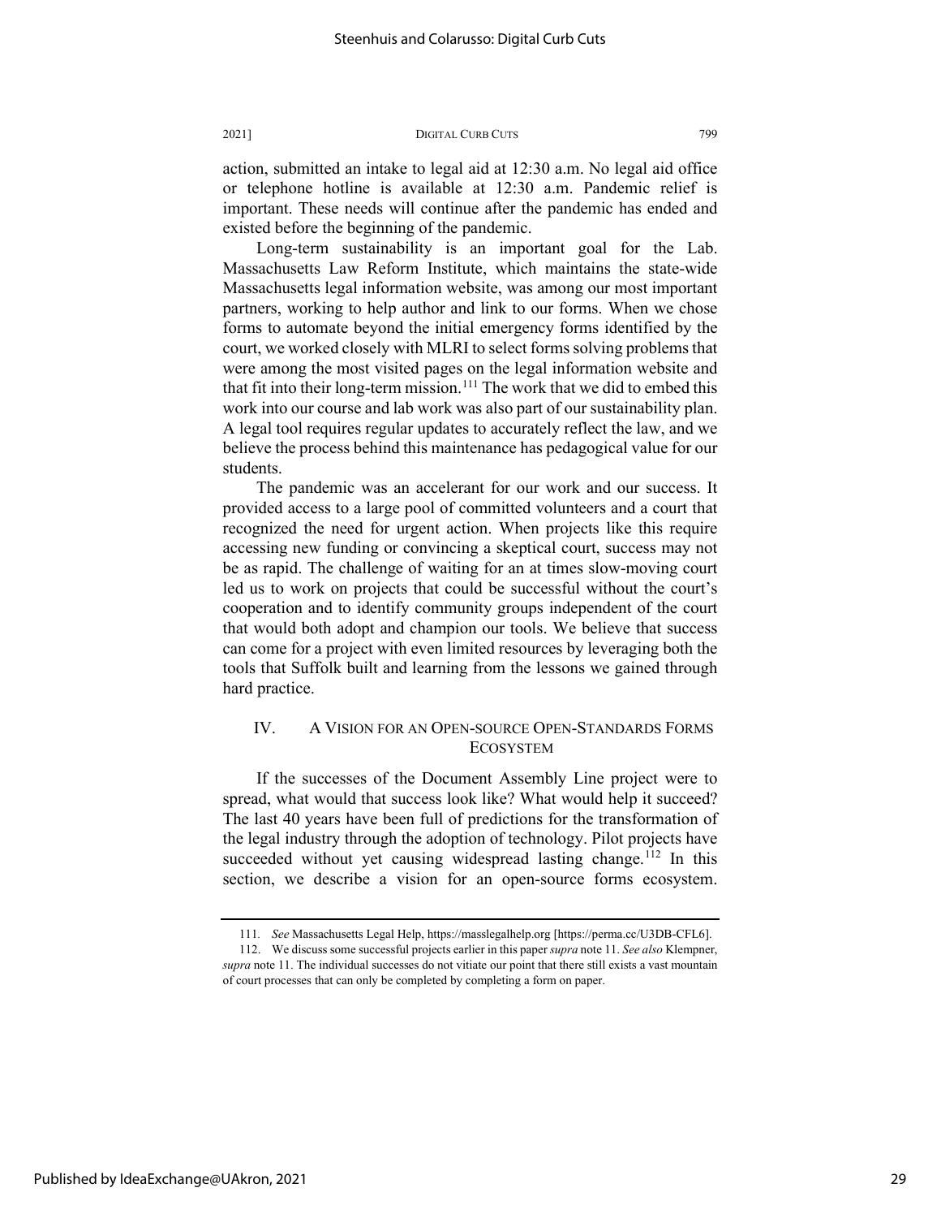action, submitted an intake to legal aid at 12:30 a.m. No legal aid office or telephone hotline is available at 12:30 a.m. Pandemic relief is important. These needs will continue after the pandemic has ended and existed before the beginning of the pandemic.

Long-term sustainability is an important goal for the Lab. Massachusetts Law Reform Institute, which maintains the state-wide Massachusetts legal information website, was among our most important partners, working to help author and link to our forms. When we chose forms to automate beyond the initial emergency forms identified by the court, we worked closely with MLRI to select forms solving problems that were among the most visited pages on the legal information website and that fit into their long-term mission.[111] The work that we did to embed this work into our course and lab work was also part of our sustainability plan. A legal tool requires regular updates to accurately reflect the law, and we believe the process behind this maintenance has pedagogical value for our students.

The pandemic was an accelerant for our work and our success. It provided access to a large pool of committed volunteers and a court that recognized the need for urgent action. When projects like this require accessing new funding or convincing a skeptical court, success may not be as rapid. The challenge of waiting for an at times slow-moving court led us to work on projects that could be successful without the court's cooperation and to identify community groups independent of the court that would both adopt and champion our tools. We believe that success can come for a project with even limited resources by leveraging both the tools that Suffolk built and learning from the lessons we gained through hard practice.

## IV. A VISION FOR AN OPEN-SOURCE OPEN-STANDARDS FORMS ECOSYSTEM

If the successes of the Document Assembly Line project were to spread, what would that success look like? What would help it succeed? The last 40 years have been full of predictions for the transformation of the legal industry through the adoption of technology. Pilot projects have succeeded without yet causing widespread lasting change.[112] In this section, we describe a vision for an open-source forms ecosystem.

---

111. *See* Massachusetts Legal Help, https://masslegalhelp.org [https://perma.cc/U3DB-CFL6].

112. We discuss some successful projects earlier in this paper *supra* note 11. *See also* Klempner, *supra* note 11. The individual successes do not vitiate our point that there still exists a vast mountain of court processes that can only be completed by completing a form on paper.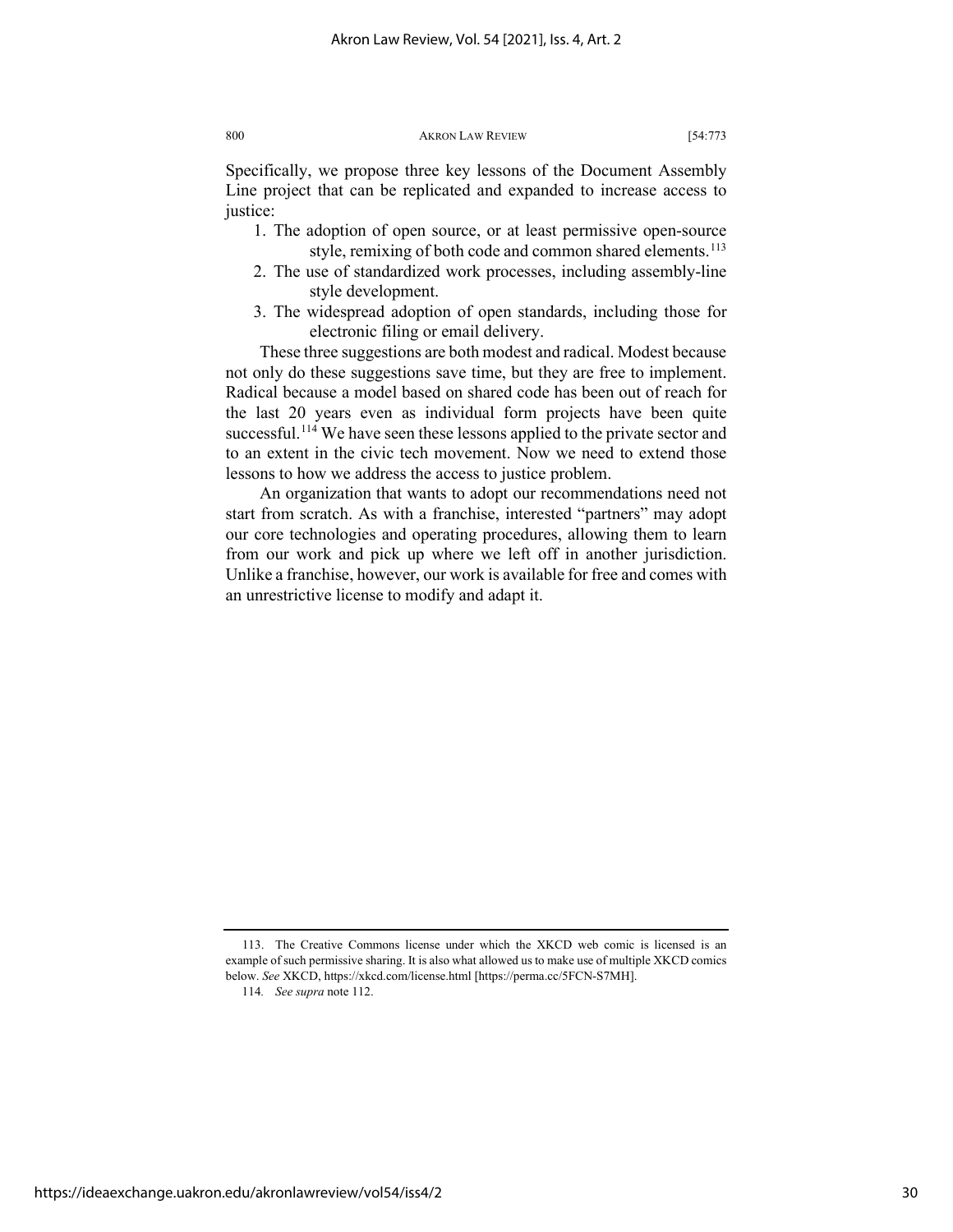Specifically, we propose three key lessons of the Document Assembly Line project that can be replicated and expanded to increase access to justice:

1. The adoption of open source, or at least permissive open-source style, remixing of both code and common shared elements.[113]
2. The use of standardized work processes, including assembly-line style development.
3. The widespread adoption of open standards, including those for electronic filing or email delivery.

These three suggestions are both modest and radical. Modest because not only do these suggestions save time, but they are free to implement. Radical because a model based on shared code has been out of reach for the last 20 years even as individual form projects have been quite successful.[114] We have seen these lessons applied to the private sector and to an extent in the civic tech movement. Now we need to extend those lessons to how we address the access to justice problem.

An organization that wants to adopt our recommendations need not start from scratch. As with a franchise, interested "partners" may adopt our core technologies and operating procedures, allowing them to learn from our work and pick up where we left off in another jurisdiction. Unlike a franchise, however, our work is available for free and comes with an unrestrictive license to modify and adapt it.

---

113. The Creative Commons license under which the XKCD web comic is licensed is an example of such permissive sharing. It is also what allowed us to make use of multiple XKCD comics below. *See* XKCD, https://xkcd.com/license.html [https://perma.cc/5FCN-S7MH].

114. *See supra* note 112.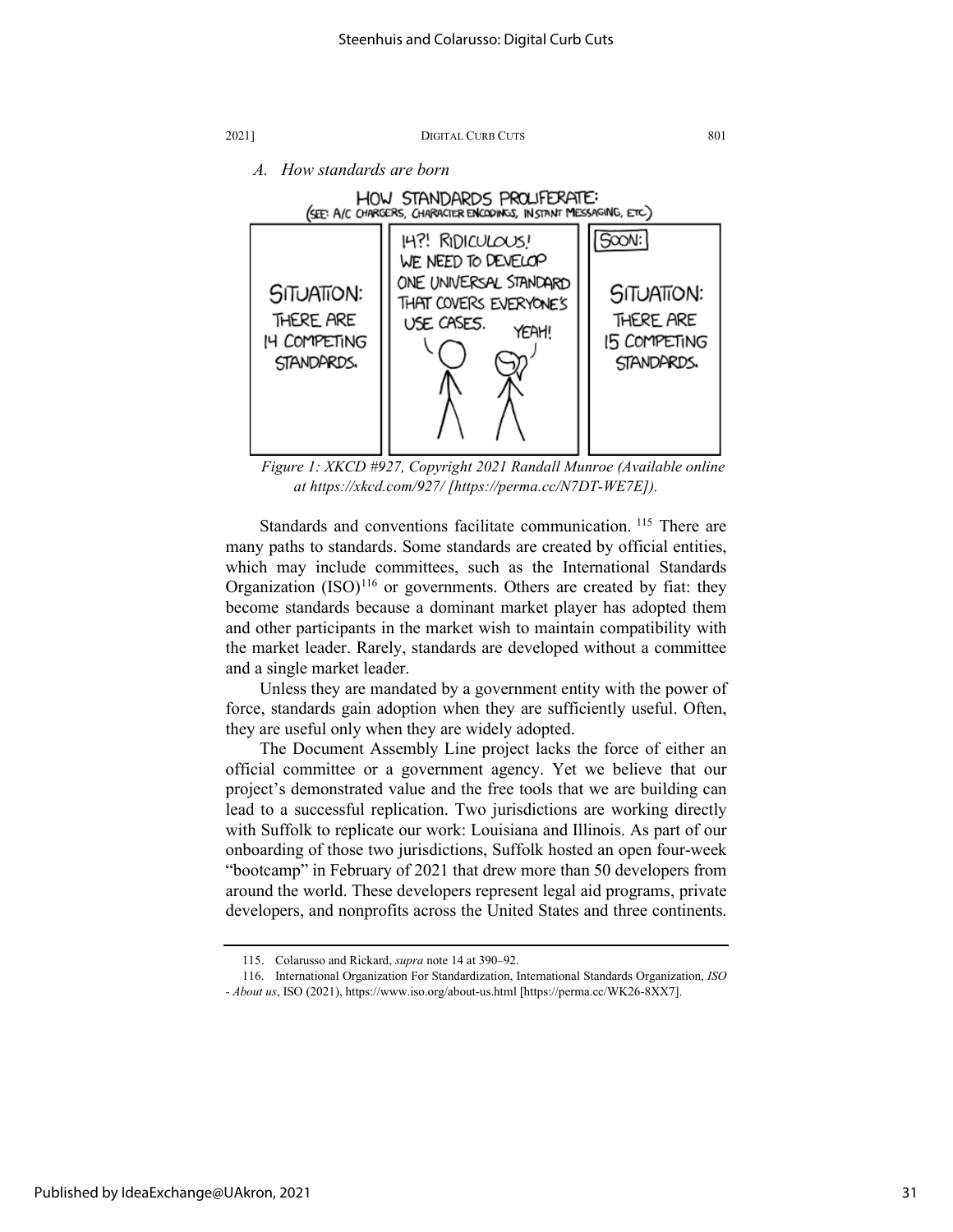### *A. How standards are born*

*Figure 1: XKCD #927, Copyright 2021 Randall Munroe (Available online at https://xkcd.com/927/ [https://perma.cc/N7DT-WE7E]).*

Standards and conventions facilitate communication.[115] There are many paths to standards. Some standards are created by official entities, which may include committees, such as the International Standards Organization (ISO)[116] or governments. Others are created by fiat: they become standards because a dominant market player has adopted them and other participants in the market wish to maintain compatibility with the market leader. Rarely, standards are developed without a committee and a single market leader.

Unless they are mandated by a government entity with the power of force, standards gain adoption when they are sufficiently useful. Often, they are useful only when they are widely adopted.

The Document Assembly Line project lacks the force of either an official committee or a government agency. Yet we believe that our project's demonstrated value and the free tools that we are building can lead to a successful replication. Two jurisdictions are working directly with Suffolk to replicate our work: Louisiana and Illinois. As part of our onboarding of those two jurisdictions, Suffolk hosted an open four-week "bootcamp" in February of 2021 that drew more than 50 developers from around the world. These developers represent legal aid programs, private developers, and nonprofits across the United States and three continents.

---

115. Colarusso and Rickard, *supra* note 14 at 390–92.

116. International Organization For Standardization, International Standards Organization, *ISO - About us*, ISO (2021), https://www.iso.org/about-us.html [https://perma.cc/WK26-8XX7].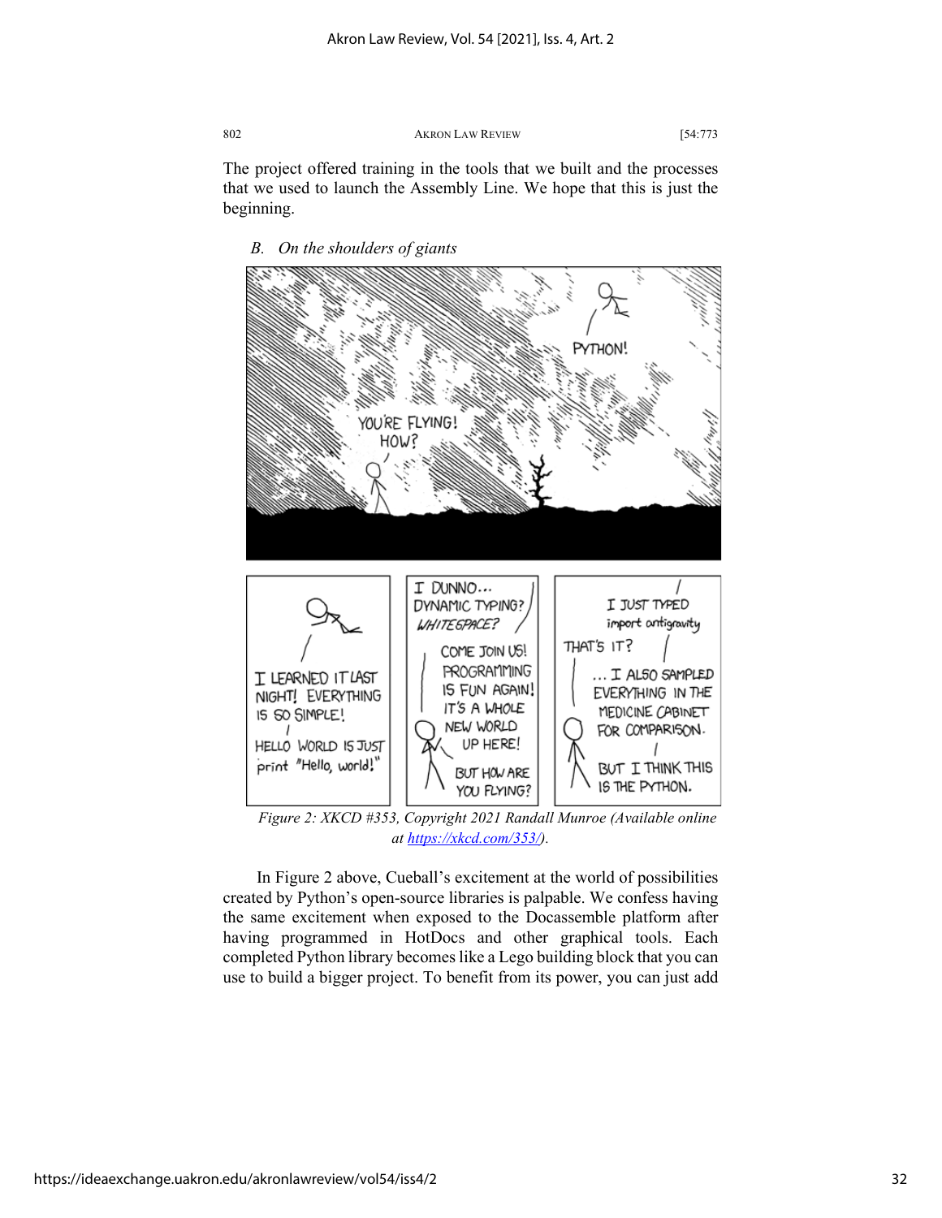The project offered training in the tools that we built and the processes that we used to launch the Assembly Line. We hope that this is just the beginning.

*B. On the shoulders of giants*

*Figure 2: XKCD #353, Copyright 2021 Randall Munroe (Available online at [https://xkcd.com/353/](https://xkcd.com/353/)).*

In Figure 2 above, Cueball's excitement at the world of possibilities created by Python's open-source libraries is palpable. We confess having the same excitement when exposed to the Docassemble platform after having programmed in HotDocs and other graphical tools. Each completed Python library becomes like a Lego building block that you can use to build a bigger project. To benefit from its power, you can just add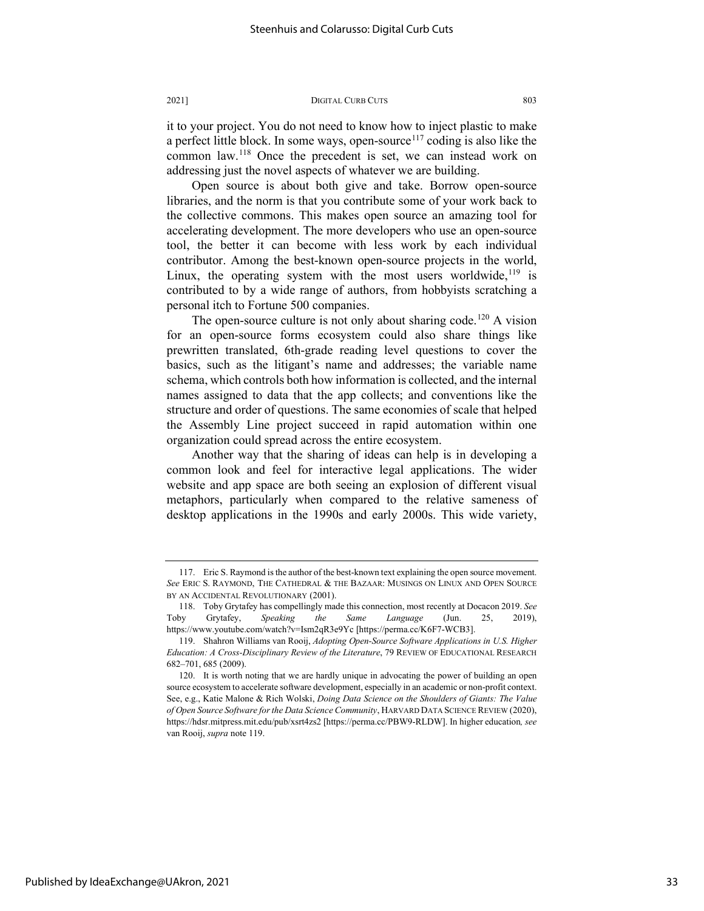it to your project. You do not need to know how to inject plastic to make a perfect little block. In some ways, open-source[117] coding is also like the common law.[118] Once the precedent is set, we can instead work on addressing just the novel aspects of whatever we are building.

Open source is about both give and take. Borrow open-source libraries, and the norm is that you contribute some of your work back to the collective commons. This makes open source an amazing tool for accelerating development. The more developers who use an open-source tool, the better it can become with less work by each individual contributor. Among the best-known open-source projects in the world, Linux, the operating system with the most users worldwide,[119] is contributed to by a wide range of authors, from hobbyists scratching a personal itch to Fortune 500 companies.

The open-source culture is not only about sharing code.[120] A vision for an open-source forms ecosystem could also share things like prewritten translated, 6th-grade reading level questions to cover the basics, such as the litigant's name and addresses; the variable name schema, which controls both how information is collected, and the internal names assigned to data that the app collects; and conventions like the structure and order of questions. The same economies of scale that helped the Assembly Line project succeed in rapid automation within one organization could spread across the entire ecosystem.

Another way that the sharing of ideas can help is in developing a common look and feel for interactive legal applications. The wider website and app space are both seeing an explosion of different visual metaphors, particularly when compared to the relative sameness of desktop applications in the 1990s and early 2000s. This wide variety,

---

117. Eric S. Raymond is the author of the best-known text explaining the open source movement. *See* ERIC S. RAYMOND, THE CATHEDRAL & THE BAZAAR: MUSINGS ON LINUX AND OPEN SOURCE BY AN ACCIDENTAL REVOLUTIONARY (2001).

118. Toby Grytafey has compellingly made this connection, most recently at Docacon 2019. *See* Toby Grytafey, *Speaking the Same Language* (Jun. 25, 2019), https://www.youtube.com/watch?v=Ism2qR3e9Yc [https://perma.cc/K6F7-WCB3].

119. Shahron Williams van Rooij, *Adopting Open-Source Software Applications in U.S. Higher Education: A Cross-Disciplinary Review of the Literature*, 79 REVIEW OF EDUCATIONAL RESEARCH 682–701, 685 (2009).

120. It is worth noting that we are hardly unique in advocating the power of building an open source ecosystem to accelerate software development, especially in an academic or non-profit context. See, e.g., Katie Malone & Rich Wolski, *Doing Data Science on the Shoulders of Giants: The Value of Open Source Software for the Data Science Community*, HARVARD DATA SCIENCE REVIEW (2020), https://hdsr.mitpress.mit.edu/pub/xsrt4zs2 [https://perma.cc/PBW9-RLDW]. In higher education*, see* van Rooij, *supra* note 119.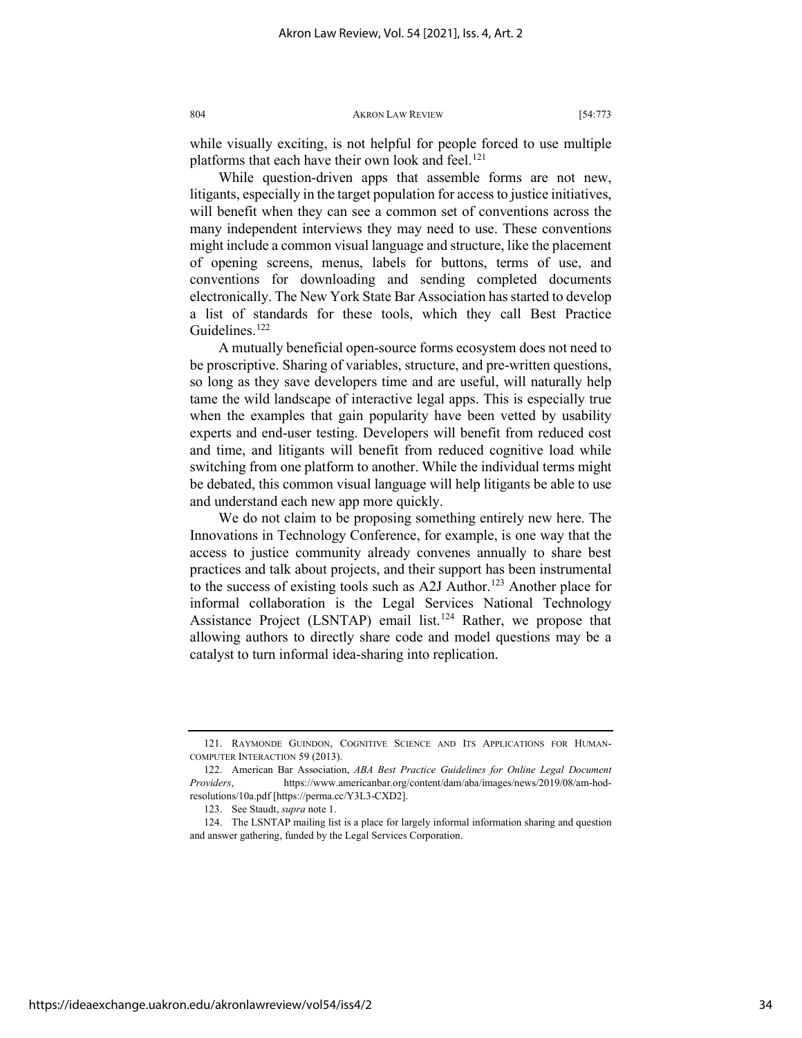while visually exciting, is not helpful for people forced to use multiple platforms that each have their own look and feel.[121]

While question-driven apps that assemble forms are not new, litigants, especially in the target population for access to justice initiatives, will benefit when they can see a common set of conventions across the many independent interviews they may need to use. These conventions might include a common visual language and structure, like the placement of opening screens, menus, labels for buttons, terms of use, and conventions for downloading and sending completed documents electronically. The New York State Bar Association has started to develop a list of standards for these tools, which they call Best Practice Guidelines.[122]

A mutually beneficial open-source forms ecosystem does not need to be proscriptive. Sharing of variables, structure, and pre-written questions, so long as they save developers time and are useful, will naturally help tame the wild landscape of interactive legal apps. This is especially true when the examples that gain popularity have been vetted by usability experts and end-user testing. Developers will benefit from reduced cost and time, and litigants will benefit from reduced cognitive load while switching from one platform to another. While the individual terms might be debated, this common visual language will help litigants be able to use and understand each new app more quickly.

We do not claim to be proposing something entirely new here. The Innovations in Technology Conference, for example, is one way that the access to justice community already convenes annually to share best practices and talk about projects, and their support has been instrumental to the success of existing tools such as A2J Author.[123] Another place for informal collaboration is the Legal Services National Technology Assistance Project (LSNTAP) email list.[124] Rather, we propose that allowing authors to directly share code and model questions may be a catalyst to turn informal idea-sharing into replication.

---

121. RAYMONDE GUINDON, COGNITIVE SCIENCE AND ITS APPLICATIONS FOR HUMAN-COMPUTER INTERACTION 59 (2013).

122. American Bar Association, *ABA Best Practice Guidelines for Online Legal Document Providers*, https://www.americanbar.org/content/dam/aba/images/news/2019/08/am-hod-resolutions/10a.pdf [https://perma.cc/Y3L3-CXD2].

123. See Staudt, *supra* note 1.

124. The LSNTAP mailing list is a place for largely informal information sharing and question and answer gathering, funded by the Legal Services Corporation.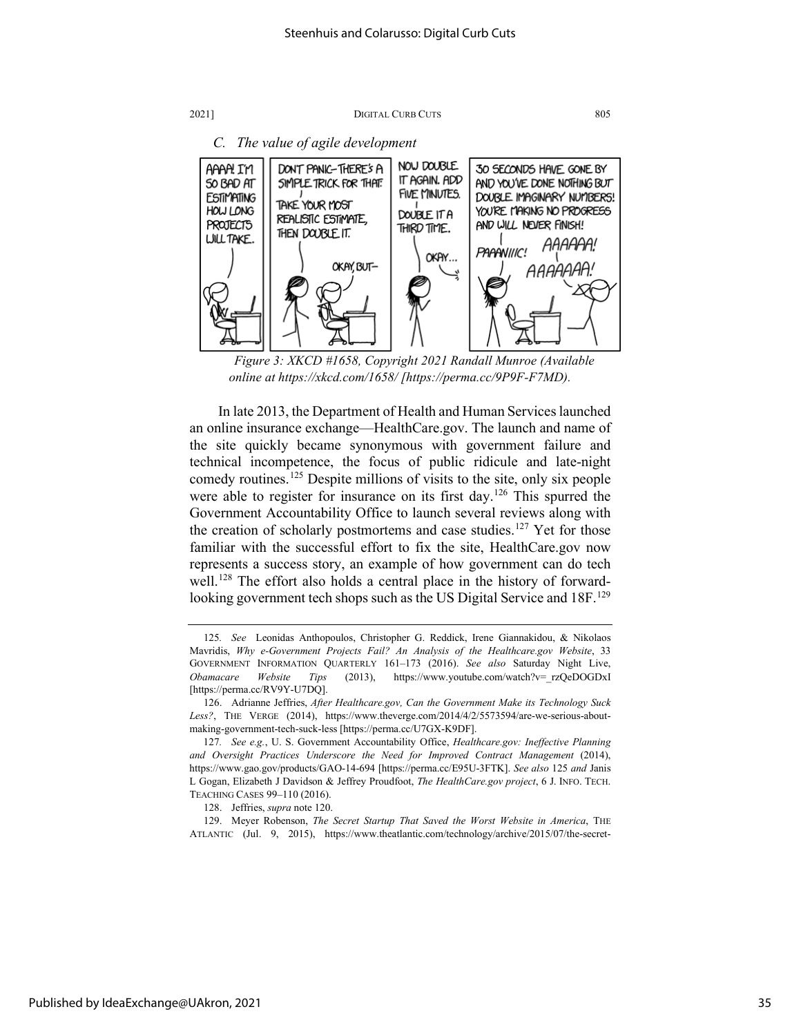### C. *The value of agile development*

*Figure 3: XKCD #1658, Copyright 2021 Randall Munroe (Available online at https://xkcd.com/1658/ [https://perma.cc/9P9F-F7MD).*

In late 2013, the Department of Health and Human Services launched an online insurance exchange—HealthCare.gov. The launch and name of the site quickly became synonymous with government failure and technical incompetence, the focus of public ridicule and late-night comedy routines.[125] Despite millions of visits to the site, only six people were able to register for insurance on its first day.[126] This spurred the Government Accountability Office to launch several reviews along with the creation of scholarly postmortems and case studies.[127] Yet for those familiar with the successful effort to fix the site, HealthCare.gov now represents a success story, an example of how government can do tech well.[128] The effort also holds a central place in the history of forward-looking government tech shops such as the US Digital Service and 18F.[129]

---

125. *See* Leonidas Anthopoulos, Christopher G. Reddick, Irene Giannakidou, & Nikolaos Mavridis, *Why e-Government Projects Fail? An Analysis of the Healthcare.gov Website*, 33 GOVERNMENT INFORMATION QUARTERLY 161–173 (2016). *See also* Saturday Night Live, *Obamacare Website Tips* (2013), https://www.youtube.com/watch?v=_rzQeDOGDxI [https://perma.cc/RV9Y-U7DQ].

126. Adrianne Jeffries, *After Healthcare.gov, Can the Government Make its Technology Suck Less?*, THE VERGE (2014), https://www.theverge.com/2014/4/2/5573594/are-we-serious-about-making-government-tech-suck-less [https://perma.cc/U7GX-K9DF].

127. *See e.g.*, U. S. Government Accountability Office, *Healthcare.gov: Ineffective Planning and Oversight Practices Underscore the Need for Improved Contract Management* (2014), https://www.gao.gov/products/GAO-14-694 [https://perma.cc/E95U-3FTK]. *See also* 125 *and* Janis L Gogan, Elizabeth J Davidson & Jeffrey Proudfoot, *The HealthCare.gov project*, 6 J. INFO. TECH. TEACHING CASES 99–110 (2016).

128. Jeffries, *supra* note 120.

129. Meyer Robenson, *The Secret Startup That Saved the Worst Website in America*, THE ATLANTIC (Jul. 9, 2015), https://www.theatlantic.com/technology/archive/2015/07/the-secret-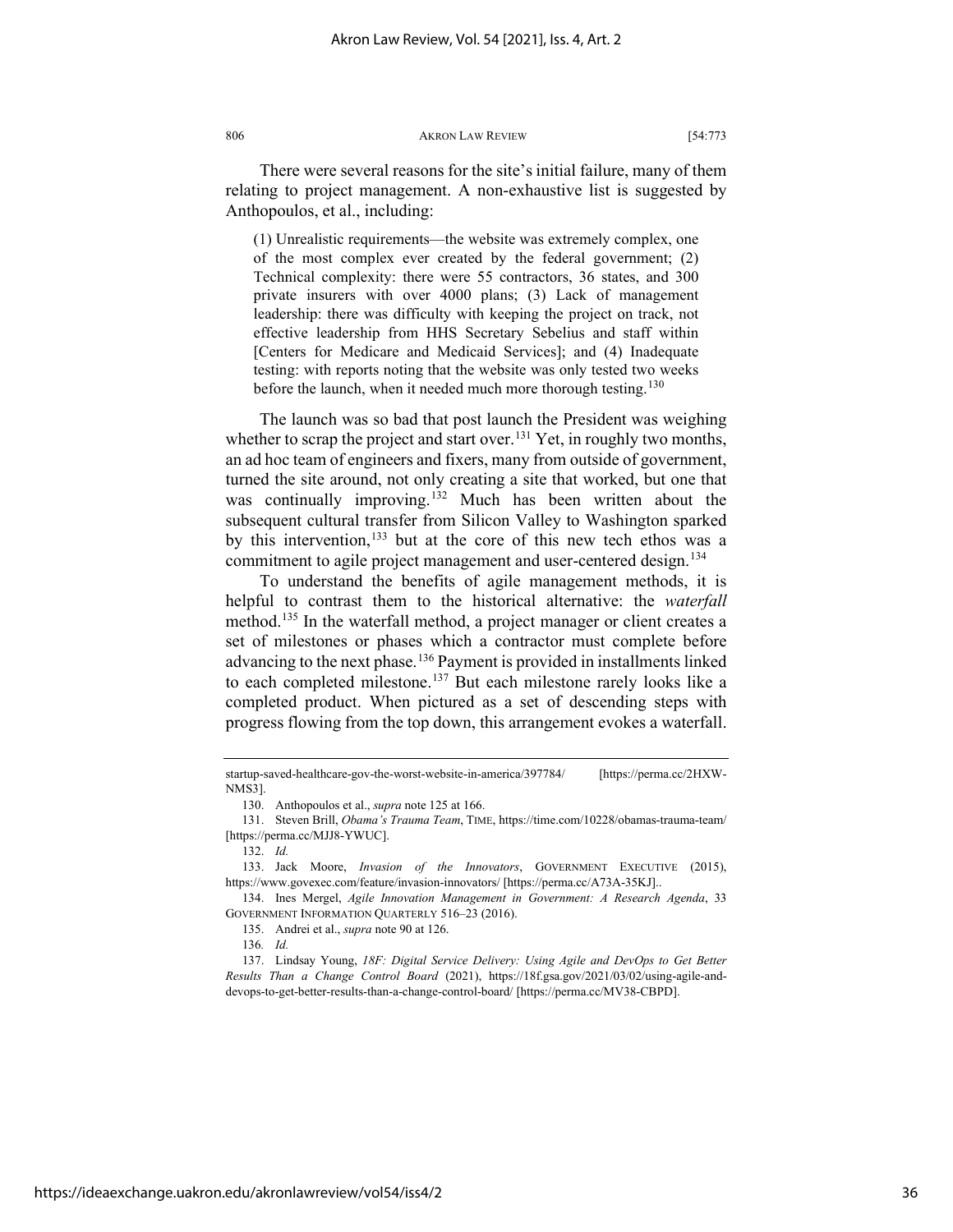There were several reasons for the site's initial failure, many of them relating to project management. A non-exhaustive list is suggested by Anthopoulos, et al., including:

> (1) Unrealistic requirements—the website was extremely complex, one of the most complex ever created by the federal government; (2) Technical complexity: there were 55 contractors, 36 states, and 300 private insurers with over 4000 plans; (3) Lack of management leadership: there was difficulty with keeping the project on track, not effective leadership from HHS Secretary Sebelius and staff within [Centers for Medicare and Medicaid Services]; and (4) Inadequate testing: with reports noting that the website was only tested two weeks before the launch, when it needed much more thorough testing.[130]

The launch was so bad that post launch the President was weighing whether to scrap the project and start over.[131] Yet, in roughly two months, an ad hoc team of engineers and fixers, many from outside of government, turned the site around, not only creating a site that worked, but one that was continually improving.[132] Much has been written about the subsequent cultural transfer from Silicon Valley to Washington sparked by this intervention,[133] but at the core of this new tech ethos was a commitment to agile project management and user-centered design.[134]

To understand the benefits of agile management methods, it is helpful to contrast them to the historical alternative: the *waterfall* method.[135] In the waterfall method, a project manager or client creates a set of milestones or phases which a contractor must complete before advancing to the next phase.[136] Payment is provided in installments linked to each completed milestone.[137] But each milestone rarely looks like a completed product. When pictured as a set of descending steps with progress flowing from the top down, this arrangement evokes a waterfall.

---

startup-saved-healthcare-gov-the-worst-website-in-america/397784/ [https://perma.cc/2HXW-NMS3].

130. Anthopoulos et al., *supra* note 125 at 166.

131. Steven Brill, *Obama's Trauma Team*, TIME, https://time.com/10228/obamas-trauma-team/ [https://perma.cc/MJJ8-YWUC].

132. *Id.*

133. Jack Moore, *Invasion of the Innovators*, GOVERNMENT EXECUTIVE (2015), https://www.govexec.com/feature/invasion-innovators/ [https://perma.cc/A73A-35KJ]..

134. Ines Mergel, *Agile Innovation Management in Government: A Research Agenda*, 33 GOVERNMENT INFORMATION QUARTERLY 516–23 (2016).

135. Andrei et al., *supra* note 90 at 126.

136. *Id.*

137. Lindsay Young, *18F: Digital Service Delivery: Using Agile and DevOps to Get Better Results Than a Change Control Board* (2021), https://18f.gsa.gov/2021/03/02/using-agile-and-devops-to-get-better-results-than-a-change-control-board/ [https://perma.cc/MV38-CBPD].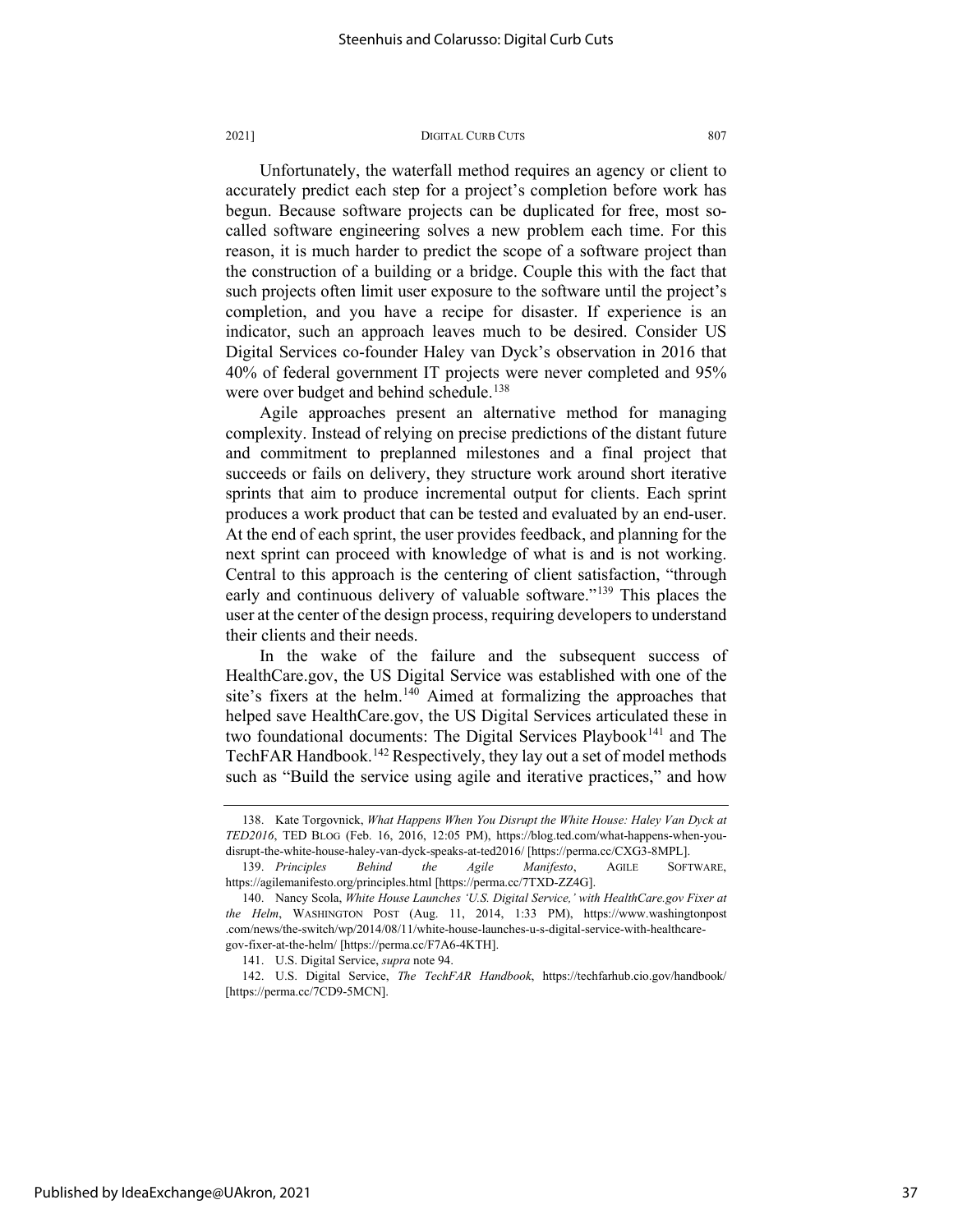Unfortunately, the waterfall method requires an agency or client to accurately predict each step for a project's completion before work has begun. Because software projects can be duplicated for free, most so-called software engineering solves a new problem each time. For this reason, it is much harder to predict the scope of a software project than the construction of a building or a bridge. Couple this with the fact that such projects often limit user exposure to the software until the project's completion, and you have a recipe for disaster. If experience is an indicator, such an approach leaves much to be desired. Consider US Digital Services co-founder Haley van Dyck's observation in 2016 that 40% of federal government IT projects were never completed and 95% were over budget and behind schedule.[138]

Agile approaches present an alternative method for managing complexity. Instead of relying on precise predictions of the distant future and commitment to preplanned milestones and a final project that succeeds or fails on delivery, they structure work around short iterative sprints that aim to produce incremental output for clients. Each sprint produces a work product that can be tested and evaluated by an end-user. At the end of each sprint, the user provides feedback, and planning for the next sprint can proceed with knowledge of what is and is not working. Central to this approach is the centering of client satisfaction, "through early and continuous delivery of valuable software."[139] This places the user at the center of the design process, requiring developers to understand their clients and their needs.

In the wake of the failure and the subsequent success of HealthCare.gov, the US Digital Service was established with one of the site's fixers at the helm.[140] Aimed at formalizing the approaches that helped save HealthCare.gov, the US Digital Services articulated these in two foundational documents: The Digital Services Playbook[141] and The TechFAR Handbook.[142] Respectively, they lay out a set of model methods such as "Build the service using agile and iterative practices," and how

---

138. Kate Torgovnick, *What Happens When You Disrupt the White House: Haley Van Dyck at TED2016*, TED BLOG (Feb. 16, 2016, 12:05 PM), https://blog.ted.com/what-happens-when-you-disrupt-the-white-house-haley-van-dyck-speaks-at-ted2016/ [https://perma.cc/CXG3-8MPL].

139. *Principles Behind the Agile Manifesto*, AGILE SOFTWARE, https://agilemanifesto.org/principles.html [https://perma.cc/7TXD-ZZ4G].

140. Nancy Scola, *White House Launches 'U.S. Digital Service,' with HealthCare.gov Fixer at the Helm*, WASHINGTON POST (Aug. 11, 2014, 1:33 PM), https://www.washingtonpost.com/news/the-switch/wp/2014/08/11/white-house-launches-u-s-digital-service-with-healthcare-gov-fixer-at-the-helm/ [https://perma.cc/F7A6-4KTH].

141. U.S. Digital Service, *supra* note 94.

142. U.S. Digital Service, *The TechFAR Handbook*, https://techfarhub.cio.gov/handbook/ [https://perma.cc/7CD9-5MCN].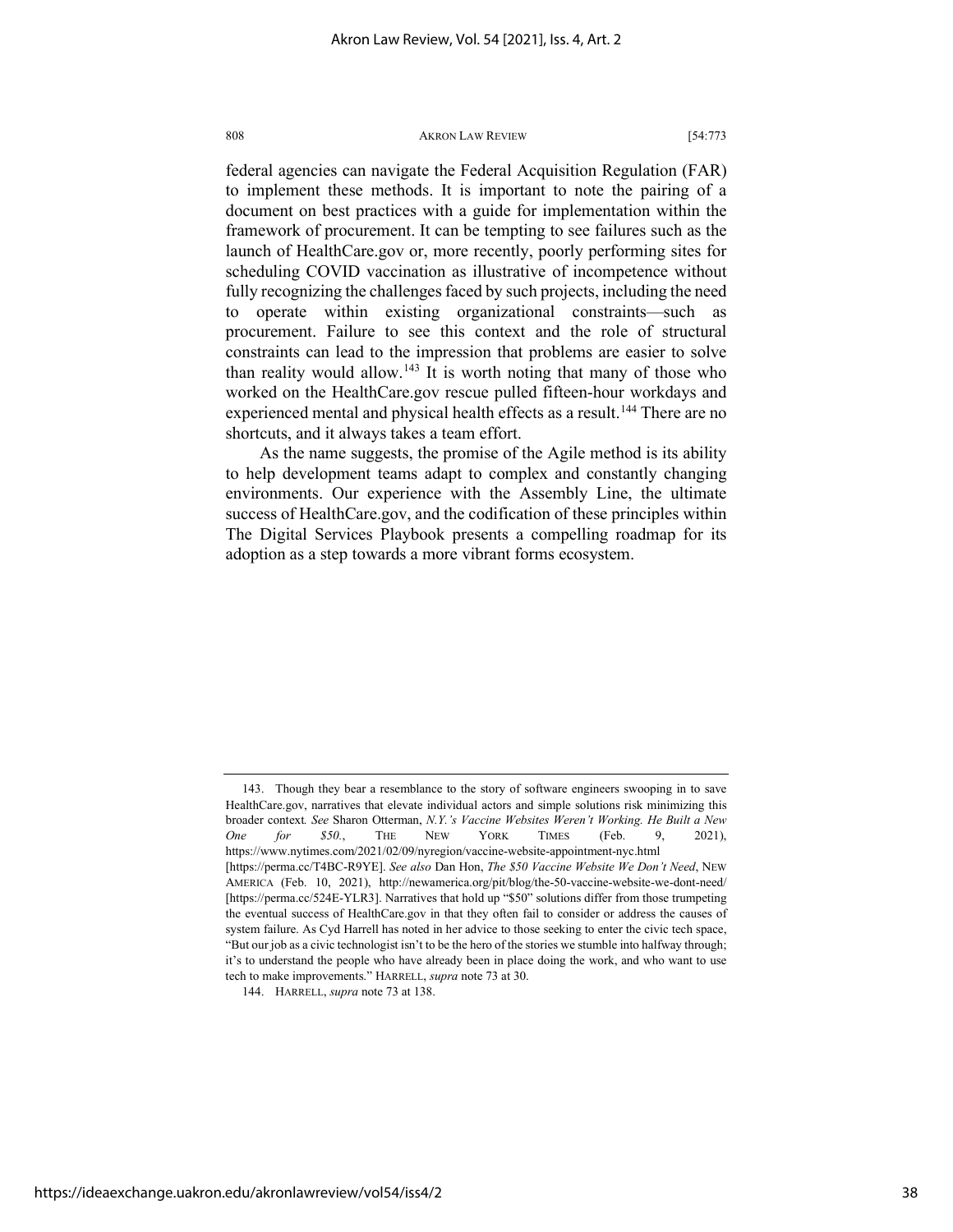federal agencies can navigate the Federal Acquisition Regulation (FAR) to implement these methods. It is important to note the pairing of a document on best practices with a guide for implementation within the framework of procurement. It can be tempting to see failures such as the launch of HealthCare.gov or, more recently, poorly performing sites for scheduling COVID vaccination as illustrative of incompetence without fully recognizing the challenges faced by such projects, including the need to operate within existing organizational constraints—such as procurement. Failure to see this context and the role of structural constraints can lead to the impression that problems are easier to solve than reality would allow.[143] It is worth noting that many of those who worked on the HealthCare.gov rescue pulled fifteen-hour workdays and experienced mental and physical health effects as a result.[144] There are no shortcuts, and it always takes a team effort.

As the name suggests, the promise of the Agile method is its ability to help development teams adapt to complex and constantly changing environments. Our experience with the Assembly Line, the ultimate success of HealthCare.gov, and the codification of these principles within The Digital Services Playbook presents a compelling roadmap for its adoption as a step towards a more vibrant forms ecosystem.

---

143. Though they bear a resemblance to the story of software engineers swooping in to save HealthCare.gov, narratives that elevate individual actors and simple solutions risk minimizing this broader context. *See* Sharon Otterman, *N.Y.'s Vaccine Websites Weren't Working. He Built a New One for $50.*, THE NEW YORK TIMES (Feb. 9, 2021), https://www.nytimes.com/2021/02/09/nyregion/vaccine-website-appointment-nyc.html [https://perma.cc/T4BC-R9YE]. *See also* Dan Hon, *The $50 Vaccine Website We Don't Need*, NEW AMERICA (Feb. 10, 2021), http://newamerica.org/pit/blog/the-50-vaccine-website-we-dont-need/ [https://perma.cc/524E-YLR3]. Narratives that hold up "$50" solutions differ from those trumpeting the eventual success of HealthCare.gov in that they often fail to consider or address the causes of system failure. As Cyd Harrell has noted in her advice to those seeking to enter the civic tech space, "But our job as a civic technologist isn't to be the hero of the stories we stumble into halfway through; it's to understand the people who have already been in place doing the work, and who want to use tech to make improvements." HARRELL, *supra* note 73 at 30.

144. HARRELL, *supra* note 73 at 138.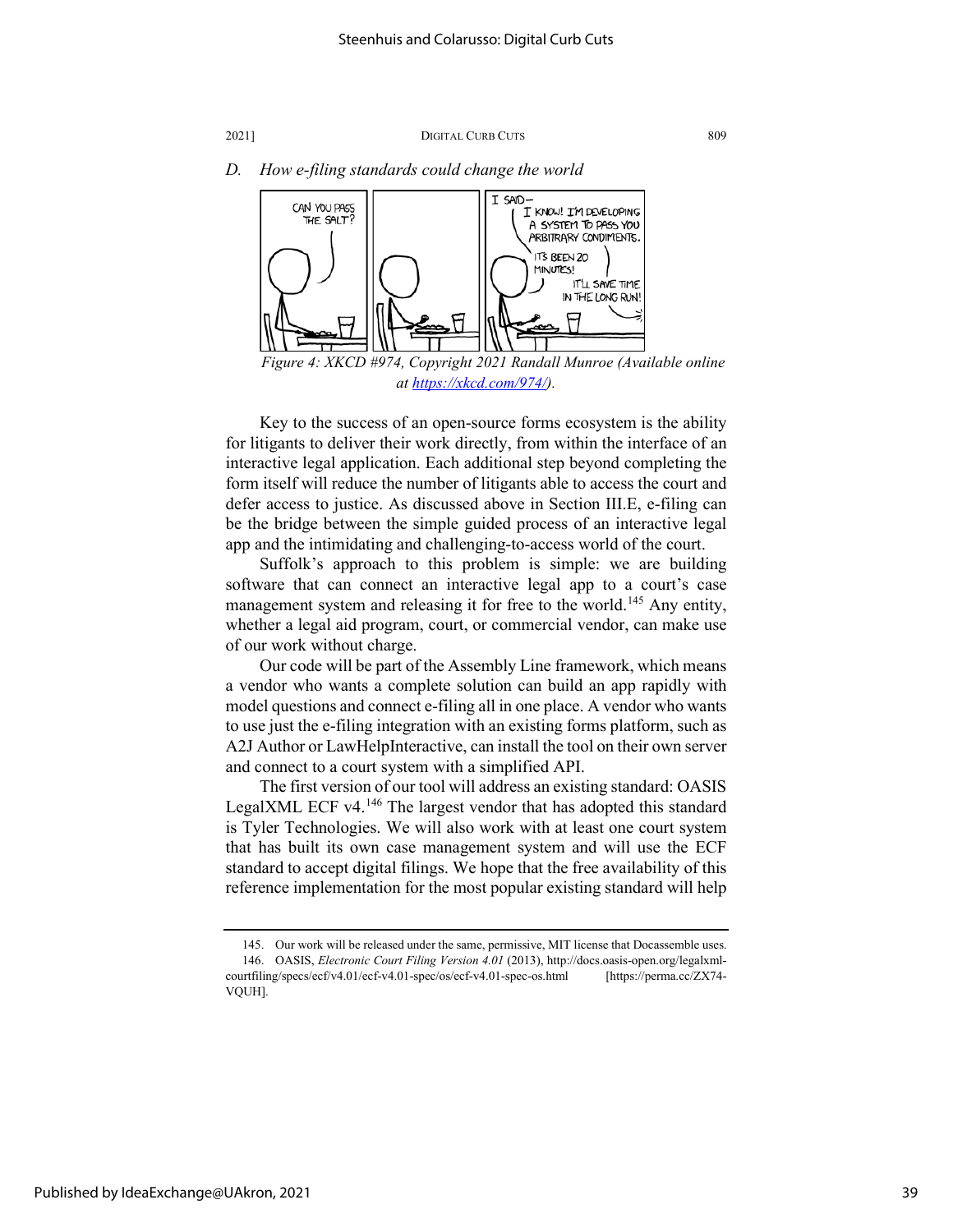### D. *How e-filing standards could change the world*

*Figure 4: XKCD #974, Copyright 2021 Randall Munroe (Available online at https://xkcd.com/974/).*

Key to the success of an open-source forms ecosystem is the ability for litigants to deliver their work directly, from within the interface of an interactive legal application. Each additional step beyond completing the form itself will reduce the number of litigants able to access the court and defer access to justice. As discussed above in Section III.E, e-filing can be the bridge between the simple guided process of an interactive legal app and the intimidating and challenging-to-access world of the court.

Suffolk's approach to this problem is simple: we are building software that can connect an interactive legal app to a court's case management system and releasing it for free to the world.[145] Any entity, whether a legal aid program, court, or commercial vendor, can make use of our work without charge.

Our code will be part of the Assembly Line framework, which means a vendor who wants a complete solution can build an app rapidly with model questions and connect e-filing all in one place. A vendor who wants to use just the e-filing integration with an existing forms platform, such as A2J Author or LawHelpInteractive, can install the tool on their own server and connect to a court system with a simplified API.

The first version of our tool will address an existing standard: OASIS LegalXML ECF v4.[146] The largest vendor that has adopted this standard is Tyler Technologies. We will also work with at least one court system that has built its own case management system and will use the ECF standard to accept digital filings. We hope that the free availability of this reference implementation for the most popular existing standard will help

---

145. Our work will be released under the same, permissive, MIT license that Docassemble uses.

146. OASIS, *Electronic Court Filing Version 4.01* (2013), http://docs.oasis-open.org/legalxml-courtfiling/specs/ecf/v4.01/ecf-v4.01-spec/os/ecf-v4.01-spec-os.html [https://perma.cc/ZX74-VQUH].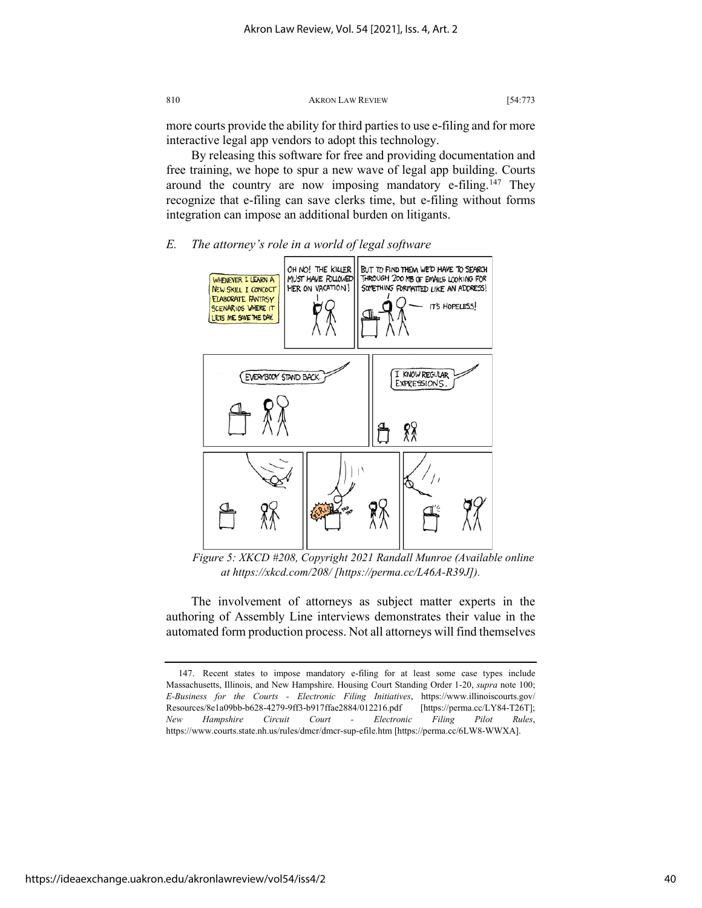more courts provide the ability for third parties to use e-filing and for more interactive legal app vendors to adopt this technology.

By releasing this software for free and providing documentation and free training, we hope to spur a new wave of legal app building. Courts around the country are now imposing mandatory e-filing.[147] They recognize that e-filing can save clerks time, but e-filing without forms integration can impose an additional burden on litigants.

### *E. The attorney's role in a world of legal software*

*Figure 5: XKCD #208, Copyright 2021 Randall Munroe (Available online at https://xkcd.com/208/ [https://perma.cc/L46A-R39J]).*

The involvement of attorneys as subject matter experts in the authoring of Assembly Line interviews demonstrates their value in the automated form production process. Not all attorneys will find themselves

---

147. Recent states to impose mandatory e-filing for at least some case types include Massachusetts, Illinois, and New Hampshire. Housing Court Standing Order 1-20, *supra* note 100; *E-Business for the Courts - Electronic Filing Initiatives*, https://www.illinoiscourts.gov/Resources/8e1a09bb-b628-4279-9ff3-b917ffae2884/012216.pdf [https://perma.cc/LY84-T26T]; *New Hampshire Circuit Court - Electronic Filing Pilot Rules*, https://www.courts.state.nh.us/rules/dmcr/dmcr-sup-efile.htm [https://perma.cc/6LW8-WWXA].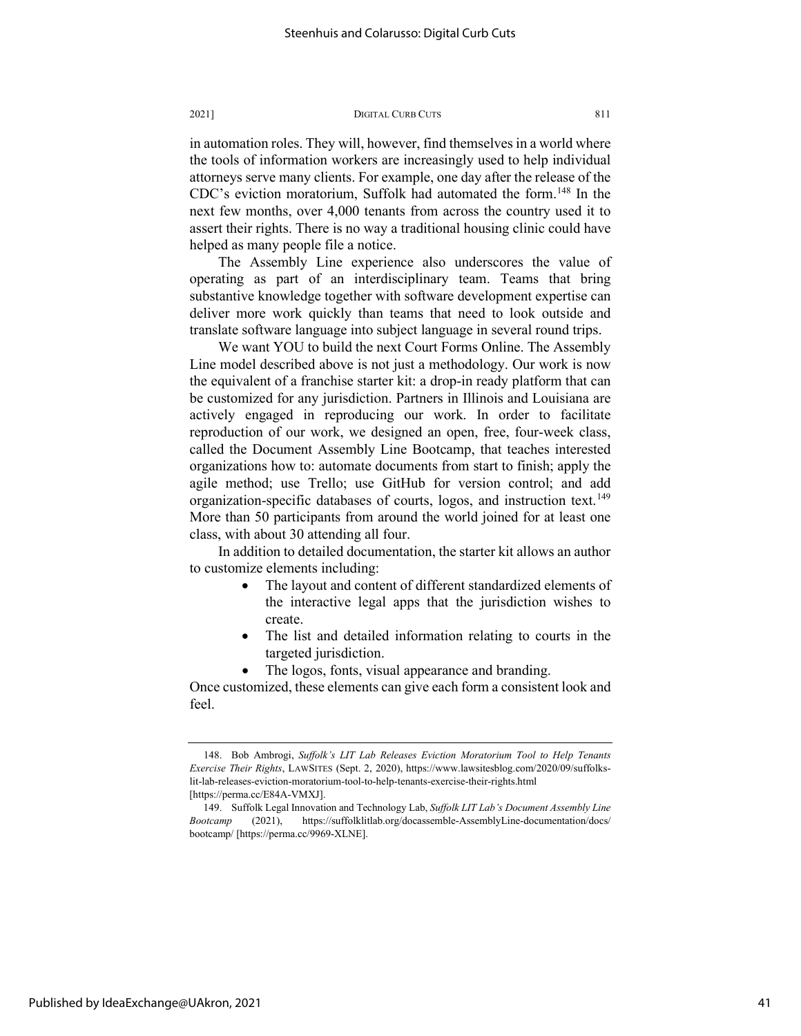in automation roles. They will, however, find themselves in a world where the tools of information workers are increasingly used to help individual attorneys serve many clients. For example, one day after the release of the CDC's eviction moratorium, Suffolk had automated the form.[148] In the next few months, over 4,000 tenants from across the country used it to assert their rights. There is no way a traditional housing clinic could have helped as many people file a notice.

The Assembly Line experience also underscores the value of operating as part of an interdisciplinary team. Teams that bring substantive knowledge together with software development expertise can deliver more work quickly than teams that need to look outside and translate software language into subject language in several round trips.

We want YOU to build the next Court Forms Online. The Assembly Line model described above is not just a methodology. Our work is now the equivalent of a franchise starter kit: a drop-in ready platform that can be customized for any jurisdiction. Partners in Illinois and Louisiana are actively engaged in reproducing our work. In order to facilitate reproduction of our work, we designed an open, free, four-week class, called the Document Assembly Line Bootcamp, that teaches interested organizations how to: automate documents from start to finish; apply the agile method; use Trello; use GitHub for version control; and add organization-specific databases of courts, logos, and instruction text.[149] More than 50 participants from around the world joined for at least one class, with about 30 attending all four.

In addition to detailed documentation, the starter kit allows an author to customize elements including:

- The layout and content of different standardized elements of the interactive legal apps that the jurisdiction wishes to create.
- The list and detailed information relating to courts in the targeted jurisdiction.
- The logos, fonts, visual appearance and branding.

Once customized, these elements can give each form a consistent look and feel.

---

148. Bob Ambrogi, *Suffolk's LIT Lab Releases Eviction Moratorium Tool to Help Tenants Exercise Their Rights*, LAWSITES (Sept. 2, 2020), https://www.lawsitesblog.com/2020/09/suffolks-lit-lab-releases-eviction-moratorium-tool-to-help-tenants-exercise-their-rights.html [https://perma.cc/E84A-VMXJ].

149. Suffolk Legal Innovation and Technology Lab, *Suffolk LIT Lab's Document Assembly Line Bootcamp* (2021), https://suffolklitlab.org/docassemble-AssemblyLine-documentation/docs/bootcamp/ [https://perma.cc/9969-XLNE].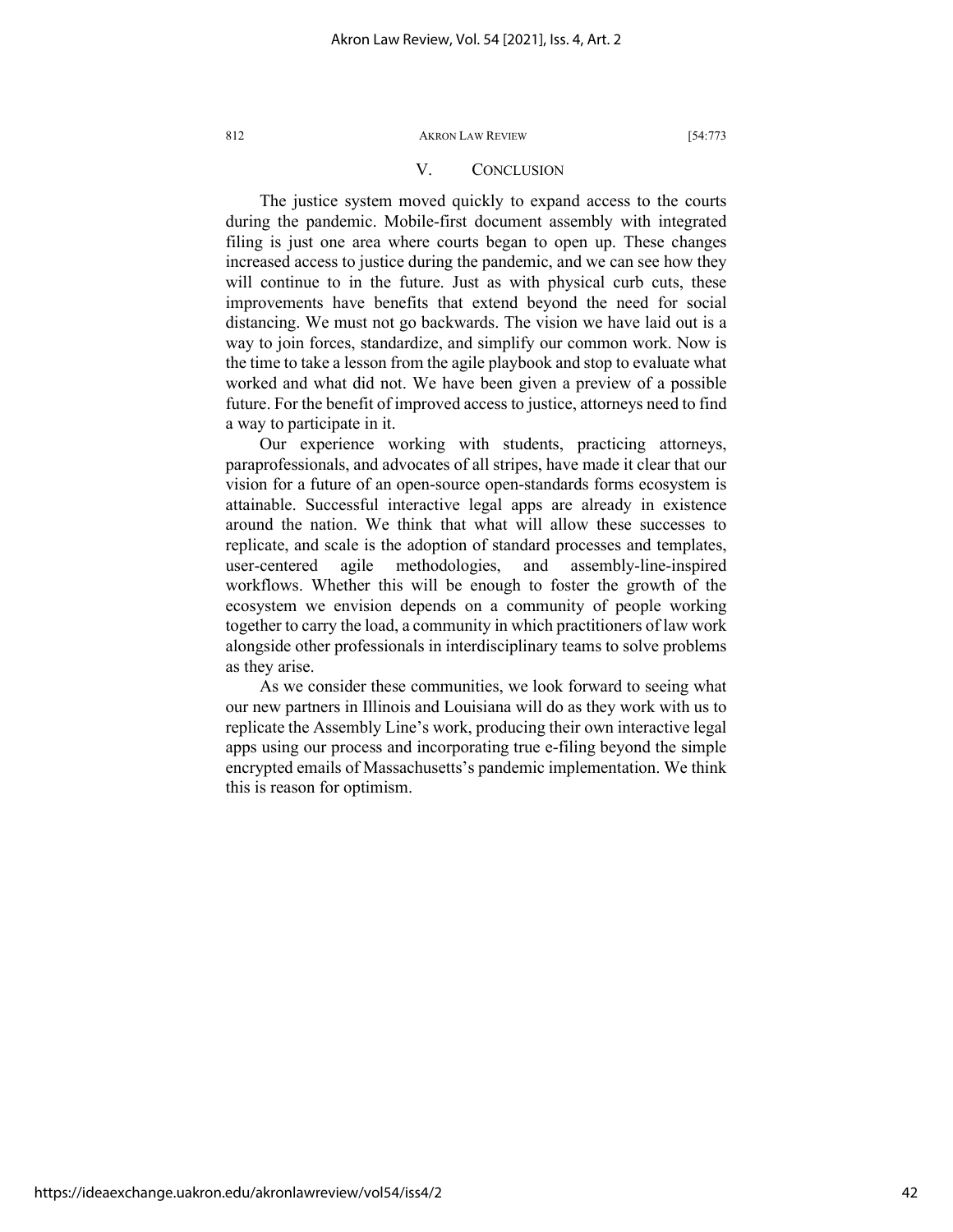## V. CONCLUSION

The justice system moved quickly to expand access to the courts during the pandemic. Mobile-first document assembly with integrated filing is just one area where courts began to open up. These changes increased access to justice during the pandemic, and we can see how they will continue to in the future. Just as with physical curb cuts, these improvements have benefits that extend beyond the need for social distancing. We must not go backwards. The vision we have laid out is a way to join forces, standardize, and simplify our common work. Now is the time to take a lesson from the agile playbook and stop to evaluate what worked and what did not. We have been given a preview of a possible future. For the benefit of improved access to justice, attorneys need to find a way to participate in it.

Our experience working with students, practicing attorneys, paraprofessionals, and advocates of all stripes, have made it clear that our vision for a future of an open-source open-standards forms ecosystem is attainable. Successful interactive legal apps are already in existence around the nation. We think that what will allow these successes to replicate, and scale is the adoption of standard processes and templates, user-centered agile methodologies, and assembly-line-inspired workflows. Whether this will be enough to foster the growth of the ecosystem we envision depends on a community of people working together to carry the load, a community in which practitioners of law work alongside other professionals in interdisciplinary teams to solve problems as they arise.

As we consider these communities, we look forward to seeing what our new partners in Illinois and Louisiana will do as they work with us to replicate the Assembly Line's work, producing their own interactive legal apps using our process and incorporating true e-filing beyond the simple encrypted emails of Massachusetts's pandemic implementation. We think this is reason for optimism.